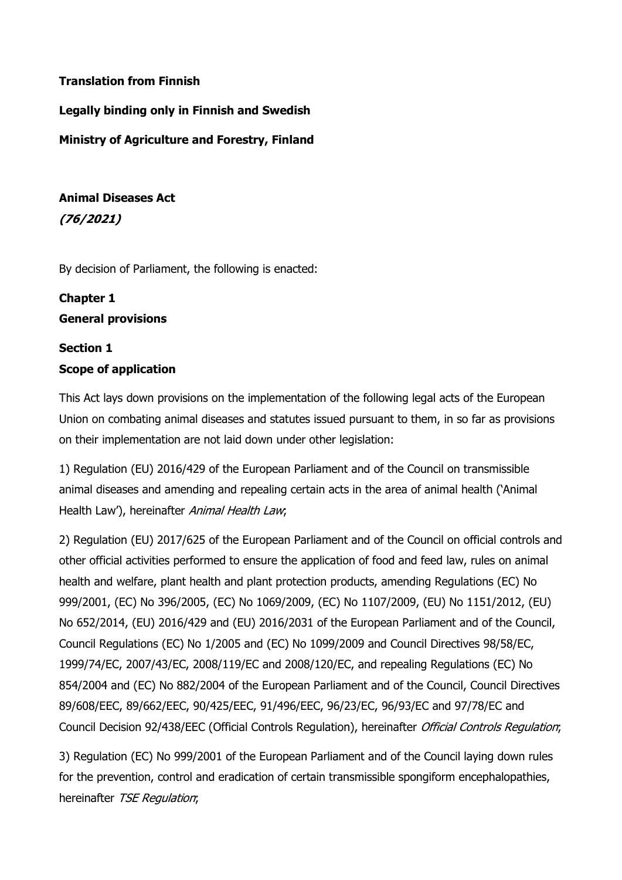**Translation from Finnish**

**Legally binding only in Finnish and Swedish**

**Ministry of Agriculture and Forestry, Finland**

# Animal Diseases Act

***(76/2021)***

By decision of Parliament, the following is enacted:

## Chapter 1
## General provisions

### Section 1
### Scope of application

This Act lays down provisions on the implementation of the following legal acts of the European Union on combating animal diseases and statutes issued pursuant to them, in so far as provisions on their implementation are not laid down under other legislation:

1) Regulation (EU) 2016/429 of the European Parliament and of the Council on transmissible animal diseases and amending and repealing certain acts in the area of animal health ('Animal Health Law'), hereinafter *Animal Health Law*;

2) Regulation (EU) 2017/625 of the European Parliament and of the Council on official controls and other official activities performed to ensure the application of food and feed law, rules on animal health and welfare, plant health and plant protection products, amending Regulations (EC) No 999/2001, (EC) No 396/2005, (EC) No 1069/2009, (EC) No 1107/2009, (EU) No 1151/2012, (EU) No 652/2014, (EU) 2016/429 and (EU) 2016/2031 of the European Parliament and of the Council, Council Regulations (EC) No 1/2005 and (EC) No 1099/2009 and Council Directives 98/58/EC, 1999/74/EC, 2007/43/EC, 2008/119/EC and 2008/120/EC, and repealing Regulations (EC) No 854/2004 and (EC) No 882/2004 of the European Parliament and of the Council, Council Directives 89/608/EEC, 89/662/EEC, 90/425/EEC, 91/496/EEC, 96/23/EC, 96/93/EC and 97/78/EC and Council Decision 92/438/EEC (Official Controls Regulation), hereinafter *Official Controls Regulation*;

3) Regulation (EC) No 999/2001 of the European Parliament and of the Council laying down rules for the prevention, control and eradication of certain transmissible spongiform encephalopathies, hereinafter *TSE Regulation*;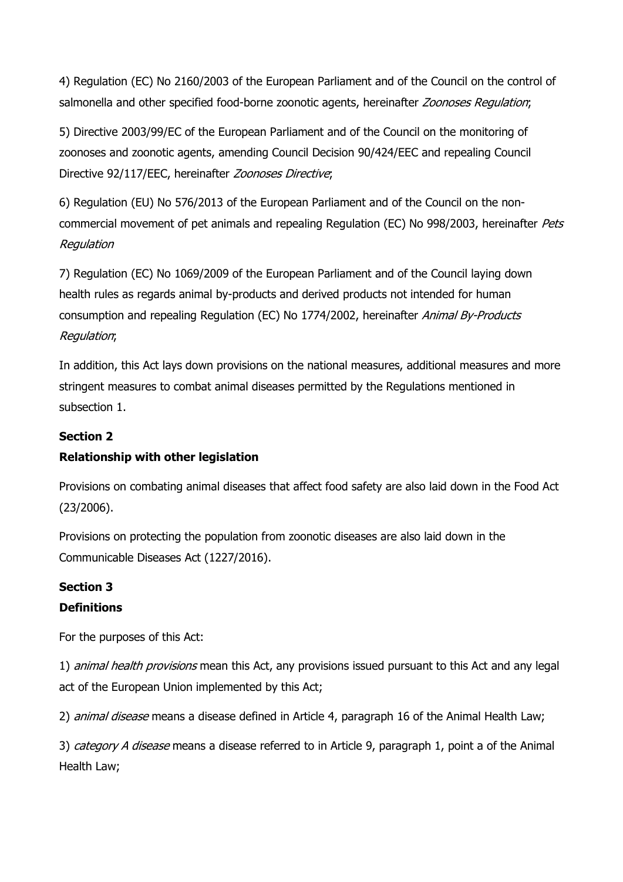4) Regulation (EC) No 2160/2003 of the European Parliament and of the Council on the control of salmonella and other specified food-borne zoonotic agents, hereinafter *Zoonoses Regulation*;

5) Directive 2003/99/EC of the European Parliament and of the Council on the monitoring of zoonoses and zoonotic agents, amending Council Decision 90/424/EEC and repealing Council Directive 92/117/EEC, hereinafter *Zoonoses Directive*;

6) Regulation (EU) No 576/2013 of the European Parliament and of the Council on the non-commercial movement of pet animals and repealing Regulation (EC) No 998/2003, hereinafter *Pets Regulation*

7) Regulation (EC) No 1069/2009 of the European Parliament and of the Council laying down health rules as regards animal by-products and derived products not intended for human consumption and repealing Regulation (EC) No 1774/2002, hereinafter *Animal By-Products Regulation*;

In addition, this Act lays down provisions on the national measures, additional measures and more stringent measures to combat animal diseases permitted by the Regulations mentioned in subsection 1.

**Section 2**

**Relationship with other legislation**

Provisions on combating animal diseases that affect food safety are also laid down in the Food Act (23/2006).

Provisions on protecting the population from zoonotic diseases are also laid down in the Communicable Diseases Act (1227/2016).

**Section 3**

**Definitions**

For the purposes of this Act:

1) *animal health provisions* mean this Act, any provisions issued pursuant to this Act and any legal act of the European Union implemented by this Act;

2) *animal disease* means a disease defined in Article 4, paragraph 16 of the Animal Health Law;

3) *category A disease* means a disease referred to in Article 9, paragraph 1, point a of the Animal Health Law;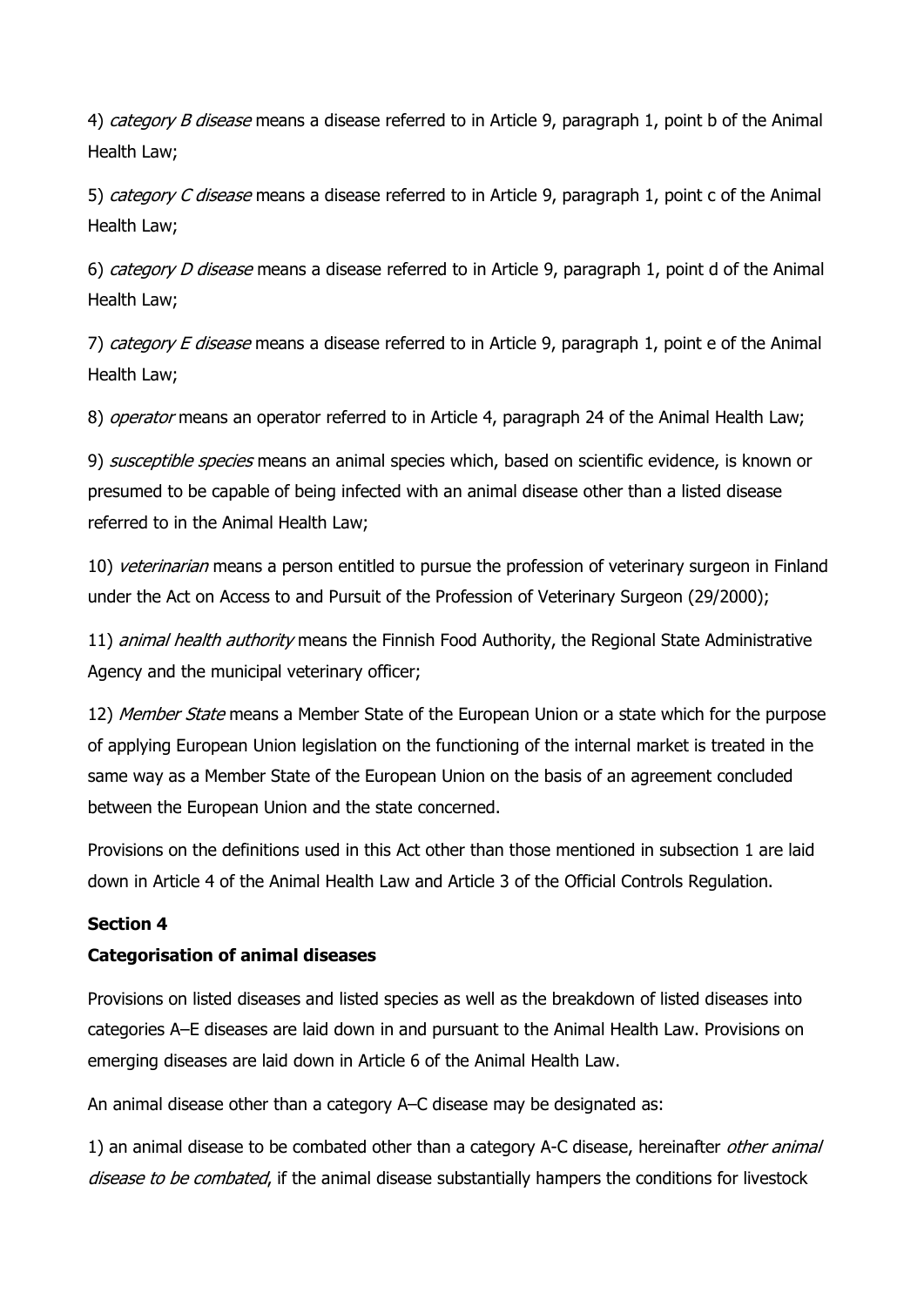4) *category B disease* means a disease referred to in Article 9, paragraph 1, point b of the Animal Health Law;

5) *category C disease* means a disease referred to in Article 9, paragraph 1, point c of the Animal Health Law;

6) *category D disease* means a disease referred to in Article 9, paragraph 1, point d of the Animal Health Law;

7) *category E disease* means a disease referred to in Article 9, paragraph 1, point e of the Animal Health Law;

8) *operator* means an operator referred to in Article 4, paragraph 24 of the Animal Health Law;

9) *susceptible species* means an animal species which, based on scientific evidence, is known or presumed to be capable of being infected with an animal disease other than a listed disease referred to in the Animal Health Law;

10) *veterinarian* means a person entitled to pursue the profession of veterinary surgeon in Finland under the Act on Access to and Pursuit of the Profession of Veterinary Surgeon (29/2000);

11) *animal health authority* means the Finnish Food Authority, the Regional State Administrative Agency and the municipal veterinary officer;

12) *Member State* means a Member State of the European Union or a state which for the purpose of applying European Union legislation on the functioning of the internal market is treated in the same way as a Member State of the European Union on the basis of an agreement concluded between the European Union and the state concerned.

Provisions on the definitions used in this Act other than those mentioned in subsection 1 are laid down in Article 4 of the Animal Health Law and Article 3 of the Official Controls Regulation.

**Section 4**

**Categorisation of animal diseases**

Provisions on listed diseases and listed species as well as the breakdown of listed diseases into categories A–E diseases are laid down in and pursuant to the Animal Health Law. Provisions on emerging diseases are laid down in Article 6 of the Animal Health Law.

An animal disease other than a category A–C disease may be designated as:

1) an animal disease to be combated other than a category A-C disease, hereinafter *other animal disease to be combated*, if the animal disease substantially hampers the conditions for livestock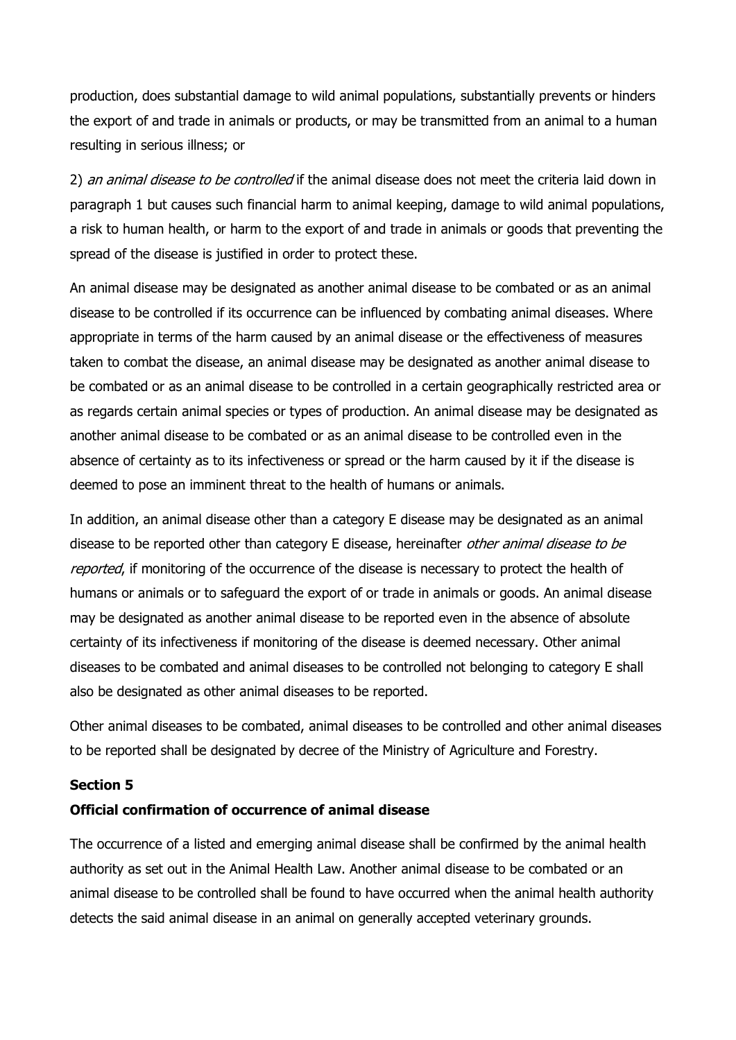production, does substantial damage to wild animal populations, substantially prevents or hinders the export of and trade in animals or products, or may be transmitted from an animal to a human resulting in serious illness; or

2) *an animal disease to be controlled* if the animal disease does not meet the criteria laid down in paragraph 1 but causes such financial harm to animal keeping, damage to wild animal populations, a risk to human health, or harm to the export of and trade in animals or goods that preventing the spread of the disease is justified in order to protect these.

An animal disease may be designated as another animal disease to be combated or as an animal disease to be controlled if its occurrence can be influenced by combating animal diseases. Where appropriate in terms of the harm caused by an animal disease or the effectiveness of measures taken to combat the disease, an animal disease may be designated as another animal disease to be combated or as an animal disease to be controlled in a certain geographically restricted area or as regards certain animal species or types of production. An animal disease may be designated as another animal disease to be combated or as an animal disease to be controlled even in the absence of certainty as to its infectiveness or spread or the harm caused by it if the disease is deemed to pose an imminent threat to the health of humans or animals.

In addition, an animal disease other than a category E disease may be designated as an animal disease to be reported other than category E disease, hereinafter *other animal disease to be reported*, if monitoring of the occurrence of the disease is necessary to protect the health of humans or animals or to safeguard the export of or trade in animals or goods. An animal disease may be designated as another animal disease to be reported even in the absence of absolute certainty of its infectiveness if monitoring of the disease is deemed necessary. Other animal diseases to be combated and animal diseases to be controlled not belonging to category E shall also be designated as other animal diseases to be reported.

Other animal diseases to be combated, animal diseases to be controlled and other animal diseases to be reported shall be designated by decree of the Ministry of Agriculture and Forestry.

**Section 5**

**Official confirmation of occurrence of animal disease**

The occurrence of a listed and emerging animal disease shall be confirmed by the animal health authority as set out in the Animal Health Law. Another animal disease to be combated or an animal disease to be controlled shall be found to have occurred when the animal health authority detects the said animal disease in an animal on generally accepted veterinary grounds.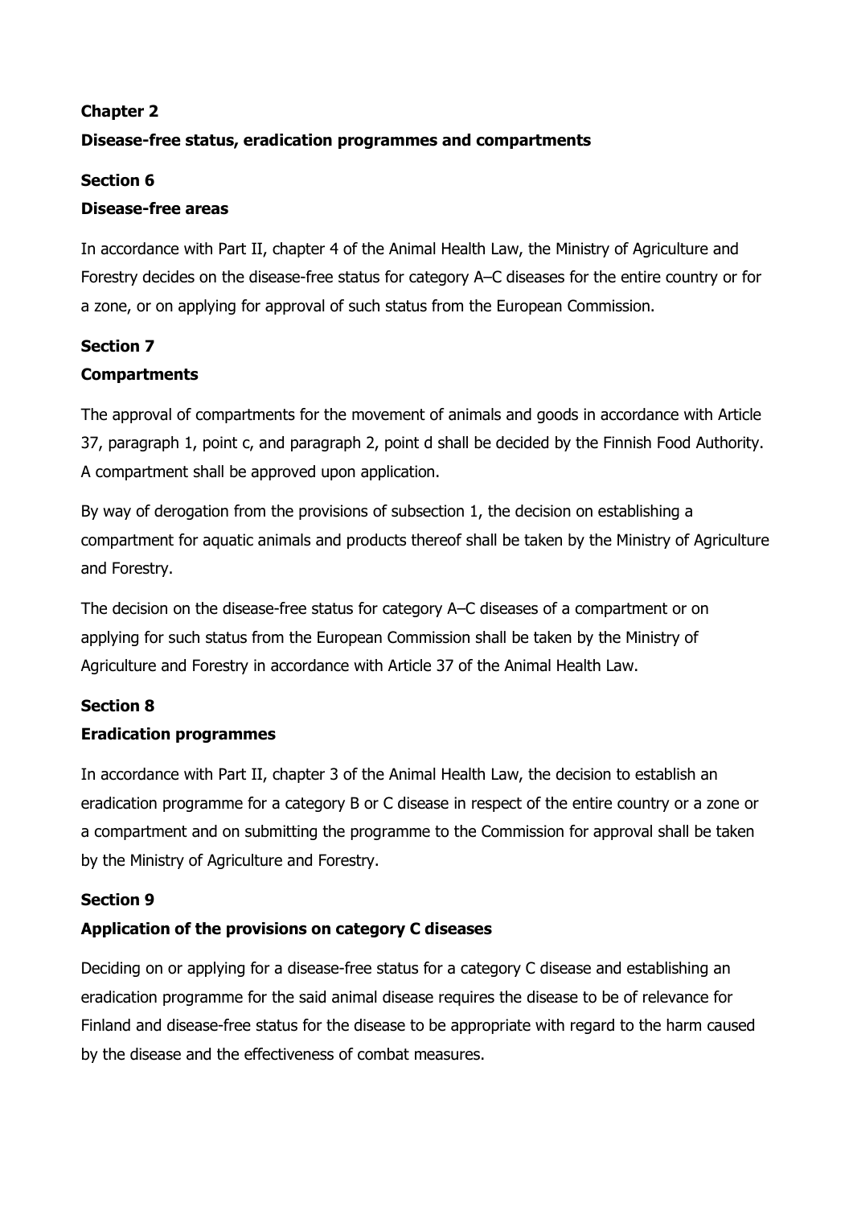## Chapter 2

## Disease-free status, eradication programmes and compartments

### Section 6

### Disease-free areas

In accordance with Part II, chapter 4 of the Animal Health Law, the Ministry of Agriculture and Forestry decides on the disease-free status for category A–C diseases for the entire country or for a zone, or on applying for approval of such status from the European Commission.

### Section 7

### Compartments

The approval of compartments for the movement of animals and goods in accordance with Article 37, paragraph 1, point c, and paragraph 2, point d shall be decided by the Finnish Food Authority. A compartment shall be approved upon application.

By way of derogation from the provisions of subsection 1, the decision on establishing a compartment for aquatic animals and products thereof shall be taken by the Ministry of Agriculture and Forestry.

The decision on the disease-free status for category A–C diseases of a compartment or on applying for such status from the European Commission shall be taken by the Ministry of Agriculture and Forestry in accordance with Article 37 of the Animal Health Law.

### Section 8

### Eradication programmes

In accordance with Part II, chapter 3 of the Animal Health Law, the decision to establish an eradication programme for a category B or C disease in respect of the entire country or a zone or a compartment and on submitting the programme to the Commission for approval shall be taken by the Ministry of Agriculture and Forestry.

### Section 9

### Application of the provisions on category C diseases

Deciding on or applying for a disease-free status for a category C disease and establishing an eradication programme for the said animal disease requires the disease to be of relevance for Finland and disease-free status for the disease to be appropriate with regard to the harm caused by the disease and the effectiveness of combat measures.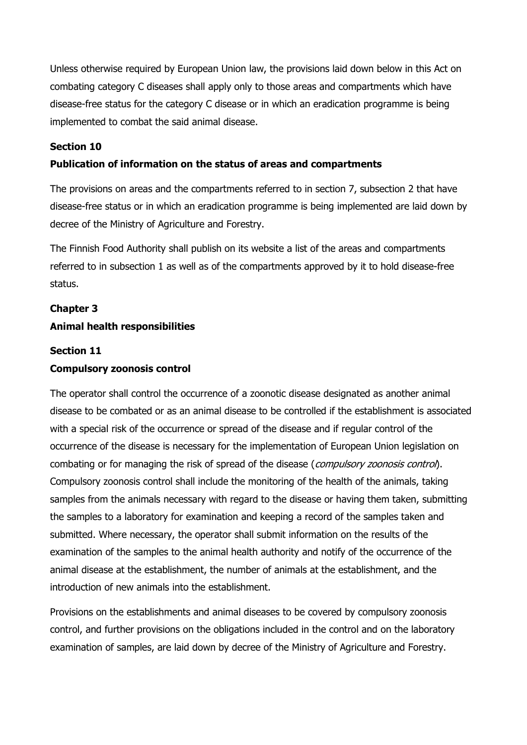Unless otherwise required by European Union law, the provisions laid down below in this Act on combating category C diseases shall apply only to those areas and compartments which have disease-free status for the category C disease or in which an eradication programme is being implemented to combat the said animal disease.

**Section 10**

**Publication of information on the status of areas and compartments**

The provisions on areas and the compartments referred to in section 7, subsection 2 that have disease-free status or in which an eradication programme is being implemented are laid down by decree of the Ministry of Agriculture and Forestry.

The Finnish Food Authority shall publish on its website a list of the areas and compartments referred to in subsection 1 as well as of the compartments approved by it to hold disease-free status.

**Chapter 3**

**Animal health responsibilities**

**Section 11**

**Compulsory zoonosis control**

The operator shall control the occurrence of a zoonotic disease designated as another animal disease to be combated or as an animal disease to be controlled if the establishment is associated with a special risk of the occurrence or spread of the disease and if regular control of the occurrence of the disease is necessary for the implementation of European Union legislation on combating or for managing the risk of spread of the disease (*compulsory zoonosis control*). Compulsory zoonosis control shall include the monitoring of the health of the animals, taking samples from the animals necessary with regard to the disease or having them taken, submitting the samples to a laboratory for examination and keeping a record of the samples taken and submitted. Where necessary, the operator shall submit information on the results of the examination of the samples to the animal health authority and notify of the occurrence of the animal disease at the establishment, the number of animals at the establishment, and the introduction of new animals into the establishment.

Provisions on the establishments and animal diseases to be covered by compulsory zoonosis control, and further provisions on the obligations included in the control and on the laboratory examination of samples, are laid down by decree of the Ministry of Agriculture and Forestry.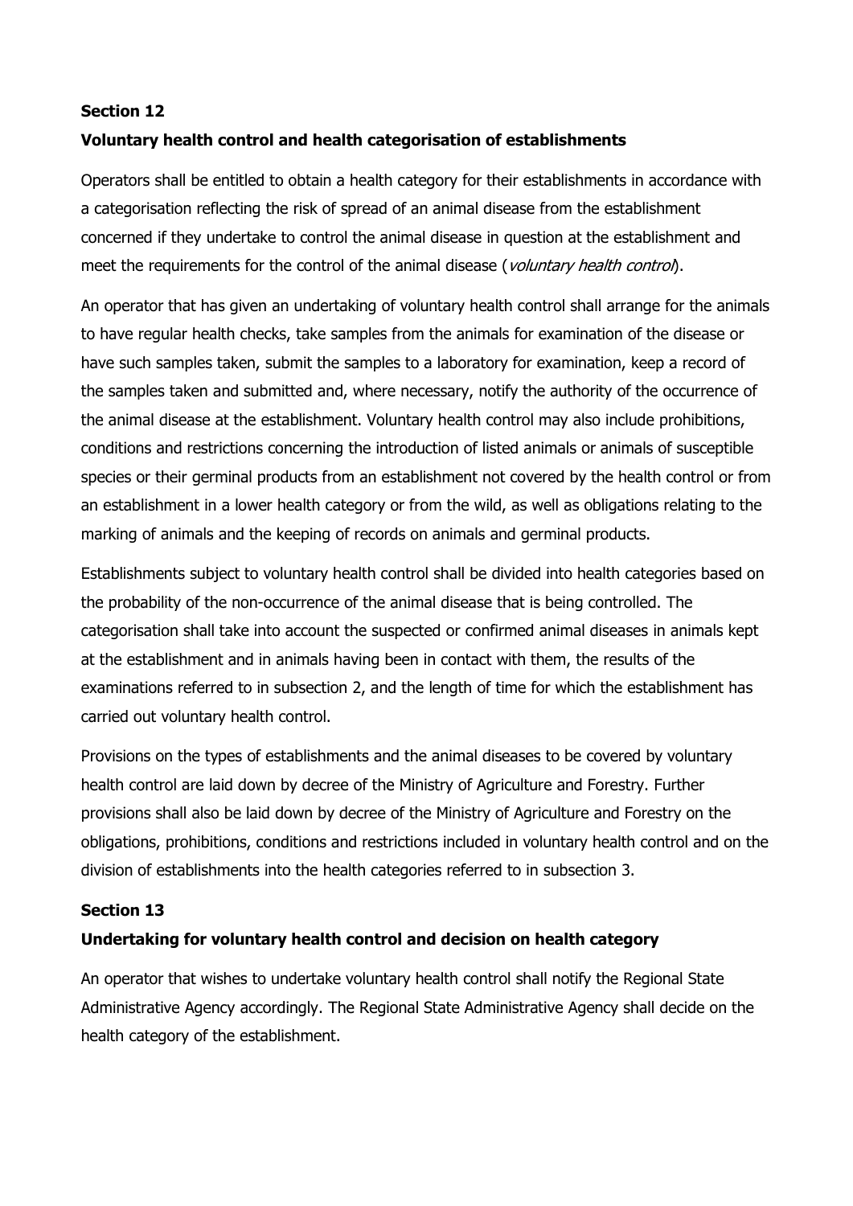**Section 12**

**Voluntary health control and health categorisation of establishments**

Operators shall be entitled to obtain a health category for their establishments in accordance with a categorisation reflecting the risk of spread of an animal disease from the establishment concerned if they undertake to control the animal disease in question at the establishment and meet the requirements for the control of the animal disease (*voluntary health control*).

An operator that has given an undertaking of voluntary health control shall arrange for the animals to have regular health checks, take samples from the animals for examination of the disease or have such samples taken, submit the samples to a laboratory for examination, keep a record of the samples taken and submitted and, where necessary, notify the authority of the occurrence of the animal disease at the establishment. Voluntary health control may also include prohibitions, conditions and restrictions concerning the introduction of listed animals or animals of susceptible species or their germinal products from an establishment not covered by the health control or from an establishment in a lower health category or from the wild, as well as obligations relating to the marking of animals and the keeping of records on animals and germinal products.

Establishments subject to voluntary health control shall be divided into health categories based on the probability of the non-occurrence of the animal disease that is being controlled. The categorisation shall take into account the suspected or confirmed animal diseases in animals kept at the establishment and in animals having been in contact with them, the results of the examinations referred to in subsection 2, and the length of time for which the establishment has carried out voluntary health control.

Provisions on the types of establishments and the animal diseases to be covered by voluntary health control are laid down by decree of the Ministry of Agriculture and Forestry. Further provisions shall also be laid down by decree of the Ministry of Agriculture and Forestry on the obligations, prohibitions, conditions and restrictions included in voluntary health control and on the division of establishments into the health categories referred to in subsection 3.

**Section 13**

**Undertaking for voluntary health control and decision on health category**

An operator that wishes to undertake voluntary health control shall notify the Regional State Administrative Agency accordingly. The Regional State Administrative Agency shall decide on the health category of the establishment.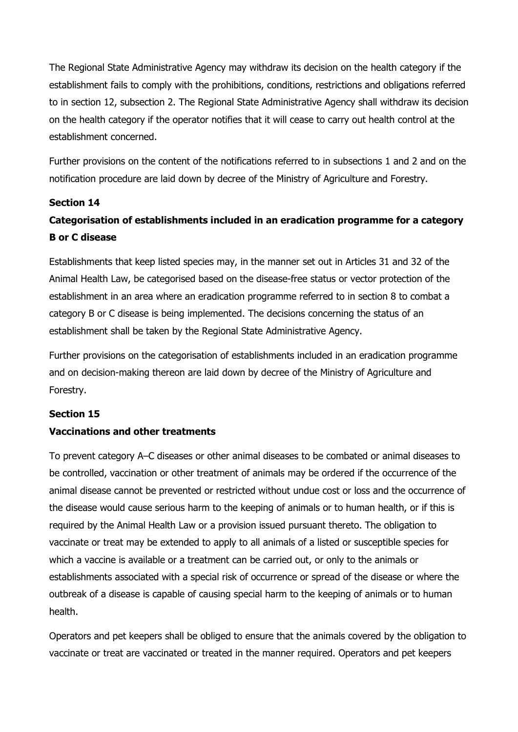The Regional State Administrative Agency may withdraw its decision on the health category if the establishment fails to comply with the prohibitions, conditions, restrictions and obligations referred to in section 12, subsection 2. The Regional State Administrative Agency shall withdraw its decision on the health category if the operator notifies that it will cease to carry out health control at the establishment concerned.

Further provisions on the content of the notifications referred to in subsections 1 and 2 and on the notification procedure are laid down by decree of the Ministry of Agriculture and Forestry.

**Section 14**

**Categorisation of establishments included in an eradication programme for a category B or C disease**

Establishments that keep listed species may, in the manner set out in Articles 31 and 32 of the Animal Health Law, be categorised based on the disease-free status or vector protection of the establishment in an area where an eradication programme referred to in section 8 to combat a category B or C disease is being implemented. The decisions concerning the status of an establishment shall be taken by the Regional State Administrative Agency.

Further provisions on the categorisation of establishments included in an eradication programme and on decision-making thereon are laid down by decree of the Ministry of Agriculture and Forestry.

**Section 15**

**Vaccinations and other treatments**

To prevent category A–C diseases or other animal diseases to be combated or animal diseases to be controlled, vaccination or other treatment of animals may be ordered if the occurrence of the animal disease cannot be prevented or restricted without undue cost or loss and the occurrence of the disease would cause serious harm to the keeping of animals or to human health, or if this is required by the Animal Health Law or a provision issued pursuant thereto. The obligation to vaccinate or treat may be extended to apply to all animals of a listed or susceptible species for which a vaccine is available or a treatment can be carried out, or only to the animals or establishments associated with a special risk of occurrence or spread of the disease or where the outbreak of a disease is capable of causing special harm to the keeping of animals or to human health.

Operators and pet keepers shall be obliged to ensure that the animals covered by the obligation to vaccinate or treat are vaccinated or treated in the manner required. Operators and pet keepers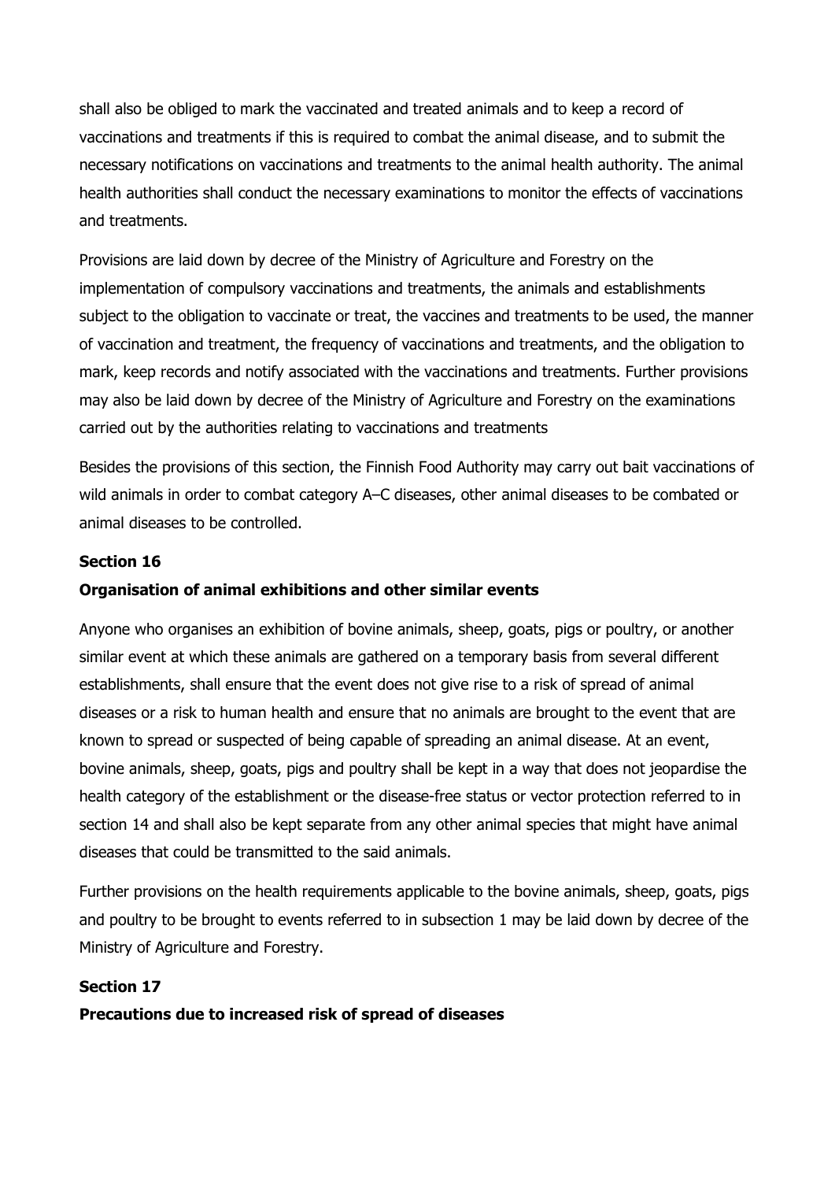shall also be obliged to mark the vaccinated and treated animals and to keep a record of vaccinations and treatments if this is required to combat the animal disease, and to submit the necessary notifications on vaccinations and treatments to the animal health authority. The animal health authorities shall conduct the necessary examinations to monitor the effects of vaccinations and treatments.

Provisions are laid down by decree of the Ministry of Agriculture and Forestry on the implementation of compulsory vaccinations and treatments, the animals and establishments subject to the obligation to vaccinate or treat, the vaccines and treatments to be used, the manner of vaccination and treatment, the frequency of vaccinations and treatments, and the obligation to mark, keep records and notify associated with the vaccinations and treatments. Further provisions may also be laid down by decree of the Ministry of Agriculture and Forestry on the examinations carried out by the authorities relating to vaccinations and treatments

Besides the provisions of this section, the Finnish Food Authority may carry out bait vaccinations of wild animals in order to combat category A–C diseases, other animal diseases to be combated or animal diseases to be controlled.

**Section 16**

**Organisation of animal exhibitions and other similar events**

Anyone who organises an exhibition of bovine animals, sheep, goats, pigs or poultry, or another similar event at which these animals are gathered on a temporary basis from several different establishments, shall ensure that the event does not give rise to a risk of spread of animal diseases or a risk to human health and ensure that no animals are brought to the event that are known to spread or suspected of being capable of spreading an animal disease. At an event, bovine animals, sheep, goats, pigs and poultry shall be kept in a way that does not jeopardise the health category of the establishment or the disease-free status or vector protection referred to in section 14 and shall also be kept separate from any other animal species that might have animal diseases that could be transmitted to the said animals.

Further provisions on the health requirements applicable to the bovine animals, sheep, goats, pigs and poultry to be brought to events referred to in subsection 1 may be laid down by decree of the Ministry of Agriculture and Forestry.

**Section 17**

**Precautions due to increased risk of spread of diseases**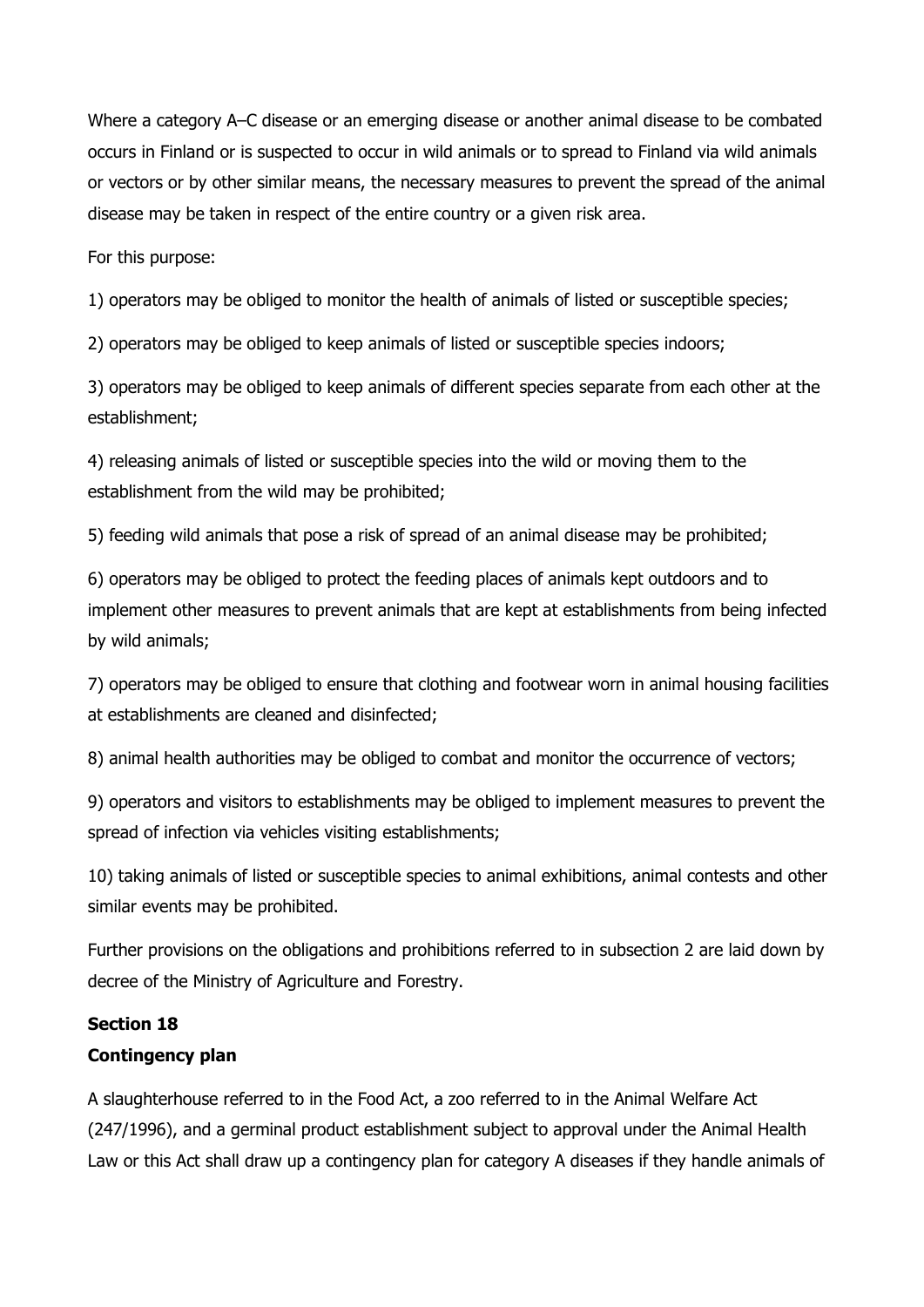Where a category A–C disease or an emerging disease or another animal disease to be combated occurs in Finland or is suspected to occur in wild animals or to spread to Finland via wild animals or vectors or by other similar means, the necessary measures to prevent the spread of the animal disease may be taken in respect of the entire country or a given risk area.

For this purpose:

1) operators may be obliged to monitor the health of animals of listed or susceptible species;

2) operators may be obliged to keep animals of listed or susceptible species indoors;

3) operators may be obliged to keep animals of different species separate from each other at the establishment;

4) releasing animals of listed or susceptible species into the wild or moving them to the establishment from the wild may be prohibited;

5) feeding wild animals that pose a risk of spread of an animal disease may be prohibited;

6) operators may be obliged to protect the feeding places of animals kept outdoors and to implement other measures to prevent animals that are kept at establishments from being infected by wild animals;

7) operators may be obliged to ensure that clothing and footwear worn in animal housing facilities at establishments are cleaned and disinfected;

8) animal health authorities may be obliged to combat and monitor the occurrence of vectors;

9) operators and visitors to establishments may be obliged to implement measures to prevent the spread of infection via vehicles visiting establishments;

10) taking animals of listed or susceptible species to animal exhibitions, animal contests and other similar events may be prohibited.

Further provisions on the obligations and prohibitions referred to in subsection 2 are laid down by decree of the Ministry of Agriculture and Forestry.

**Section 18**

**Contingency plan**

A slaughterhouse referred to in the Food Act, a zoo referred to in the Animal Welfare Act (247/1996), and a germinal product establishment subject to approval under the Animal Health Law or this Act shall draw up a contingency plan for category A diseases if they handle animals of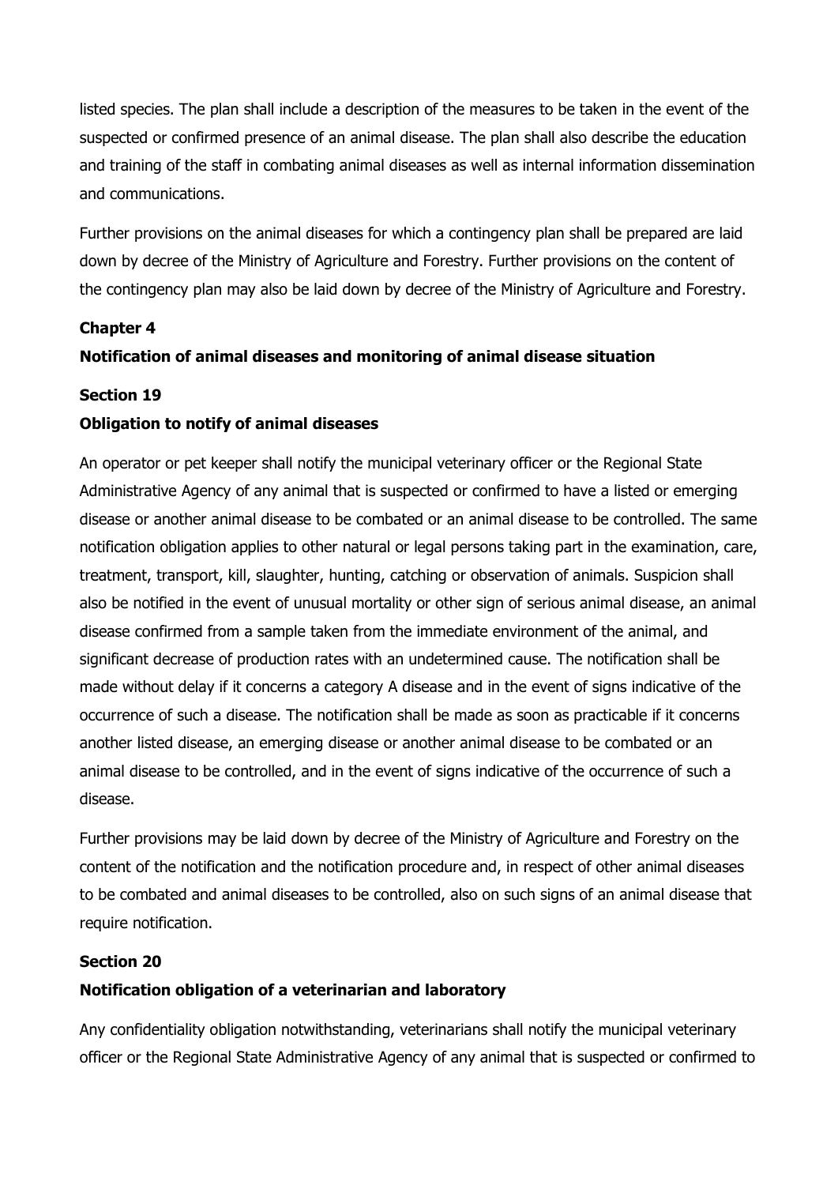listed species. The plan shall include a description of the measures to be taken in the event of the suspected or confirmed presence of an animal disease. The plan shall also describe the education and training of the staff in combating animal diseases as well as internal information dissemination and communications.

Further provisions on the animal diseases for which a contingency plan shall be prepared are laid down by decree of the Ministry of Agriculture and Forestry. Further provisions on the content of the contingency plan may also be laid down by decree of the Ministry of Agriculture and Forestry.

## Chapter 4

## Notification of animal diseases and monitoring of animal disease situation

### Section 19

### Obligation to notify of animal diseases

An operator or pet keeper shall notify the municipal veterinary officer or the Regional State Administrative Agency of any animal that is suspected or confirmed to have a listed or emerging disease or another animal disease to be combated or an animal disease to be controlled. The same notification obligation applies to other natural or legal persons taking part in the examination, care, treatment, transport, kill, slaughter, hunting, catching or observation of animals. Suspicion shall also be notified in the event of unusual mortality or other sign of serious animal disease, an animal disease confirmed from a sample taken from the immediate environment of the animal, and significant decrease of production rates with an undetermined cause. The notification shall be made without delay if it concerns a category A disease and in the event of signs indicative of the occurrence of such a disease. The notification shall be made as soon as practicable if it concerns another listed disease, an emerging disease or another animal disease to be combated or an animal disease to be controlled, and in the event of signs indicative of the occurrence of such a disease.

Further provisions may be laid down by decree of the Ministry of Agriculture and Forestry on the content of the notification and the notification procedure and, in respect of other animal diseases to be combated and animal diseases to be controlled, also on such signs of an animal disease that require notification.

### Section 20

### Notification obligation of a veterinarian and laboratory

Any confidentiality obligation notwithstanding, veterinarians shall notify the municipal veterinary officer or the Regional State Administrative Agency of any animal that is suspected or confirmed to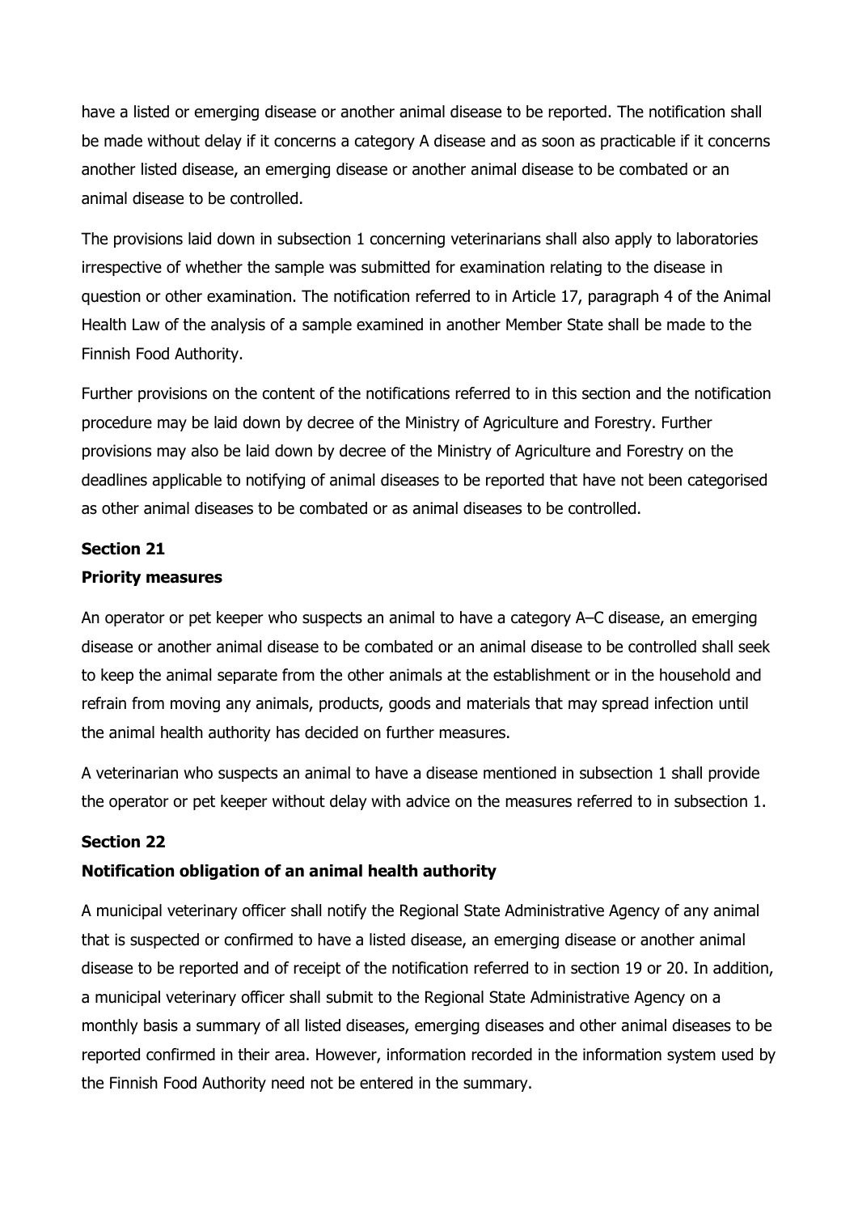have a listed or emerging disease or another animal disease to be reported. The notification shall be made without delay if it concerns a category A disease and as soon as practicable if it concerns another listed disease, an emerging disease or another animal disease to be combated or an animal disease to be controlled.

The provisions laid down in subsection 1 concerning veterinarians shall also apply to laboratories irrespective of whether the sample was submitted for examination relating to the disease in question or other examination. The notification referred to in Article 17, paragraph 4 of the Animal Health Law of the analysis of a sample examined in another Member State shall be made to the Finnish Food Authority.

Further provisions on the content of the notifications referred to in this section and the notification procedure may be laid down by decree of the Ministry of Agriculture and Forestry. Further provisions may also be laid down by decree of the Ministry of Agriculture and Forestry on the deadlines applicable to notifying of animal diseases to be reported that have not been categorised as other animal diseases to be combated or as animal diseases to be controlled.

**Section 21**

**Priority measures**

An operator or pet keeper who suspects an animal to have a category A–C disease, an emerging disease or another animal disease to be combated or an animal disease to be controlled shall seek to keep the animal separate from the other animals at the establishment or in the household and refrain from moving any animals, products, goods and materials that may spread infection until the animal health authority has decided on further measures.

A veterinarian who suspects an animal to have a disease mentioned in subsection 1 shall provide the operator or pet keeper without delay with advice on the measures referred to in subsection 1.

**Section 22**

**Notification obligation of an animal health authority**

A municipal veterinary officer shall notify the Regional State Administrative Agency of any animal that is suspected or confirmed to have a listed disease, an emerging disease or another animal disease to be reported and of receipt of the notification referred to in section 19 or 20. In addition, a municipal veterinary officer shall submit to the Regional State Administrative Agency on a monthly basis a summary of all listed diseases, emerging diseases and other animal diseases to be reported confirmed in their area. However, information recorded in the information system used by the Finnish Food Authority need not be entered in the summary.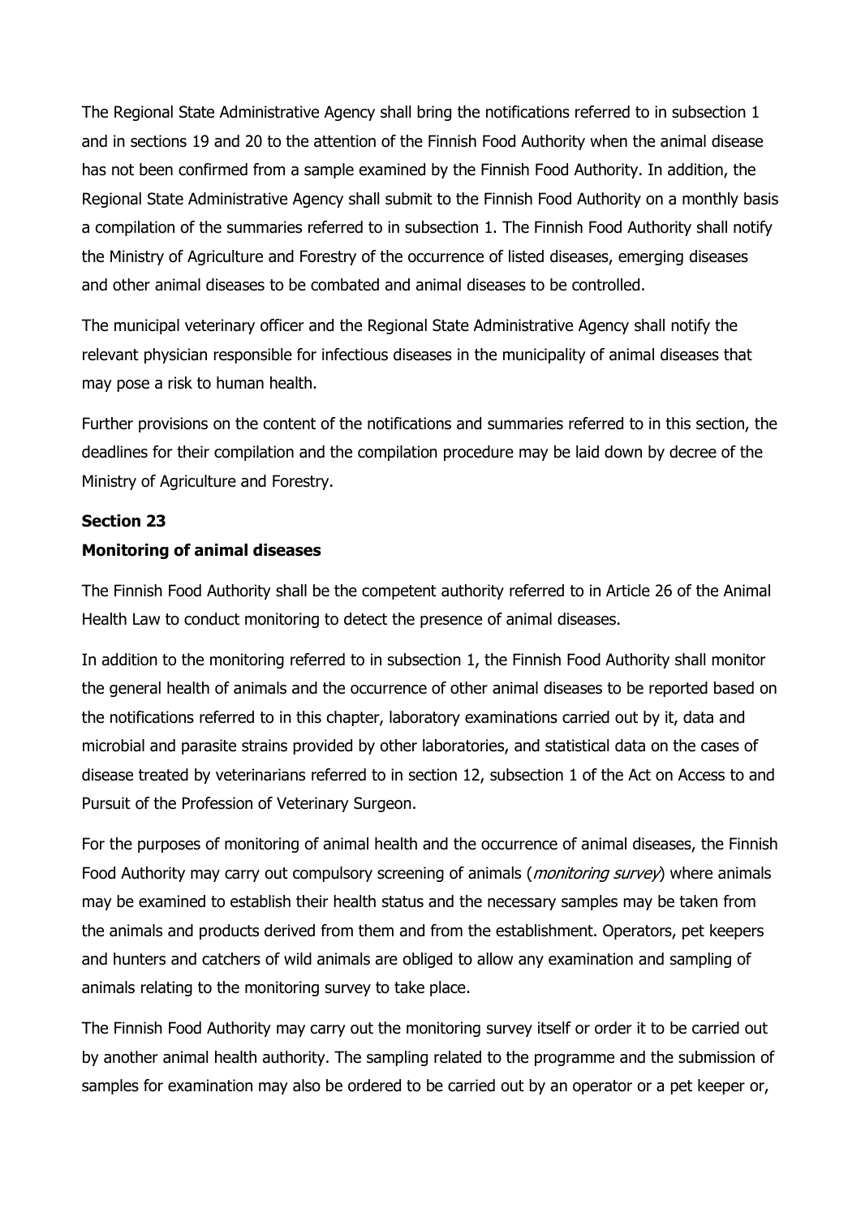The Regional State Administrative Agency shall bring the notifications referred to in subsection 1 and in sections 19 and 20 to the attention of the Finnish Food Authority when the animal disease has not been confirmed from a sample examined by the Finnish Food Authority. In addition, the Regional State Administrative Agency shall submit to the Finnish Food Authority on a monthly basis a compilation of the summaries referred to in subsection 1. The Finnish Food Authority shall notify the Ministry of Agriculture and Forestry of the occurrence of listed diseases, emerging diseases and other animal diseases to be combated and animal diseases to be controlled.

The municipal veterinary officer and the Regional State Administrative Agency shall notify the relevant physician responsible for infectious diseases in the municipality of animal diseases that may pose a risk to human health.

Further provisions on the content of the notifications and summaries referred to in this section, the deadlines for their compilation and the compilation procedure may be laid down by decree of the Ministry of Agriculture and Forestry.

**Section 23**

**Monitoring of animal diseases**

The Finnish Food Authority shall be the competent authority referred to in Article 26 of the Animal Health Law to conduct monitoring to detect the presence of animal diseases.

In addition to the monitoring referred to in subsection 1, the Finnish Food Authority shall monitor the general health of animals and the occurrence of other animal diseases to be reported based on the notifications referred to in this chapter, laboratory examinations carried out by it, data and microbial and parasite strains provided by other laboratories, and statistical data on the cases of disease treated by veterinarians referred to in section 12, subsection 1 of the Act on Access to and Pursuit of the Profession of Veterinary Surgeon.

For the purposes of monitoring of animal health and the occurrence of animal diseases, the Finnish Food Authority may carry out compulsory screening of animals (*monitoring survey*) where animals may be examined to establish their health status and the necessary samples may be taken from the animals and products derived from them and from the establishment. Operators, pet keepers and hunters and catchers of wild animals are obliged to allow any examination and sampling of animals relating to the monitoring survey to take place.

The Finnish Food Authority may carry out the monitoring survey itself or order it to be carried out by another animal health authority. The sampling related to the programme and the submission of samples for examination may also be ordered to be carried out by an operator or a pet keeper or,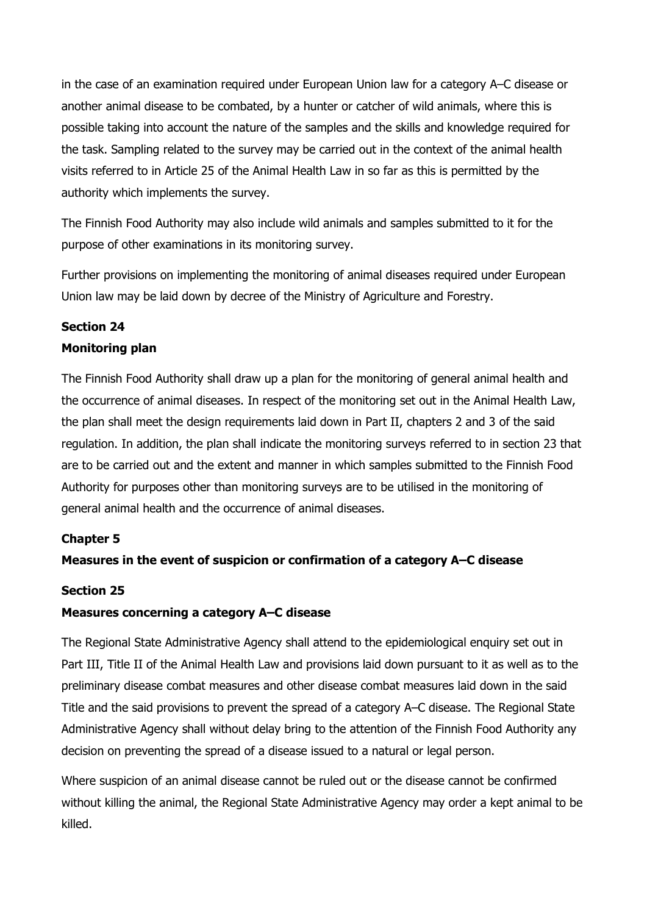in the case of an examination required under European Union law for a category A–C disease or another animal disease to be combated, by a hunter or catcher of wild animals, where this is possible taking into account the nature of the samples and the skills and knowledge required for the task. Sampling related to the survey may be carried out in the context of the animal health visits referred to in Article 25 of the Animal Health Law in so far as this is permitted by the authority which implements the survey.

The Finnish Food Authority may also include wild animals and samples submitted to it for the purpose of other examinations in its monitoring survey.

Further provisions on implementing the monitoring of animal diseases required under European Union law may be laid down by decree of the Ministry of Agriculture and Forestry.

**Section 24**

**Monitoring plan**

The Finnish Food Authority shall draw up a plan for the monitoring of general animal health and the occurrence of animal diseases. In respect of the monitoring set out in the Animal Health Law, the plan shall meet the design requirements laid down in Part II, chapters 2 and 3 of the said regulation. In addition, the plan shall indicate the monitoring surveys referred to in section 23 that are to be carried out and the extent and manner in which samples submitted to the Finnish Food Authority for purposes other than monitoring surveys are to be utilised in the monitoring of general animal health and the occurrence of animal diseases.

**Chapter 5**

**Measures in the event of suspicion or confirmation of a category A–C disease**

**Section 25**

**Measures concerning a category A–C disease**

The Regional State Administrative Agency shall attend to the epidemiological enquiry set out in Part III, Title II of the Animal Health Law and provisions laid down pursuant to it as well as to the preliminary disease combat measures and other disease combat measures laid down in the said Title and the said provisions to prevent the spread of a category A–C disease. The Regional State Administrative Agency shall without delay bring to the attention of the Finnish Food Authority any decision on preventing the spread of a disease issued to a natural or legal person.

Where suspicion of an animal disease cannot be ruled out or the disease cannot be confirmed without killing the animal, the Regional State Administrative Agency may order a kept animal to be killed.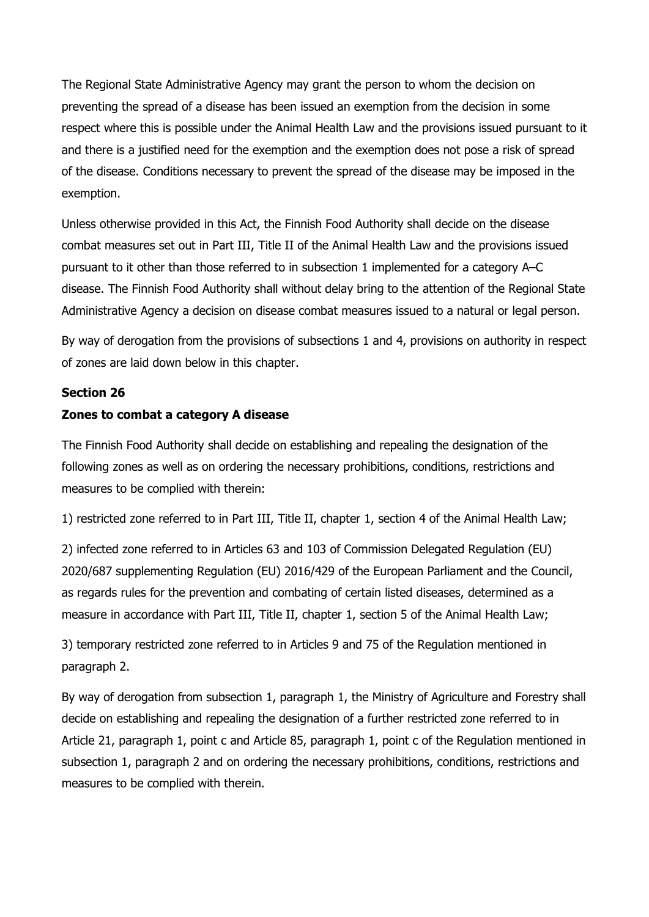The Regional State Administrative Agency may grant the person to whom the decision on preventing the spread of a disease has been issued an exemption from the decision in some respect where this is possible under the Animal Health Law and the provisions issued pursuant to it and there is a justified need for the exemption and the exemption does not pose a risk of spread of the disease. Conditions necessary to prevent the spread of the disease may be imposed in the exemption.

Unless otherwise provided in this Act, the Finnish Food Authority shall decide on the disease combat measures set out in Part III, Title II of the Animal Health Law and the provisions issued pursuant to it other than those referred to in subsection 1 implemented for a category A–C disease. The Finnish Food Authority shall without delay bring to the attention of the Regional State Administrative Agency a decision on disease combat measures issued to a natural or legal person.

By way of derogation from the provisions of subsections 1 and 4, provisions on authority in respect of zones are laid down below in this chapter.

**Section 26**

**Zones to combat a category A disease**

The Finnish Food Authority shall decide on establishing and repealing the designation of the following zones as well as on ordering the necessary prohibitions, conditions, restrictions and measures to be complied with therein:

1) restricted zone referred to in Part III, Title II, chapter 1, section 4 of the Animal Health Law;

2) infected zone referred to in Articles 63 and 103 of Commission Delegated Regulation (EU) 2020/687 supplementing Regulation (EU) 2016/429 of the European Parliament and the Council, as regards rules for the prevention and combating of certain listed diseases, determined as a measure in accordance with Part III, Title II, chapter 1, section 5 of the Animal Health Law;

3) temporary restricted zone referred to in Articles 9 and 75 of the Regulation mentioned in paragraph 2.

By way of derogation from subsection 1, paragraph 1, the Ministry of Agriculture and Forestry shall decide on establishing and repealing the designation of a further restricted zone referred to in Article 21, paragraph 1, point c and Article 85, paragraph 1, point c of the Regulation mentioned in subsection 1, paragraph 2 and on ordering the necessary prohibitions, conditions, restrictions and measures to be complied with therein.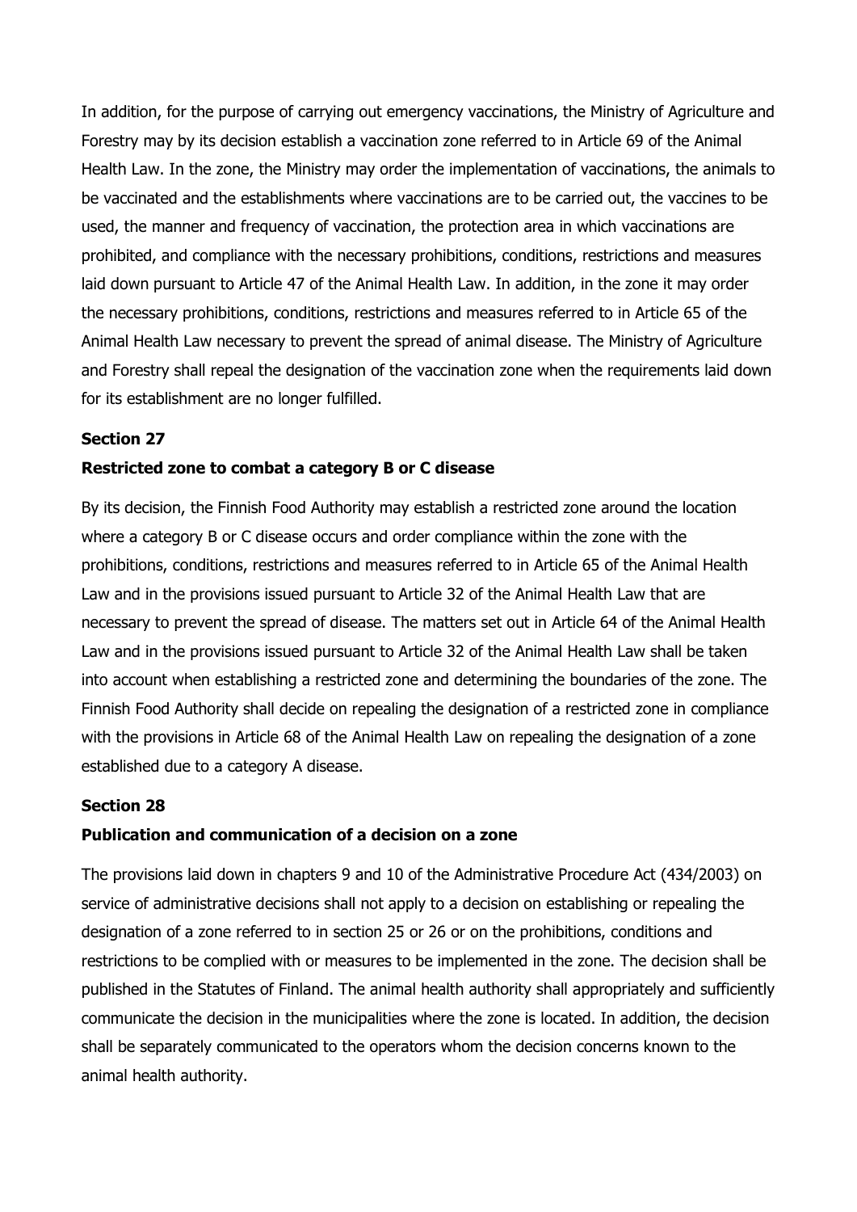In addition, for the purpose of carrying out emergency vaccinations, the Ministry of Agriculture and Forestry may by its decision establish a vaccination zone referred to in Article 69 of the Animal Health Law. In the zone, the Ministry may order the implementation of vaccinations, the animals to be vaccinated and the establishments where vaccinations are to be carried out, the vaccines to be used, the manner and frequency of vaccination, the protection area in which vaccinations are prohibited, and compliance with the necessary prohibitions, conditions, restrictions and measures laid down pursuant to Article 47 of the Animal Health Law. In addition, in the zone it may order the necessary prohibitions, conditions, restrictions and measures referred to in Article 65 of the Animal Health Law necessary to prevent the spread of animal disease. The Ministry of Agriculture and Forestry shall repeal the designation of the vaccination zone when the requirements laid down for its establishment are no longer fulfilled.

**Section 27**

**Restricted zone to combat a category B or C disease**

By its decision, the Finnish Food Authority may establish a restricted zone around the location where a category B or C disease occurs and order compliance within the zone with the prohibitions, conditions, restrictions and measures referred to in Article 65 of the Animal Health Law and in the provisions issued pursuant to Article 32 of the Animal Health Law that are necessary to prevent the spread of disease. The matters set out in Article 64 of the Animal Health Law and in the provisions issued pursuant to Article 32 of the Animal Health Law shall be taken into account when establishing a restricted zone and determining the boundaries of the zone. The Finnish Food Authority shall decide on repealing the designation of a restricted zone in compliance with the provisions in Article 68 of the Animal Health Law on repealing the designation of a zone established due to a category A disease.

**Section 28**

**Publication and communication of a decision on a zone**

The provisions laid down in chapters 9 and 10 of the Administrative Procedure Act (434/2003) on service of administrative decisions shall not apply to a decision on establishing or repealing the designation of a zone referred to in section 25 or 26 or on the prohibitions, conditions and restrictions to be complied with or measures to be implemented in the zone. The decision shall be published in the Statutes of Finland. The animal health authority shall appropriately and sufficiently communicate the decision in the municipalities where the zone is located. In addition, the decision shall be separately communicated to the operators whom the decision concerns known to the animal health authority.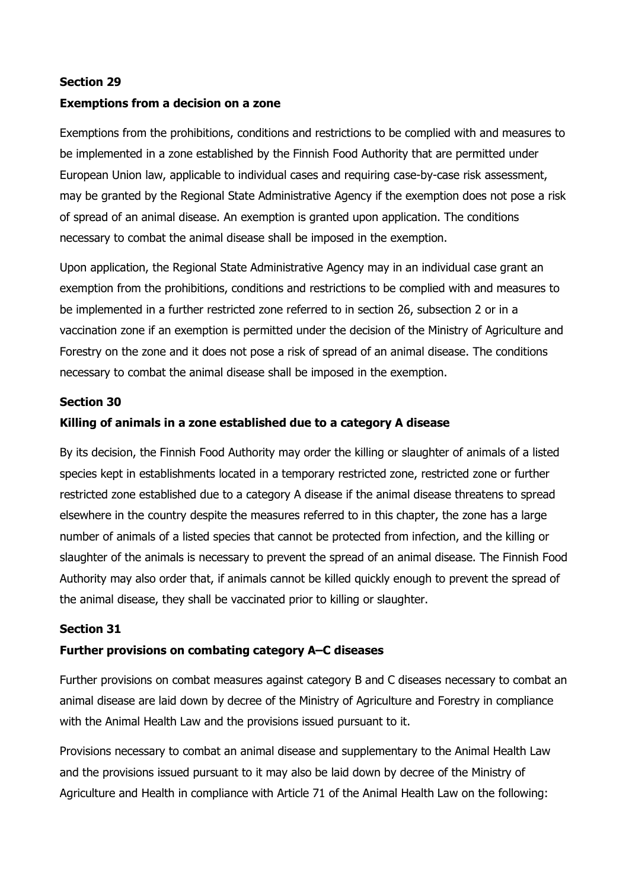**Section 29**

**Exemptions from a decision on a zone**

Exemptions from the prohibitions, conditions and restrictions to be complied with and measures to be implemented in a zone established by the Finnish Food Authority that are permitted under European Union law, applicable to individual cases and requiring case-by-case risk assessment, may be granted by the Regional State Administrative Agency if the exemption does not pose a risk of spread of an animal disease. An exemption is granted upon application. The conditions necessary to combat the animal disease shall be imposed in the exemption.

Upon application, the Regional State Administrative Agency may in an individual case grant an exemption from the prohibitions, conditions and restrictions to be complied with and measures to be implemented in a further restricted zone referred to in section 26, subsection 2 or in a vaccination zone if an exemption is permitted under the decision of the Ministry of Agriculture and Forestry on the zone and it does not pose a risk of spread of an animal disease. The conditions necessary to combat the animal disease shall be imposed in the exemption.

**Section 30**

**Killing of animals in a zone established due to a category A disease**

By its decision, the Finnish Food Authority may order the killing or slaughter of animals of a listed species kept in establishments located in a temporary restricted zone, restricted zone or further restricted zone established due to a category A disease if the animal disease threatens to spread elsewhere in the country despite the measures referred to in this chapter, the zone has a large number of animals of a listed species that cannot be protected from infection, and the killing or slaughter of the animals is necessary to prevent the spread of an animal disease. The Finnish Food Authority may also order that, if animals cannot be killed quickly enough to prevent the spread of the animal disease, they shall be vaccinated prior to killing or slaughter.

**Section 31**

**Further provisions on combating category A–C diseases**

Further provisions on combat measures against category B and C diseases necessary to combat an animal disease are laid down by decree of the Ministry of Agriculture and Forestry in compliance with the Animal Health Law and the provisions issued pursuant to it.

Provisions necessary to combat an animal disease and supplementary to the Animal Health Law and the provisions issued pursuant to it may also be laid down by decree of the Ministry of Agriculture and Health in compliance with Article 71 of the Animal Health Law on the following: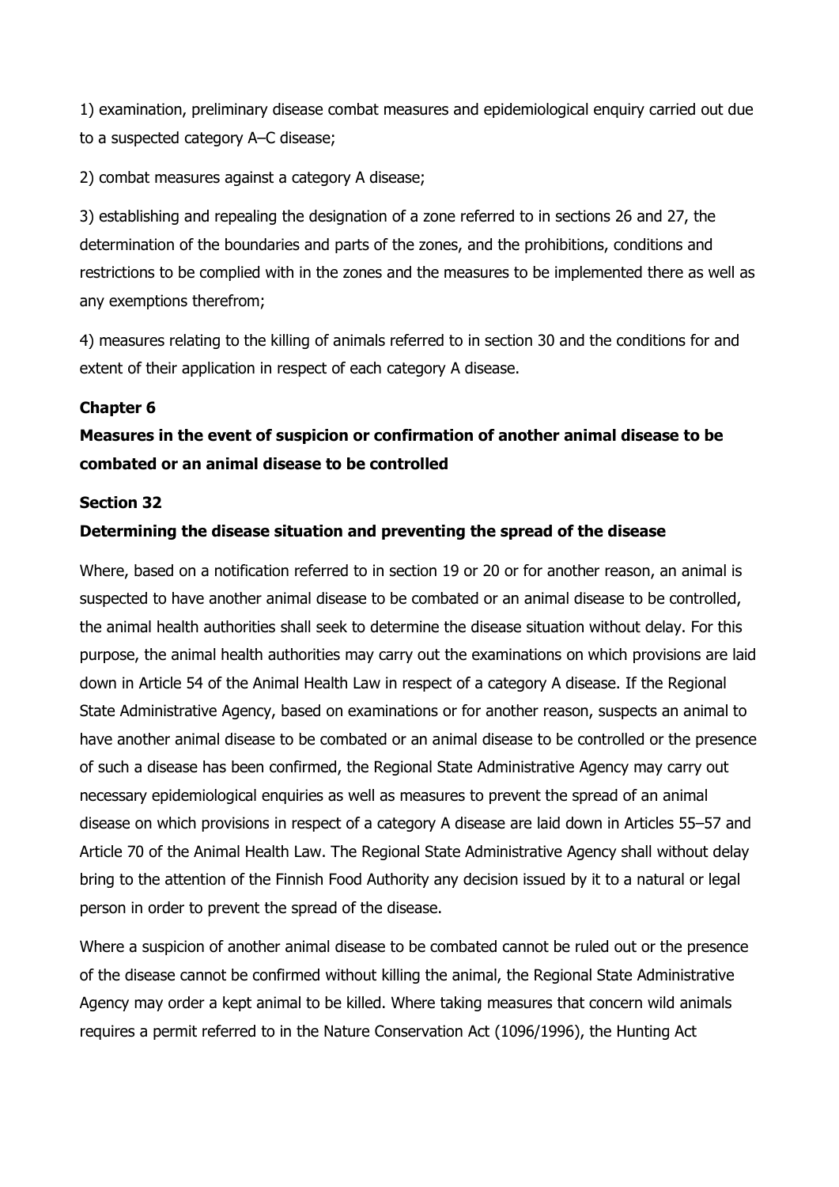1) examination, preliminary disease combat measures and epidemiological enquiry carried out due to a suspected category A–C disease;

2) combat measures against a category A disease;

3) establishing and repealing the designation of a zone referred to in sections 26 and 27, the determination of the boundaries and parts of the zones, and the prohibitions, conditions and restrictions to be complied with in the zones and the measures to be implemented there as well as any exemptions therefrom;

4) measures relating to the killing of animals referred to in section 30 and the conditions for and extent of their application in respect of each category A disease.

## Chapter 6

## Measures in the event of suspicion or confirmation of another animal disease to be combated or an animal disease to be controlled

### Section 32

### Determining the disease situation and preventing the spread of the disease

Where, based on a notification referred to in section 19 or 20 or for another reason, an animal is suspected to have another animal disease to be combated or an animal disease to be controlled, the animal health authorities shall seek to determine the disease situation without delay. For this purpose, the animal health authorities may carry out the examinations on which provisions are laid down in Article 54 of the Animal Health Law in respect of a category A disease. If the Regional State Administrative Agency, based on examinations or for another reason, suspects an animal to have another animal disease to be combated or an animal disease to be controlled or the presence of such a disease has been confirmed, the Regional State Administrative Agency may carry out necessary epidemiological enquiries as well as measures to prevent the spread of an animal disease on which provisions in respect of a category A disease are laid down in Articles 55–57 and Article 70 of the Animal Health Law. The Regional State Administrative Agency shall without delay bring to the attention of the Finnish Food Authority any decision issued by it to a natural or legal person in order to prevent the spread of the disease.

Where a suspicion of another animal disease to be combated cannot be ruled out or the presence of the disease cannot be confirmed without killing the animal, the Regional State Administrative Agency may order a kept animal to be killed. Where taking measures that concern wild animals requires a permit referred to in the Nature Conservation Act (1096/1996), the Hunting Act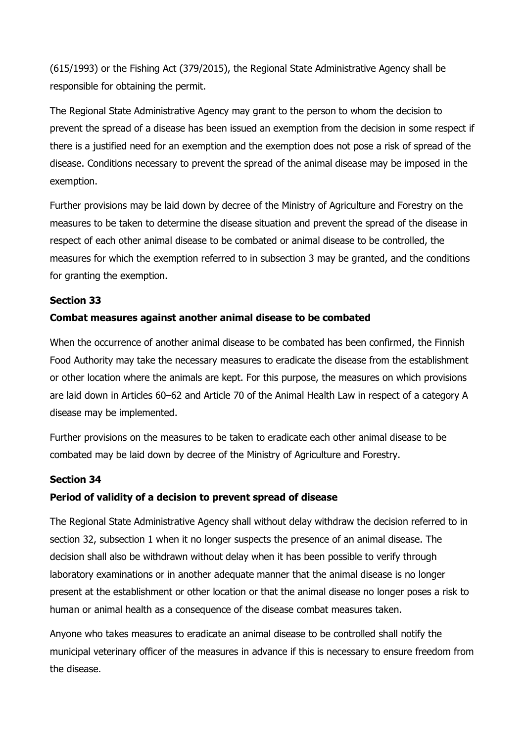(615/1993) or the Fishing Act (379/2015), the Regional State Administrative Agency shall be responsible for obtaining the permit.

The Regional State Administrative Agency may grant to the person to whom the decision to prevent the spread of a disease has been issued an exemption from the decision in some respect if there is a justified need for an exemption and the exemption does not pose a risk of spread of the disease. Conditions necessary to prevent the spread of the animal disease may be imposed in the exemption.

Further provisions may be laid down by decree of the Ministry of Agriculture and Forestry on the measures to be taken to determine the disease situation and prevent the spread of the disease in respect of each other animal disease to be combated or animal disease to be controlled, the measures for which the exemption referred to in subsection 3 may be granted, and the conditions for granting the exemption.

**Section 33**

**Combat measures against another animal disease to be combated**

When the occurrence of another animal disease to be combated has been confirmed, the Finnish Food Authority may take the necessary measures to eradicate the disease from the establishment or other location where the animals are kept. For this purpose, the measures on which provisions are laid down in Articles 60–62 and Article 70 of the Animal Health Law in respect of a category A disease may be implemented.

Further provisions on the measures to be taken to eradicate each other animal disease to be combated may be laid down by decree of the Ministry of Agriculture and Forestry.

**Section 34**

**Period of validity of a decision to prevent spread of disease**

The Regional State Administrative Agency shall without delay withdraw the decision referred to in section 32, subsection 1 when it no longer suspects the presence of an animal disease. The decision shall also be withdrawn without delay when it has been possible to verify through laboratory examinations or in another adequate manner that the animal disease is no longer present at the establishment or other location or that the animal disease no longer poses a risk to human or animal health as a consequence of the disease combat measures taken.

Anyone who takes measures to eradicate an animal disease to be controlled shall notify the municipal veterinary officer of the measures in advance if this is necessary to ensure freedom from the disease.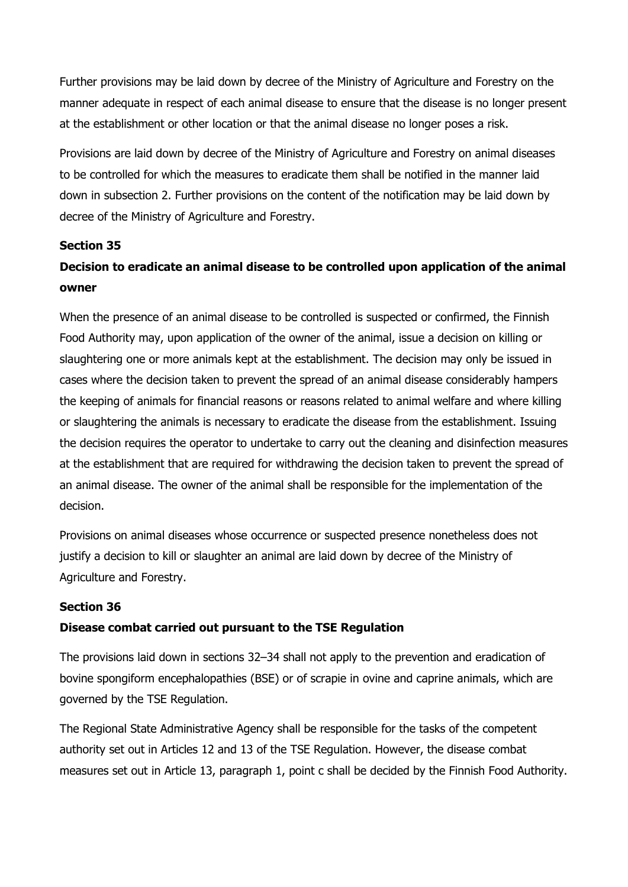Further provisions may be laid down by decree of the Ministry of Agriculture and Forestry on the manner adequate in respect of each animal disease to ensure that the disease is no longer present at the establishment or other location or that the animal disease no longer poses a risk.

Provisions are laid down by decree of the Ministry of Agriculture and Forestry on animal diseases to be controlled for which the measures to eradicate them shall be notified in the manner laid down in subsection 2. Further provisions on the content of the notification may be laid down by decree of the Ministry of Agriculture and Forestry.

**Section 35**

**Decision to eradicate an animal disease to be controlled upon application of the animal owner**

When the presence of an animal disease to be controlled is suspected or confirmed, the Finnish Food Authority may, upon application of the owner of the animal, issue a decision on killing or slaughtering one or more animals kept at the establishment. The decision may only be issued in cases where the decision taken to prevent the spread of an animal disease considerably hampers the keeping of animals for financial reasons or reasons related to animal welfare and where killing or slaughtering the animals is necessary to eradicate the disease from the establishment. Issuing the decision requires the operator to undertake to carry out the cleaning and disinfection measures at the establishment that are required for withdrawing the decision taken to prevent the spread of an animal disease. The owner of the animal shall be responsible for the implementation of the decision.

Provisions on animal diseases whose occurrence or suspected presence nonetheless does not justify a decision to kill or slaughter an animal are laid down by decree of the Ministry of Agriculture and Forestry.

**Section 36**

**Disease combat carried out pursuant to the TSE Regulation**

The provisions laid down in sections 32–34 shall not apply to the prevention and eradication of bovine spongiform encephalopathies (BSE) or of scrapie in ovine and caprine animals, which are governed by the TSE Regulation.

The Regional State Administrative Agency shall be responsible for the tasks of the competent authority set out in Articles 12 and 13 of the TSE Regulation. However, the disease combat measures set out in Article 13, paragraph 1, point c shall be decided by the Finnish Food Authority.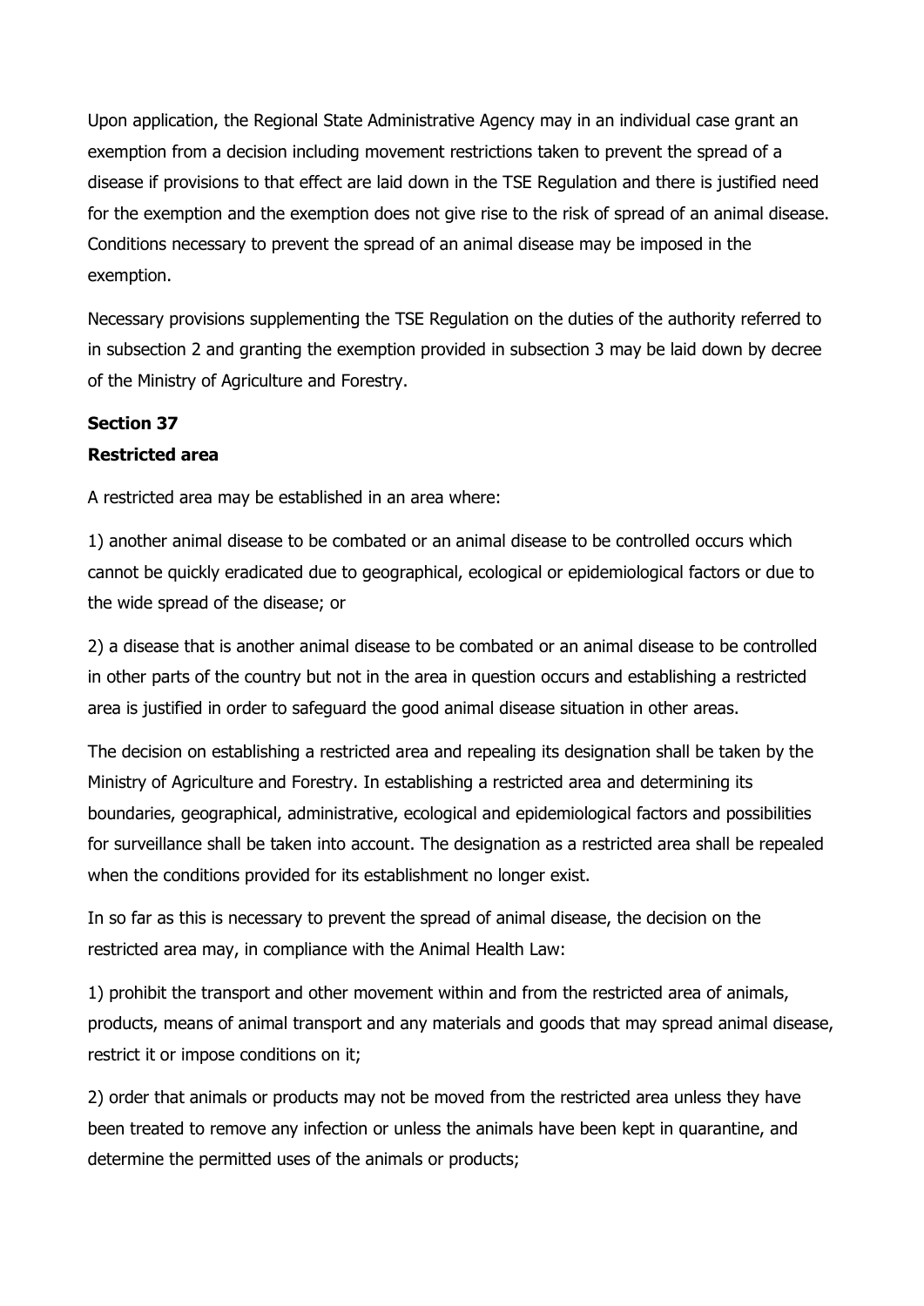Upon application, the Regional State Administrative Agency may in an individual case grant an exemption from a decision including movement restrictions taken to prevent the spread of a disease if provisions to that effect are laid down in the TSE Regulation and there is justified need for the exemption and the exemption does not give rise to the risk of spread of an animal disease. Conditions necessary to prevent the spread of an animal disease may be imposed in the exemption.

Necessary provisions supplementing the TSE Regulation on the duties of the authority referred to in subsection 2 and granting the exemption provided in subsection 3 may be laid down by decree of the Ministry of Agriculture and Forestry.

**Section 37**

**Restricted area**

A restricted area may be established in an area where:

1) another animal disease to be combated or an animal disease to be controlled occurs which cannot be quickly eradicated due to geographical, ecological or epidemiological factors or due to the wide spread of the disease; or

2) a disease that is another animal disease to be combated or an animal disease to be controlled in other parts of the country but not in the area in question occurs and establishing a restricted area is justified in order to safeguard the good animal disease situation in other areas.

The decision on establishing a restricted area and repealing its designation shall be taken by the Ministry of Agriculture and Forestry. In establishing a restricted area and determining its boundaries, geographical, administrative, ecological and epidemiological factors and possibilities for surveillance shall be taken into account. The designation as a restricted area shall be repealed when the conditions provided for its establishment no longer exist.

In so far as this is necessary to prevent the spread of animal disease, the decision on the restricted area may, in compliance with the Animal Health Law:

1) prohibit the transport and other movement within and from the restricted area of animals, products, means of animal transport and any materials and goods that may spread animal disease, restrict it or impose conditions on it;

2) order that animals or products may not be moved from the restricted area unless they have been treated to remove any infection or unless the animals have been kept in quarantine, and determine the permitted uses of the animals or products;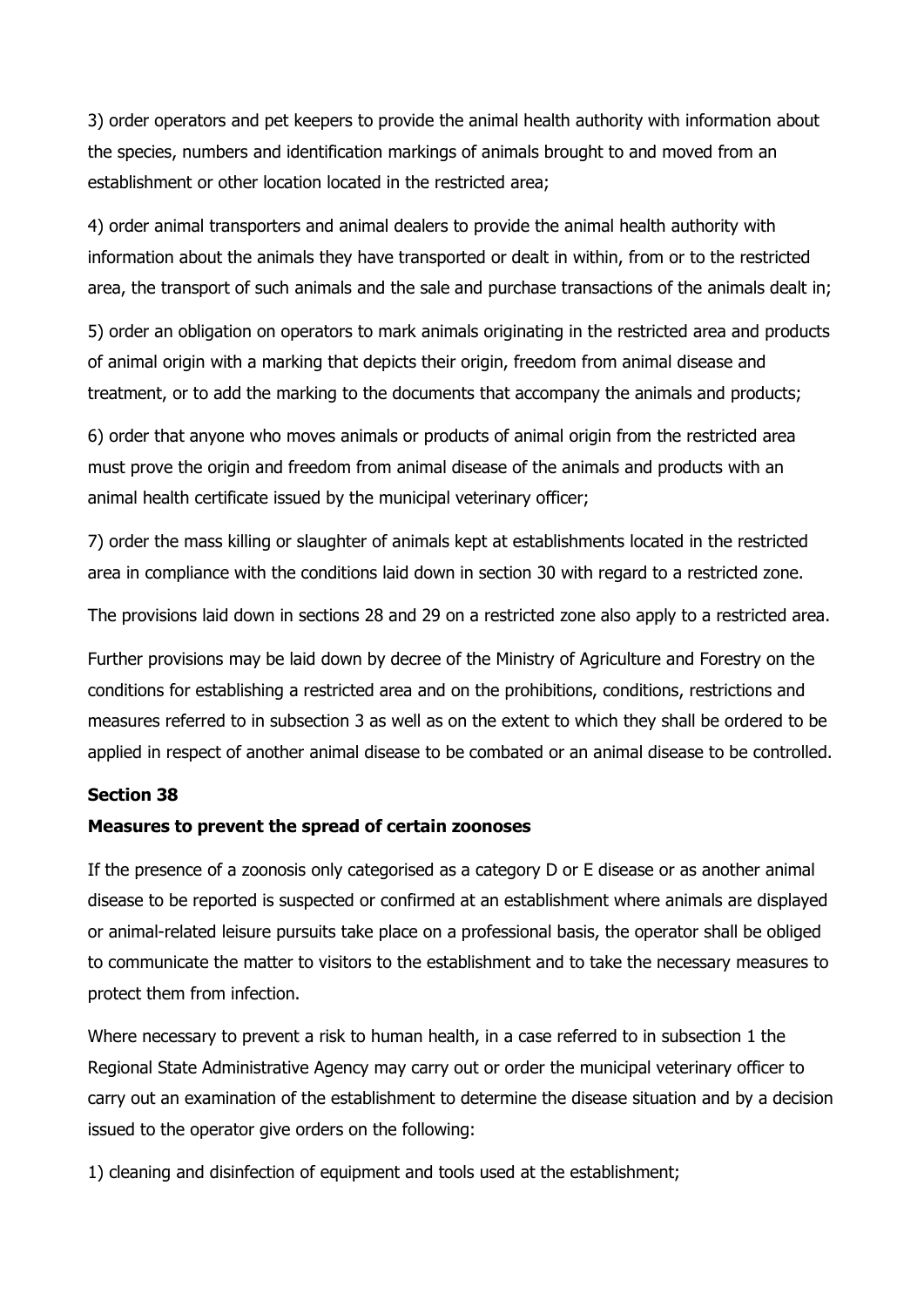3) order operators and pet keepers to provide the animal health authority with information about the species, numbers and identification markings of animals brought to and moved from an establishment or other location located in the restricted area;

4) order animal transporters and animal dealers to provide the animal health authority with information about the animals they have transported or dealt in within, from or to the restricted area, the transport of such animals and the sale and purchase transactions of the animals dealt in;

5) order an obligation on operators to mark animals originating in the restricted area and products of animal origin with a marking that depicts their origin, freedom from animal disease and treatment, or to add the marking to the documents that accompany the animals and products;

6) order that anyone who moves animals or products of animal origin from the restricted area must prove the origin and freedom from animal disease of the animals and products with an animal health certificate issued by the municipal veterinary officer;

7) order the mass killing or slaughter of animals kept at establishments located in the restricted area in compliance with the conditions laid down in section 30 with regard to a restricted zone.

The provisions laid down in sections 28 and 29 on a restricted zone also apply to a restricted area.

Further provisions may be laid down by decree of the Ministry of Agriculture and Forestry on the conditions for establishing a restricted area and on the prohibitions, conditions, restrictions and measures referred to in subsection 3 as well as on the extent to which they shall be ordered to be applied in respect of another animal disease to be combated or an animal disease to be controlled.

**Section 38**

**Measures to prevent the spread of certain zoonoses**

If the presence of a zoonosis only categorised as a category D or E disease or as another animal disease to be reported is suspected or confirmed at an establishment where animals are displayed or animal-related leisure pursuits take place on a professional basis, the operator shall be obliged to communicate the matter to visitors to the establishment and to take the necessary measures to protect them from infection.

Where necessary to prevent a risk to human health, in a case referred to in subsection 1 the Regional State Administrative Agency may carry out or order the municipal veterinary officer to carry out an examination of the establishment to determine the disease situation and by a decision issued to the operator give orders on the following:

1) cleaning and disinfection of equipment and tools used at the establishment;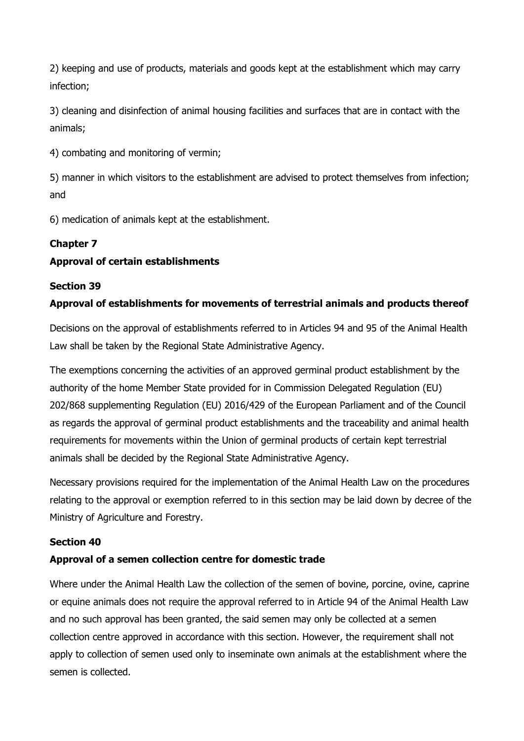2) keeping and use of products, materials and goods kept at the establishment which may carry infection;

3) cleaning and disinfection of animal housing facilities and surfaces that are in contact with the animals;

4) combating and monitoring of vermin;

5) manner in which visitors to the establishment are advised to protect themselves from infection; and

6) medication of animals kept at the establishment.

## Chapter 7

## Approval of certain establishments

### Section 39

### Approval of establishments for movements of terrestrial animals and products thereof

Decisions on the approval of establishments referred to in Articles 94 and 95 of the Animal Health Law shall be taken by the Regional State Administrative Agency.

The exemptions concerning the activities of an approved germinal product establishment by the authority of the home Member State provided for in Commission Delegated Regulation (EU) 202/868 supplementing Regulation (EU) 2016/429 of the European Parliament and of the Council as regards the approval of germinal product establishments and the traceability and animal health requirements for movements within the Union of germinal products of certain kept terrestrial animals shall be decided by the Regional State Administrative Agency.

Necessary provisions required for the implementation of the Animal Health Law on the procedures relating to the approval or exemption referred to in this section may be laid down by decree of the Ministry of Agriculture and Forestry.

### Section 40

### Approval of a semen collection centre for domestic trade

Where under the Animal Health Law the collection of the semen of bovine, porcine, ovine, caprine or equine animals does not require the approval referred to in Article 94 of the Animal Health Law and no such approval has been granted, the said semen may only be collected at a semen collection centre approved in accordance with this section. However, the requirement shall not apply to collection of semen used only to inseminate own animals at the establishment where the semen is collected.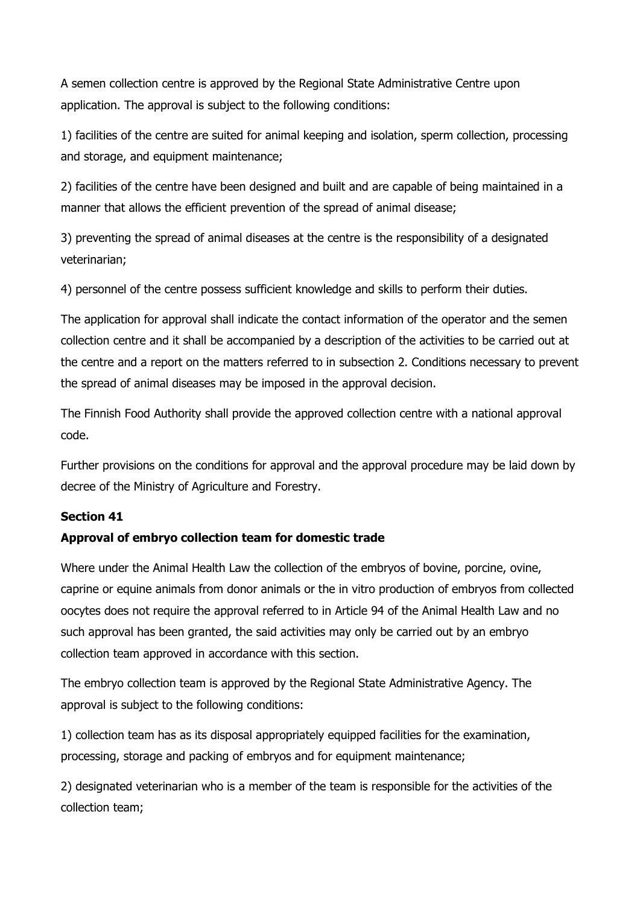A semen collection centre is approved by the Regional State Administrative Centre upon application. The approval is subject to the following conditions:

1) facilities of the centre are suited for animal keeping and isolation, sperm collection, processing and storage, and equipment maintenance;

2) facilities of the centre have been designed and built and are capable of being maintained in a manner that allows the efficient prevention of the spread of animal disease;

3) preventing the spread of animal diseases at the centre is the responsibility of a designated veterinarian;

4) personnel of the centre possess sufficient knowledge and skills to perform their duties.

The application for approval shall indicate the contact information of the operator and the semen collection centre and it shall be accompanied by a description of the activities to be carried out at the centre and a report on the matters referred to in subsection 2. Conditions necessary to prevent the spread of animal diseases may be imposed in the approval decision.

The Finnish Food Authority shall provide the approved collection centre with a national approval code.

Further provisions on the conditions for approval and the approval procedure may be laid down by decree of the Ministry of Agriculture and Forestry.

**Section 41**

**Approval of embryo collection team for domestic trade**

Where under the Animal Health Law the collection of the embryos of bovine, porcine, ovine, caprine or equine animals from donor animals or the in vitro production of embryos from collected oocytes does not require the approval referred to in Article 94 of the Animal Health Law and no such approval has been granted, the said activities may only be carried out by an embryo collection team approved in accordance with this section.

The embryo collection team is approved by the Regional State Administrative Agency. The approval is subject to the following conditions:

1) collection team has as its disposal appropriately equipped facilities for the examination, processing, storage and packing of embryos and for equipment maintenance;

2) designated veterinarian who is a member of the team is responsible for the activities of the collection team;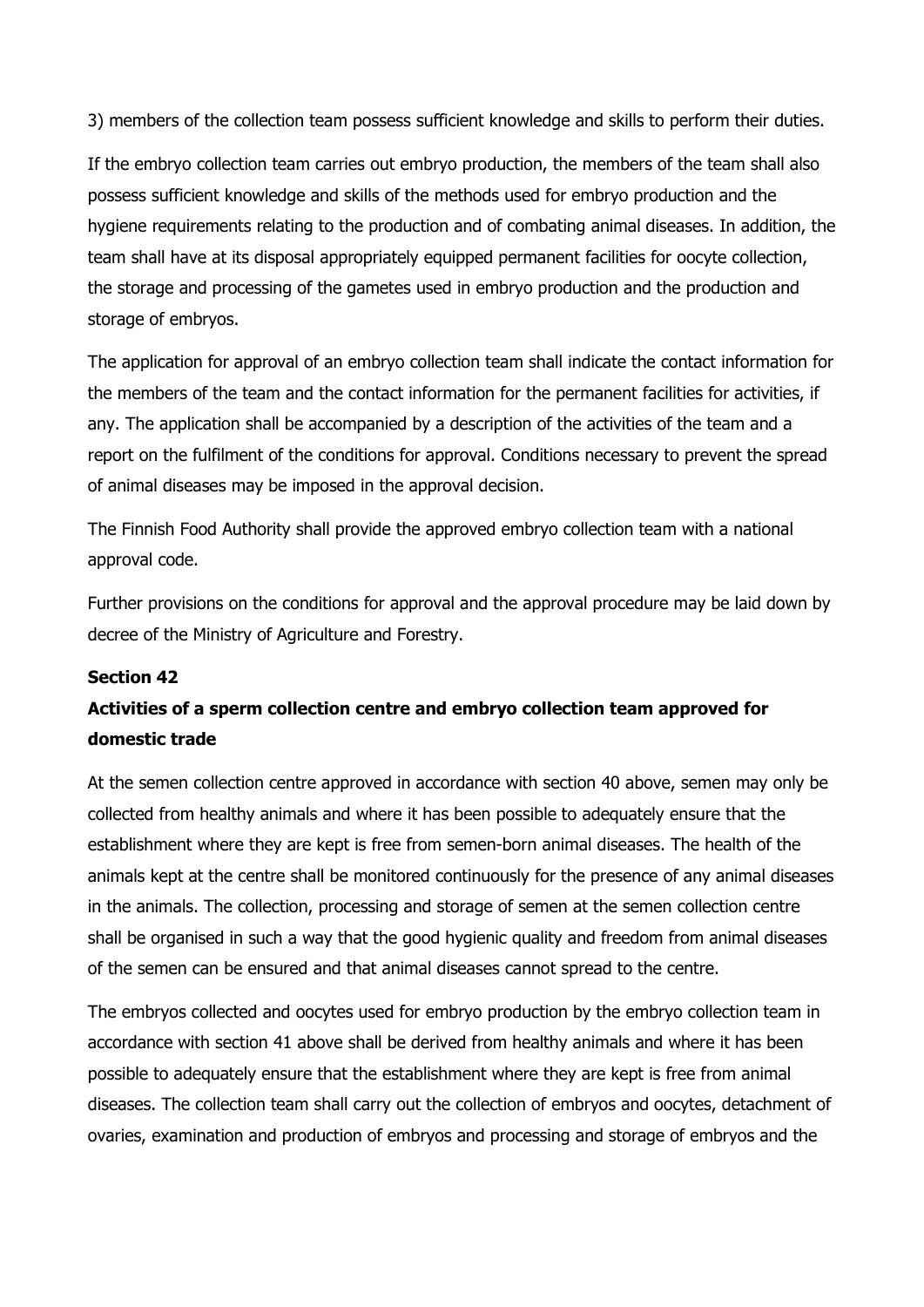3) members of the collection team possess sufficient knowledge and skills to perform their duties.

If the embryo collection team carries out embryo production, the members of the team shall also possess sufficient knowledge and skills of the methods used for embryo production and the hygiene requirements relating to the production and of combating animal diseases. In addition, the team shall have at its disposal appropriately equipped permanent facilities for oocyte collection, the storage and processing of the gametes used in embryo production and the production and storage of embryos.

The application for approval of an embryo collection team shall indicate the contact information for the members of the team and the contact information for the permanent facilities for activities, if any. The application shall be accompanied by a description of the activities of the team and a report on the fulfilment of the conditions for approval. Conditions necessary to prevent the spread of animal diseases may be imposed in the approval decision.

The Finnish Food Authority shall provide the approved embryo collection team with a national approval code.

Further provisions on the conditions for approval and the approval procedure may be laid down by decree of the Ministry of Agriculture and Forestry.

**Section 42**

**Activities of a sperm collection centre and embryo collection team approved for domestic trade**

At the semen collection centre approved in accordance with section 40 above, semen may only be collected from healthy animals and where it has been possible to adequately ensure that the establishment where they are kept is free from semen-born animal diseases. The health of the animals kept at the centre shall be monitored continuously for the presence of any animal diseases in the animals. The collection, processing and storage of semen at the semen collection centre shall be organised in such a way that the good hygienic quality and freedom from animal diseases of the semen can be ensured and that animal diseases cannot spread to the centre.

The embryos collected and oocytes used for embryo production by the embryo collection team in accordance with section 41 above shall be derived from healthy animals and where it has been possible to adequately ensure that the establishment where they are kept is free from animal diseases. The collection team shall carry out the collection of embryos and oocytes, detachment of ovaries, examination and production of embryos and processing and storage of embryos and the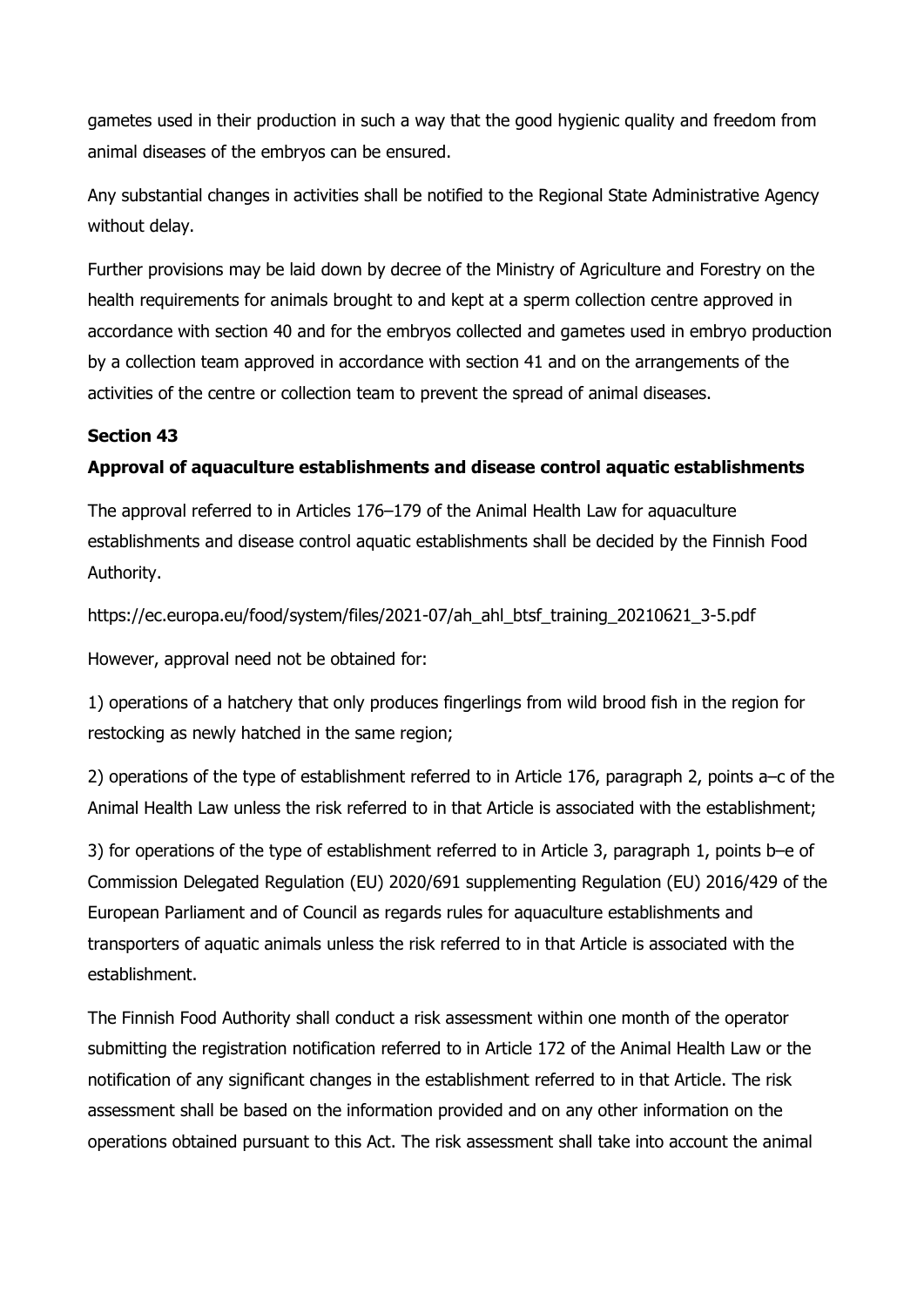gametes used in their production in such a way that the good hygienic quality and freedom from animal diseases of the embryos can be ensured.

Any substantial changes in activities shall be notified to the Regional State Administrative Agency without delay.

Further provisions may be laid down by decree of the Ministry of Agriculture and Forestry on the health requirements for animals brought to and kept at a sperm collection centre approved in accordance with section 40 and for the embryos collected and gametes used in embryo production by a collection team approved in accordance with section 41 and on the arrangements of the activities of the centre or collection team to prevent the spread of animal diseases.

**Section 43**

**Approval of aquaculture establishments and disease control aquatic establishments**

The approval referred to in Articles 176–179 of the Animal Health Law for aquaculture establishments and disease control aquatic establishments shall be decided by the Finnish Food Authority.

https://ec.europa.eu/food/system/files/2021-07/ah_ahl_btsf_training_20210621_3-5.pdf

However, approval need not be obtained for:

1) operations of a hatchery that only produces fingerlings from wild brood fish in the region for restocking as newly hatched in the same region;

2) operations of the type of establishment referred to in Article 176, paragraph 2, points a–c of the Animal Health Law unless the risk referred to in that Article is associated with the establishment;

3) for operations of the type of establishment referred to in Article 3, paragraph 1, points b–e of Commission Delegated Regulation (EU) 2020/691 supplementing Regulation (EU) 2016/429 of the European Parliament and of Council as regards rules for aquaculture establishments and transporters of aquatic animals unless the risk referred to in that Article is associated with the establishment.

The Finnish Food Authority shall conduct a risk assessment within one month of the operator submitting the registration notification referred to in Article 172 of the Animal Health Law or the notification of any significant changes in the establishment referred to in that Article. The risk assessment shall be based on the information provided and on any other information on the operations obtained pursuant to this Act. The risk assessment shall take into account the animal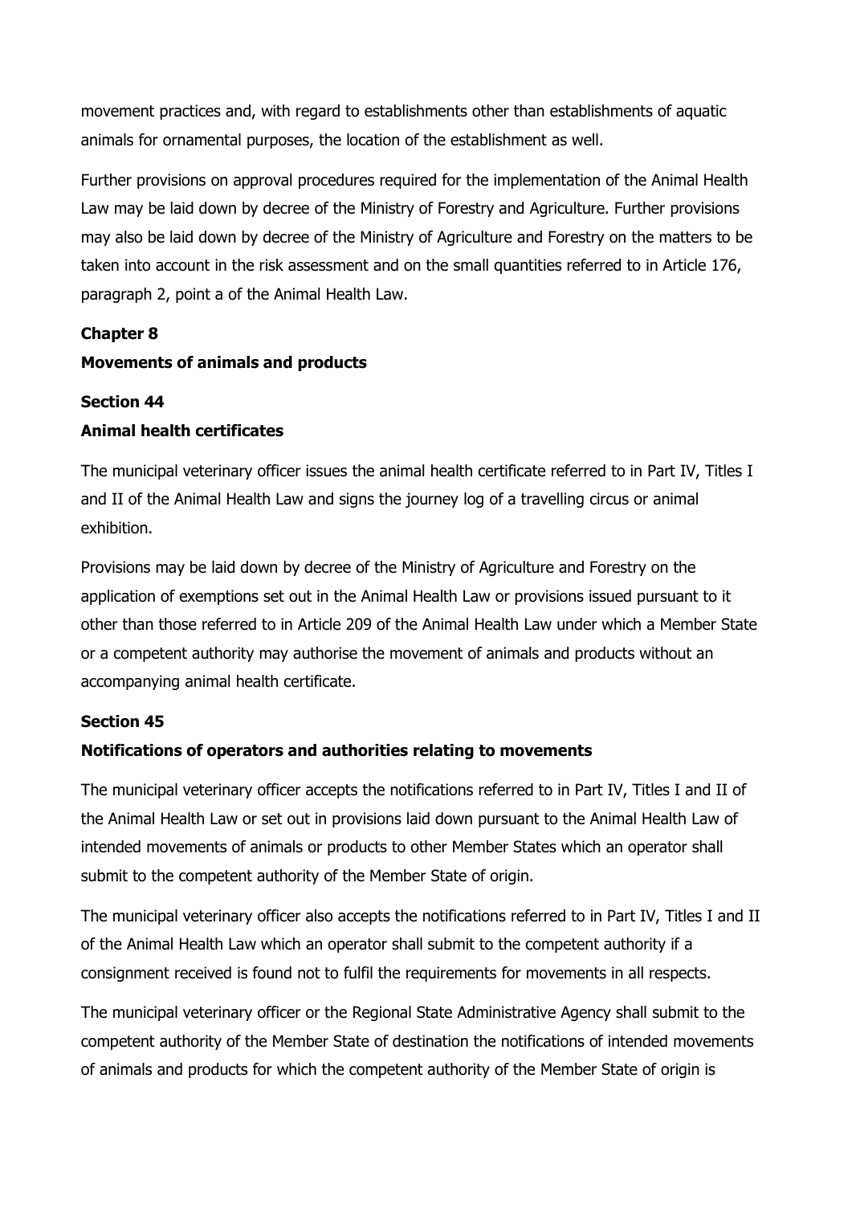movement practices and, with regard to establishments other than establishments of aquatic animals for ornamental purposes, the location of the establishment as well.

Further provisions on approval procedures required for the implementation of the Animal Health Law may be laid down by decree of the Ministry of Forestry and Agriculture. Further provisions may also be laid down by decree of the Ministry of Agriculture and Forestry on the matters to be taken into account in the risk assessment and on the small quantities referred to in Article 176, paragraph 2, point a of the Animal Health Law.

## Chapter 8

## Movements of animals and products

### Section 44

### Animal health certificates

The municipal veterinary officer issues the animal health certificate referred to in Part IV, Titles I and II of the Animal Health Law and signs the journey log of a travelling circus or animal exhibition.

Provisions may be laid down by decree of the Ministry of Agriculture and Forestry on the application of exemptions set out in the Animal Health Law or provisions issued pursuant to it other than those referred to in Article 209 of the Animal Health Law under which a Member State or a competent authority may authorise the movement of animals and products without an accompanying animal health certificate.

### Section 45

### Notifications of operators and authorities relating to movements

The municipal veterinary officer accepts the notifications referred to in Part IV, Titles I and II of the Animal Health Law or set out in provisions laid down pursuant to the Animal Health Law of intended movements of animals or products to other Member States which an operator shall submit to the competent authority of the Member State of origin.

The municipal veterinary officer also accepts the notifications referred to in Part IV, Titles I and II of the Animal Health Law which an operator shall submit to the competent authority if a consignment received is found not to fulfil the requirements for movements in all respects.

The municipal veterinary officer or the Regional State Administrative Agency shall submit to the competent authority of the Member State of destination the notifications of intended movements of animals and products for which the competent authority of the Member State of origin is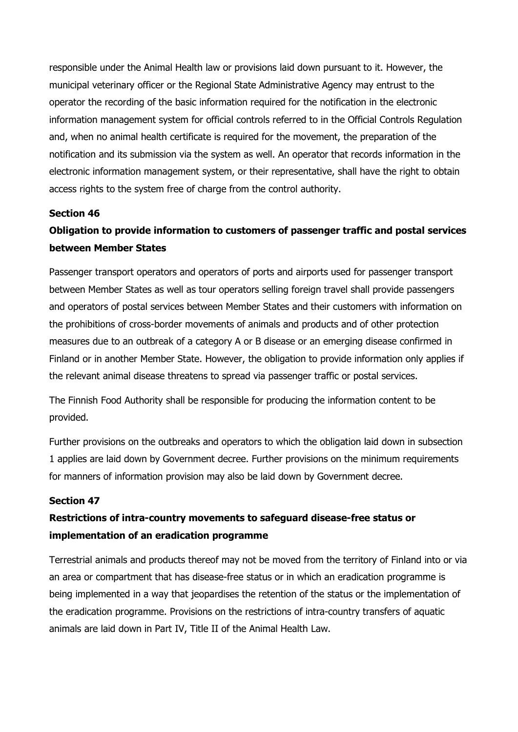responsible under the Animal Health law or provisions laid down pursuant to it. However, the municipal veterinary officer or the Regional State Administrative Agency may entrust to the operator the recording of the basic information required for the notification in the electronic information management system for official controls referred to in the Official Controls Regulation and, when no animal health certificate is required for the movement, the preparation of the notification and its submission via the system as well. An operator that records information in the electronic information management system, or their representative, shall have the right to obtain access rights to the system free of charge from the control authority.

**Section 46**

**Obligation to provide information to customers of passenger traffic and postal services between Member States**

Passenger transport operators and operators of ports and airports used for passenger transport between Member States as well as tour operators selling foreign travel shall provide passengers and operators of postal services between Member States and their customers with information on the prohibitions of cross-border movements of animals and products and of other protection measures due to an outbreak of a category A or B disease or an emerging disease confirmed in Finland or in another Member State. However, the obligation to provide information only applies if the relevant animal disease threatens to spread via passenger traffic or postal services.

The Finnish Food Authority shall be responsible for producing the information content to be provided.

Further provisions on the outbreaks and operators to which the obligation laid down in subsection 1 applies are laid down by Government decree. Further provisions on the minimum requirements for manners of information provision may also be laid down by Government decree.

**Section 47**

**Restrictions of intra-country movements to safeguard disease-free status or implementation of an eradication programme**

Terrestrial animals and products thereof may not be moved from the territory of Finland into or via an area or compartment that has disease-free status or in which an eradication programme is being implemented in a way that jeopardises the retention of the status or the implementation of the eradication programme. Provisions on the restrictions of intra-country transfers of aquatic animals are laid down in Part IV, Title II of the Animal Health Law.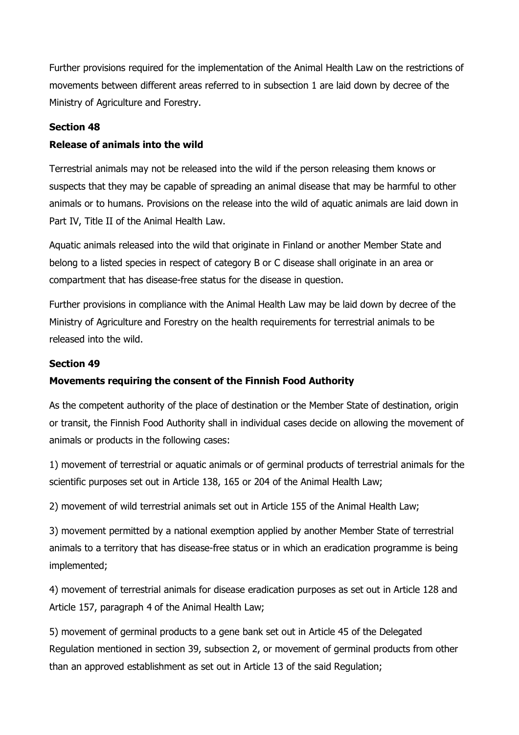Further provisions required for the implementation of the Animal Health Law on the restrictions of movements between different areas referred to in subsection 1 are laid down by decree of the Ministry of Agriculture and Forestry.

**Section 48**

**Release of animals into the wild**

Terrestrial animals may not be released into the wild if the person releasing them knows or suspects that they may be capable of spreading an animal disease that may be harmful to other animals or to humans. Provisions on the release into the wild of aquatic animals are laid down in Part IV, Title II of the Animal Health Law.

Aquatic animals released into the wild that originate in Finland or another Member State and belong to a listed species in respect of category B or C disease shall originate in an area or compartment that has disease-free status for the disease in question.

Further provisions in compliance with the Animal Health Law may be laid down by decree of the Ministry of Agriculture and Forestry on the health requirements for terrestrial animals to be released into the wild.

**Section 49**

**Movements requiring the consent of the Finnish Food Authority**

As the competent authority of the place of destination or the Member State of destination, origin or transit, the Finnish Food Authority shall in individual cases decide on allowing the movement of animals or products in the following cases:

1) movement of terrestrial or aquatic animals or of germinal products of terrestrial animals for the scientific purposes set out in Article 138, 165 or 204 of the Animal Health Law;

2) movement of wild terrestrial animals set out in Article 155 of the Animal Health Law;

3) movement permitted by a national exemption applied by another Member State of terrestrial animals to a territory that has disease-free status or in which an eradication programme is being implemented;

4) movement of terrestrial animals for disease eradication purposes as set out in Article 128 and Article 157, paragraph 4 of the Animal Health Law;

5) movement of germinal products to a gene bank set out in Article 45 of the Delegated Regulation mentioned in section 39, subsection 2, or movement of germinal products from other than an approved establishment as set out in Article 13 of the said Regulation;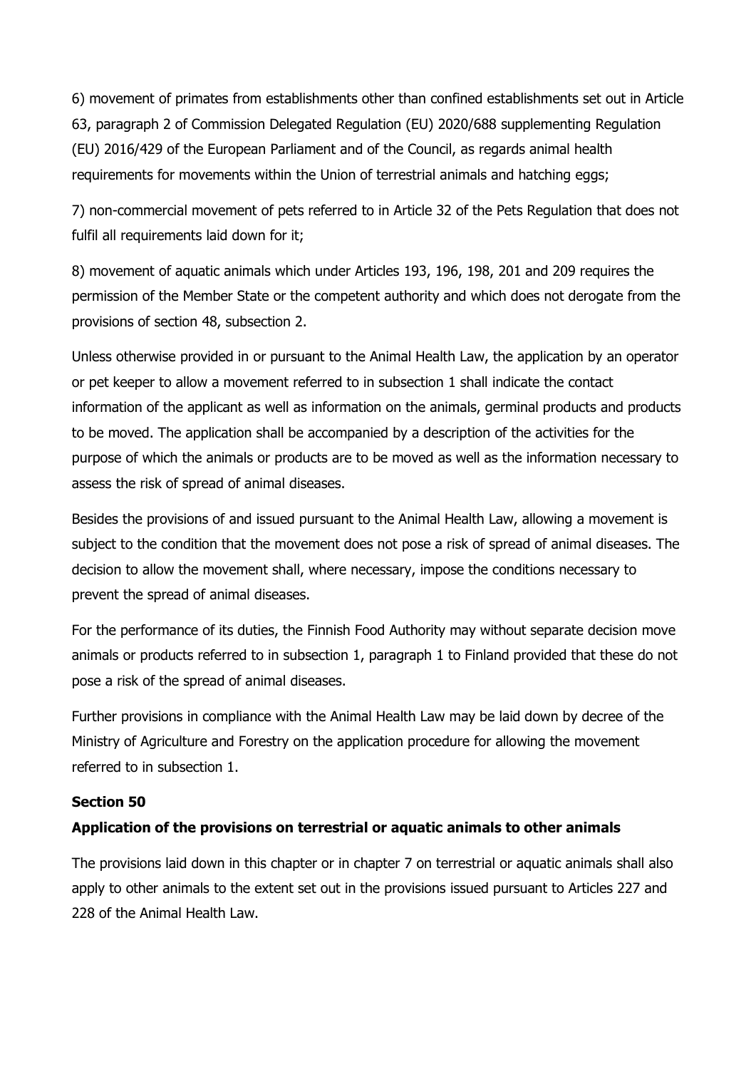6) movement of primates from establishments other than confined establishments set out in Article 63, paragraph 2 of Commission Delegated Regulation (EU) 2020/688 supplementing Regulation (EU) 2016/429 of the European Parliament and of the Council, as regards animal health requirements for movements within the Union of terrestrial animals and hatching eggs;

7) non-commercial movement of pets referred to in Article 32 of the Pets Regulation that does not fulfil all requirements laid down for it;

8) movement of aquatic animals which under Articles 193, 196, 198, 201 and 209 requires the permission of the Member State or the competent authority and which does not derogate from the provisions of section 48, subsection 2.

Unless otherwise provided in or pursuant to the Animal Health Law, the application by an operator or pet keeper to allow a movement referred to in subsection 1 shall indicate the contact information of the applicant as well as information on the animals, germinal products and products to be moved. The application shall be accompanied by a description of the activities for the purpose of which the animals or products are to be moved as well as the information necessary to assess the risk of spread of animal diseases.

Besides the provisions of and issued pursuant to the Animal Health Law, allowing a movement is subject to the condition that the movement does not pose a risk of spread of animal diseases. The decision to allow the movement shall, where necessary, impose the conditions necessary to prevent the spread of animal diseases.

For the performance of its duties, the Finnish Food Authority may without separate decision move animals or products referred to in subsection 1, paragraph 1 to Finland provided that these do not pose a risk of the spread of animal diseases.

Further provisions in compliance with the Animal Health Law may be laid down by decree of the Ministry of Agriculture and Forestry on the application procedure for allowing the movement referred to in subsection 1.

**Section 50**

**Application of the provisions on terrestrial or aquatic animals to other animals**

The provisions laid down in this chapter or in chapter 7 on terrestrial or aquatic animals shall also apply to other animals to the extent set out in the provisions issued pursuant to Articles 227 and 228 of the Animal Health Law.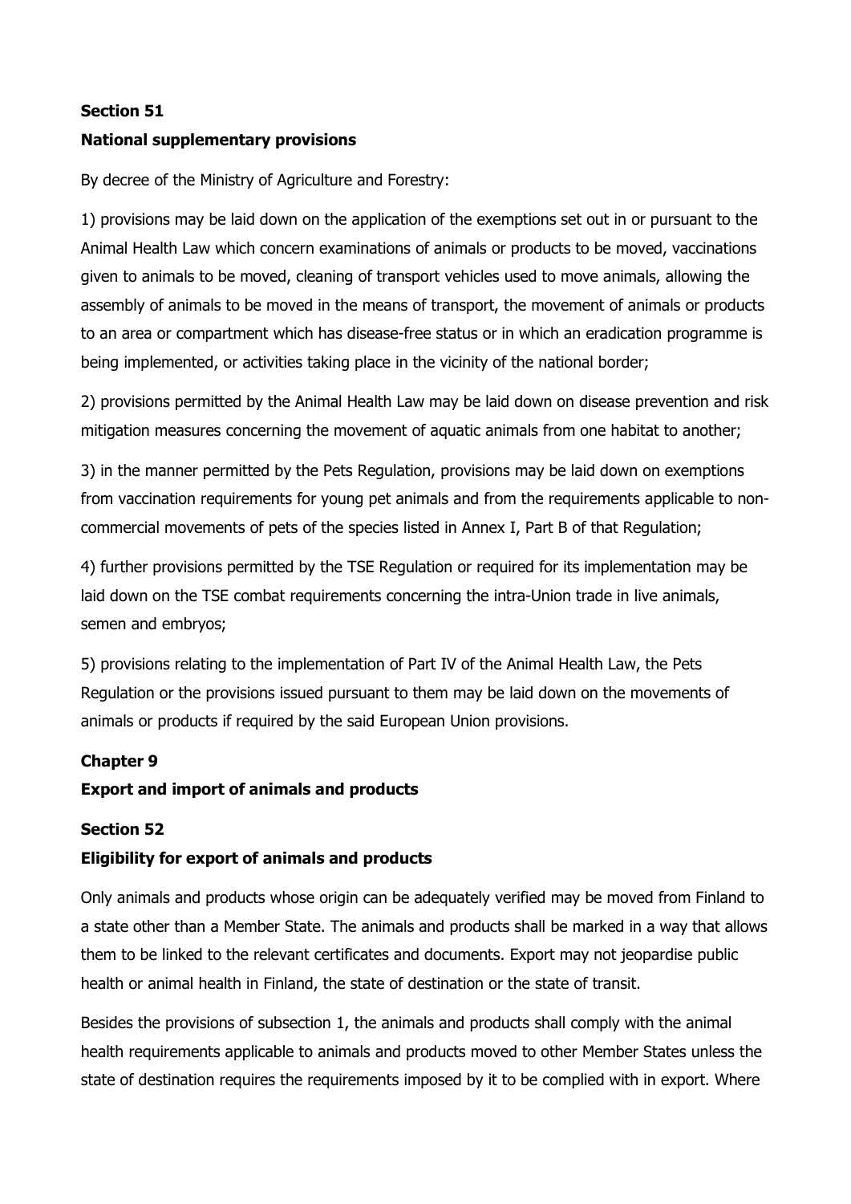### Section 51

### National supplementary provisions

By decree of the Ministry of Agriculture and Forestry:

1) provisions may be laid down on the application of the exemptions set out in or pursuant to the Animal Health Law which concern examinations of animals or products to be moved, vaccinations given to animals to be moved, cleaning of transport vehicles used to move animals, allowing the assembly of animals to be moved in the means of transport, the movement of animals or products to an area or compartment which has disease-free status or in which an eradication programme is being implemented, or activities taking place in the vicinity of the national border;

2) provisions permitted by the Animal Health Law may be laid down on disease prevention and risk mitigation measures concerning the movement of aquatic animals from one habitat to another;

3) in the manner permitted by the Pets Regulation, provisions may be laid down on exemptions from vaccination requirements for young pet animals and from the requirements applicable to non-commercial movements of pets of the species listed in Annex I, Part B of that Regulation;

4) further provisions permitted by the TSE Regulation or required for its implementation may be laid down on the TSE combat requirements concerning the intra-Union trade in live animals, semen and embryos;

5) provisions relating to the implementation of Part IV of the Animal Health Law, the Pets Regulation or the provisions issued pursuant to them may be laid down on the movements of animals or products if required by the said European Union provisions.

## Chapter 9

## Export and import of animals and products

### Section 52

### Eligibility for export of animals and products

Only animals and products whose origin can be adequately verified may be moved from Finland to a state other than a Member State. The animals and products shall be marked in a way that allows them to be linked to the relevant certificates and documents. Export may not jeopardise public health or animal health in Finland, the state of destination or the state of transit.

Besides the provisions of subsection 1, the animals and products shall comply with the animal health requirements applicable to animals and products moved to other Member States unless the state of destination requires the requirements imposed by it to be complied with in export. Where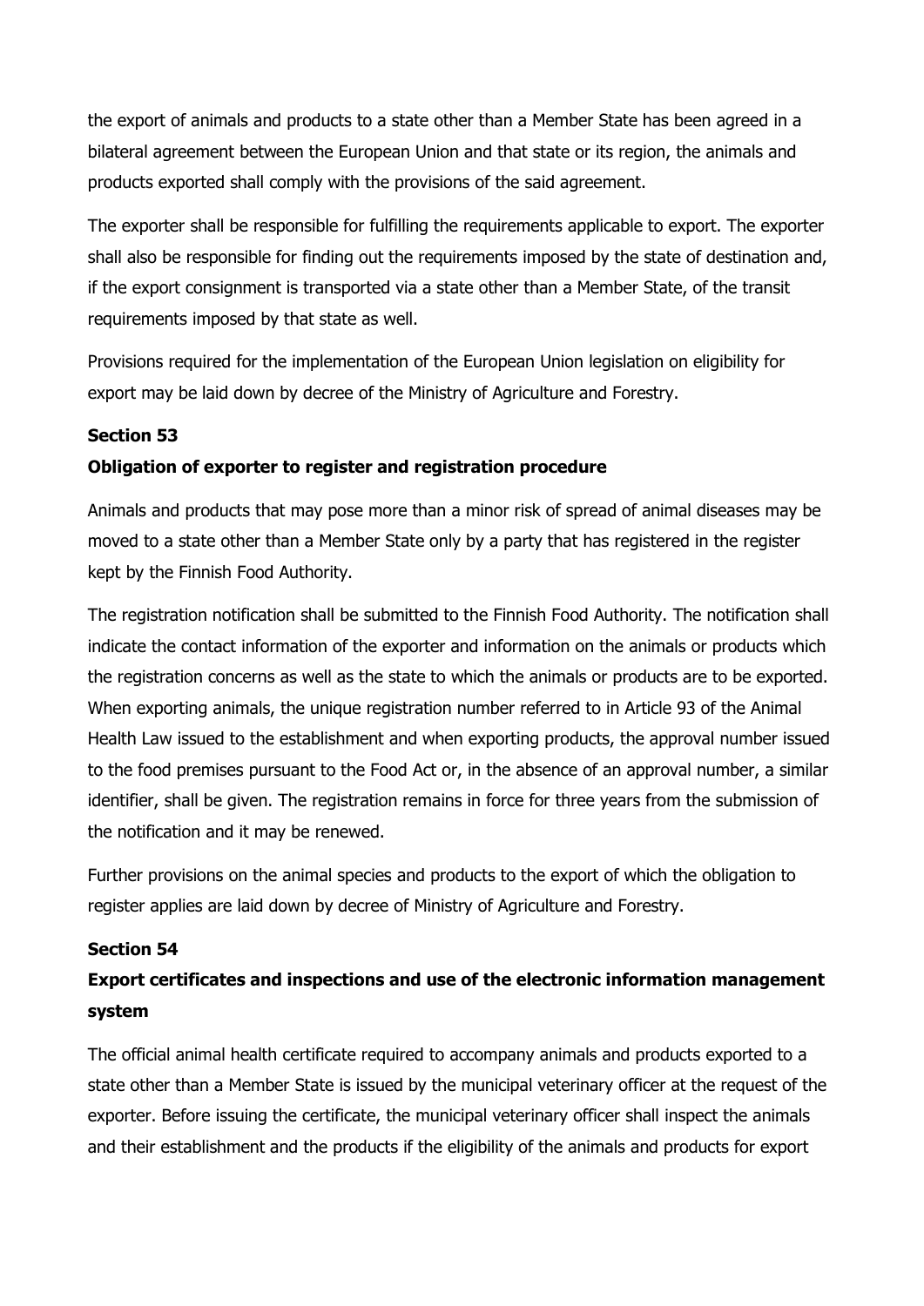the export of animals and products to a state other than a Member State has been agreed in a bilateral agreement between the European Union and that state or its region, the animals and products exported shall comply with the provisions of the said agreement.

The exporter shall be responsible for fulfilling the requirements applicable to export. The exporter shall also be responsible for finding out the requirements imposed by the state of destination and, if the export consignment is transported via a state other than a Member State, of the transit requirements imposed by that state as well.

Provisions required for the implementation of the European Union legislation on eligibility for export may be laid down by decree of the Ministry of Agriculture and Forestry.

**Section 53**

**Obligation of exporter to register and registration procedure**

Animals and products that may pose more than a minor risk of spread of animal diseases may be moved to a state other than a Member State only by a party that has registered in the register kept by the Finnish Food Authority.

The registration notification shall be submitted to the Finnish Food Authority. The notification shall indicate the contact information of the exporter and information on the animals or products which the registration concerns as well as the state to which the animals or products are to be exported. When exporting animals, the unique registration number referred to in Article 93 of the Animal Health Law issued to the establishment and when exporting products, the approval number issued to the food premises pursuant to the Food Act or, in the absence of an approval number, a similar identifier, shall be given. The registration remains in force for three years from the submission of the notification and it may be renewed.

Further provisions on the animal species and products to the export of which the obligation to register applies are laid down by decree of Ministry of Agriculture and Forestry.

**Section 54**

**Export certificates and inspections and use of the electronic information management system**

The official animal health certificate required to accompany animals and products exported to a state other than a Member State is issued by the municipal veterinary officer at the request of the exporter. Before issuing the certificate, the municipal veterinary officer shall inspect the animals and their establishment and the products if the eligibility of the animals and products for export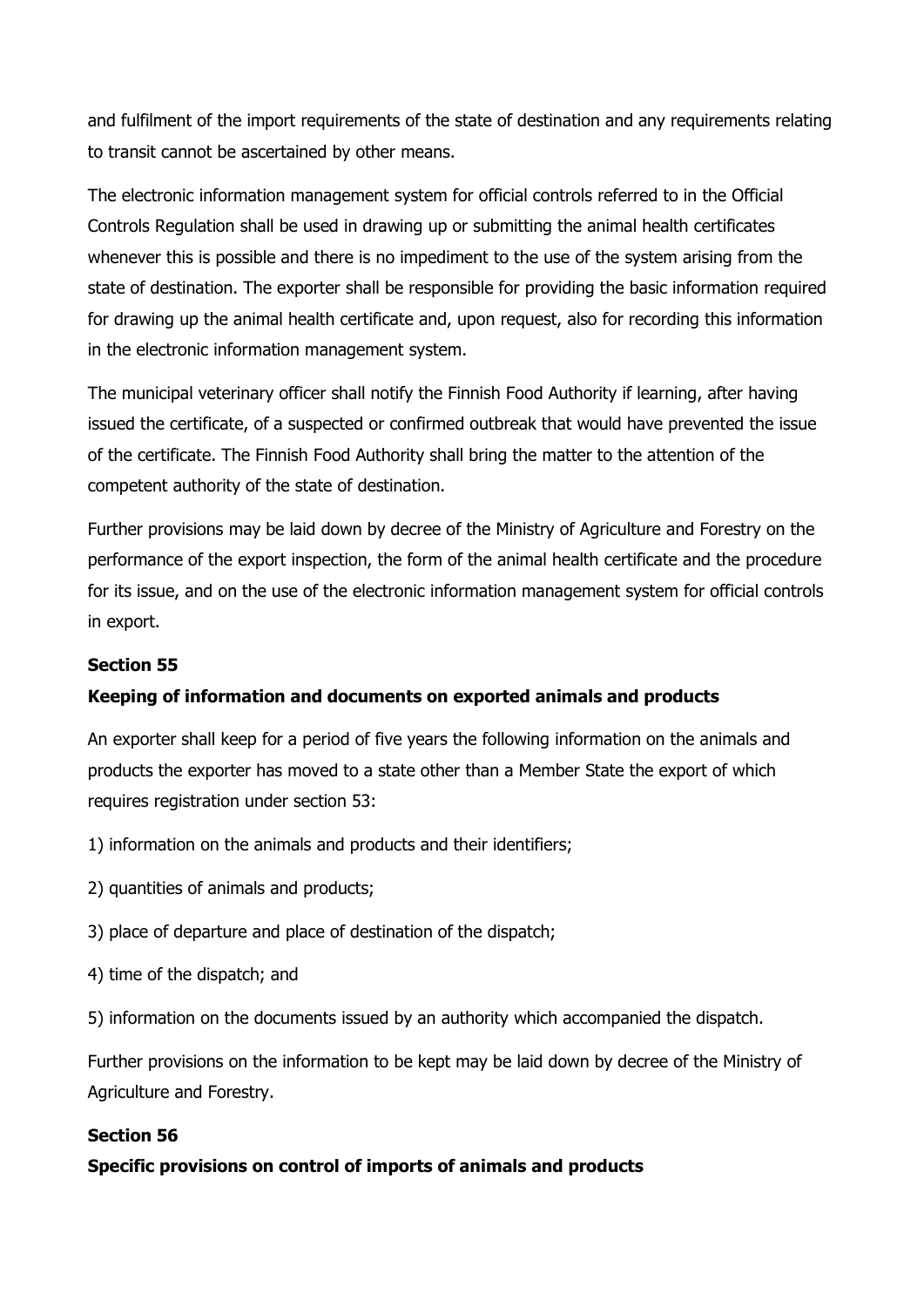and fulfilment of the import requirements of the state of destination and any requirements relating to transit cannot be ascertained by other means.

The electronic information management system for official controls referred to in the Official Controls Regulation shall be used in drawing up or submitting the animal health certificates whenever this is possible and there is no impediment to the use of the system arising from the state of destination. The exporter shall be responsible for providing the basic information required for drawing up the animal health certificate and, upon request, also for recording this information in the electronic information management system.

The municipal veterinary officer shall notify the Finnish Food Authority if learning, after having issued the certificate, of a suspected or confirmed outbreak that would have prevented the issue of the certificate. The Finnish Food Authority shall bring the matter to the attention of the competent authority of the state of destination.

Further provisions may be laid down by decree of the Ministry of Agriculture and Forestry on the performance of the export inspection, the form of the animal health certificate and the procedure for its issue, and on the use of the electronic information management system for official controls in export.

**Section 55**

**Keeping of information and documents on exported animals and products**

An exporter shall keep for a period of five years the following information on the animals and products the exporter has moved to a state other than a Member State the export of which requires registration under section 53:

1) information on the animals and products and their identifiers;

2) quantities of animals and products;

3) place of departure and place of destination of the dispatch;

4) time of the dispatch; and

5) information on the documents issued by an authority which accompanied the dispatch.

Further provisions on the information to be kept may be laid down by decree of the Ministry of Agriculture and Forestry.

**Section 56**

**Specific provisions on control of imports of animals and products**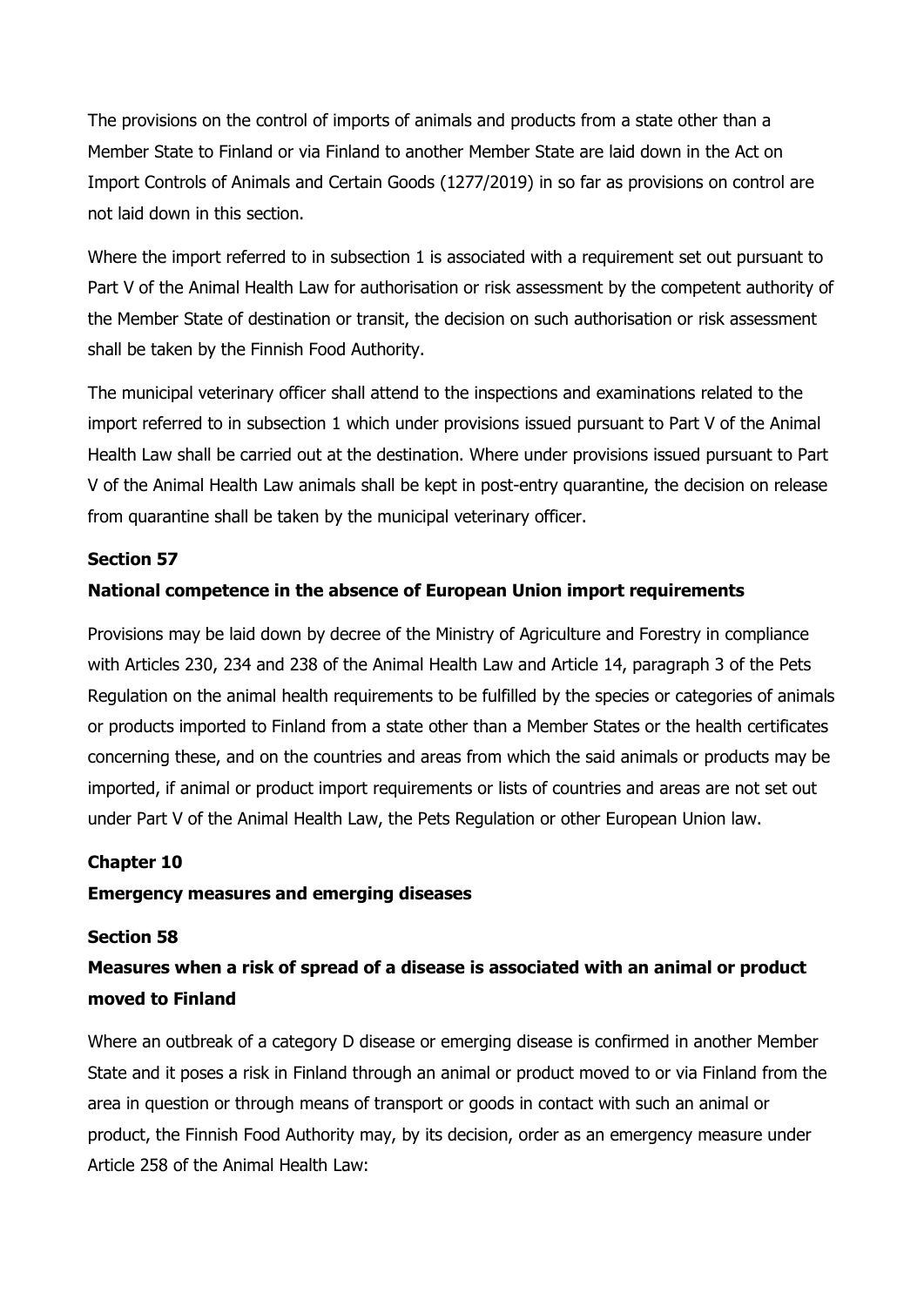The provisions on the control of imports of animals and products from a state other than a Member State to Finland or via Finland to another Member State are laid down in the Act on Import Controls of Animals and Certain Goods (1277/2019) in so far as provisions on control are not laid down in this section.

Where the import referred to in subsection 1 is associated with a requirement set out pursuant to Part V of the Animal Health Law for authorisation or risk assessment by the competent authority of the Member State of destination or transit, the decision on such authorisation or risk assessment shall be taken by the Finnish Food Authority.

The municipal veterinary officer shall attend to the inspections and examinations related to the import referred to in subsection 1 which under provisions issued pursuant to Part V of the Animal Health Law shall be carried out at the destination. Where under provisions issued pursuant to Part V of the Animal Health Law animals shall be kept in post-entry quarantine, the decision on release from quarantine shall be taken by the municipal veterinary officer.

**Section 57**

**National competence in the absence of European Union import requirements**

Provisions may be laid down by decree of the Ministry of Agriculture and Forestry in compliance with Articles 230, 234 and 238 of the Animal Health Law and Article 14, paragraph 3 of the Pets Regulation on the animal health requirements to be fulfilled by the species or categories of animals or products imported to Finland from a state other than a Member States or the health certificates concerning these, and on the countries and areas from which the said animals or products may be imported, if animal or product import requirements or lists of countries and areas are not set out under Part V of the Animal Health Law, the Pets Regulation or other European Union law.

**Chapter 10**

**Emergency measures and emerging diseases**

**Section 58**

**Measures when a risk of spread of a disease is associated with an animal or product moved to Finland**

Where an outbreak of a category D disease or emerging disease is confirmed in another Member State and it poses a risk in Finland through an animal or product moved to or via Finland from the area in question or through means of transport or goods in contact with such an animal or product, the Finnish Food Authority may, by its decision, order as an emergency measure under Article 258 of the Animal Health Law: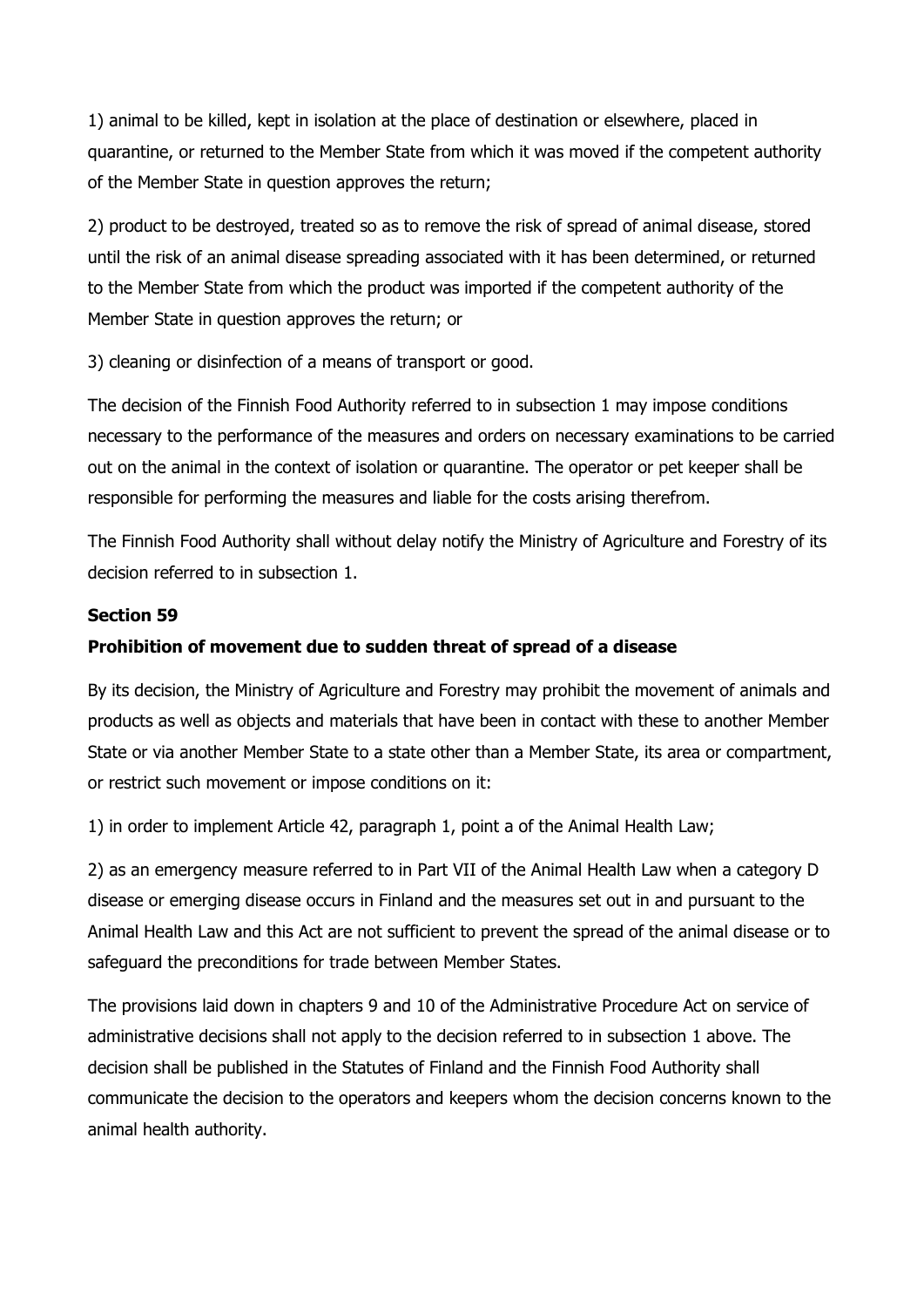1) animal to be killed, kept in isolation at the place of destination or elsewhere, placed in quarantine, or returned to the Member State from which it was moved if the competent authority of the Member State in question approves the return;

2) product to be destroyed, treated so as to remove the risk of spread of animal disease, stored until the risk of an animal disease spreading associated with it has been determined, or returned to the Member State from which the product was imported if the competent authority of the Member State in question approves the return; or

3) cleaning or disinfection of a means of transport or good.

The decision of the Finnish Food Authority referred to in subsection 1 may impose conditions necessary to the performance of the measures and orders on necessary examinations to be carried out on the animal in the context of isolation or quarantine. The operator or pet keeper shall be responsible for performing the measures and liable for the costs arising therefrom.

The Finnish Food Authority shall without delay notify the Ministry of Agriculture and Forestry of its decision referred to in subsection 1.

**Section 59**

**Prohibition of movement due to sudden threat of spread of a disease**

By its decision, the Ministry of Agriculture and Forestry may prohibit the movement of animals and products as well as objects and materials that have been in contact with these to another Member State or via another Member State to a state other than a Member State, its area or compartment, or restrict such movement or impose conditions on it:

1) in order to implement Article 42, paragraph 1, point a of the Animal Health Law;

2) as an emergency measure referred to in Part VII of the Animal Health Law when a category D disease or emerging disease occurs in Finland and the measures set out in and pursuant to the Animal Health Law and this Act are not sufficient to prevent the spread of the animal disease or to safeguard the preconditions for trade between Member States.

The provisions laid down in chapters 9 and 10 of the Administrative Procedure Act on service of administrative decisions shall not apply to the decision referred to in subsection 1 above. The decision shall be published in the Statutes of Finland and the Finnish Food Authority shall communicate the decision to the operators and keepers whom the decision concerns known to the animal health authority.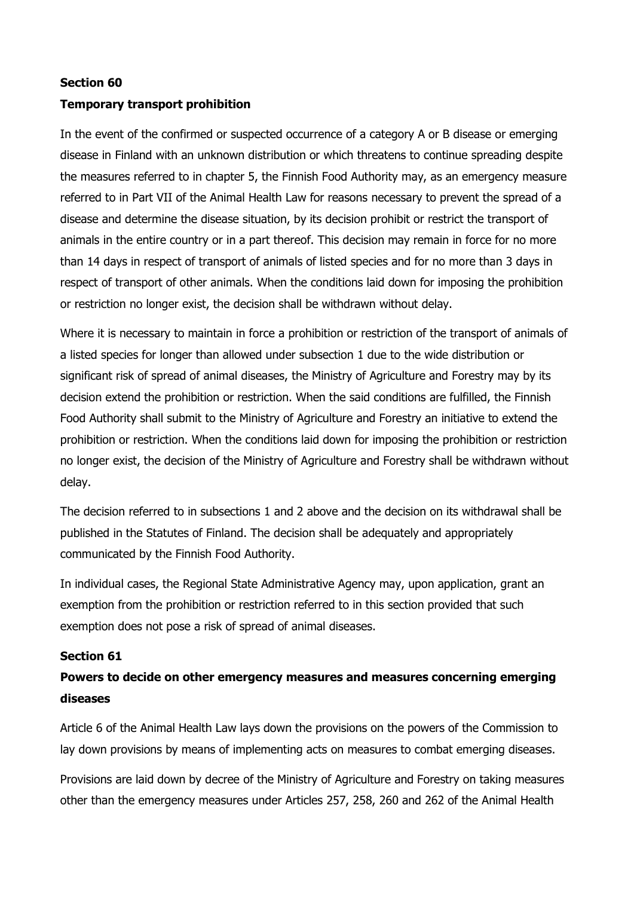**Section 60**

**Temporary transport prohibition**

In the event of the confirmed or suspected occurrence of a category A or B disease or emerging disease in Finland with an unknown distribution or which threatens to continue spreading despite the measures referred to in chapter 5, the Finnish Food Authority may, as an emergency measure referred to in Part VII of the Animal Health Law for reasons necessary to prevent the spread of a disease and determine the disease situation, by its decision prohibit or restrict the transport of animals in the entire country or in a part thereof. This decision may remain in force for no more than 14 days in respect of transport of animals of listed species and for no more than 3 days in respect of transport of other animals. When the conditions laid down for imposing the prohibition or restriction no longer exist, the decision shall be withdrawn without delay.

Where it is necessary to maintain in force a prohibition or restriction of the transport of animals of a listed species for longer than allowed under subsection 1 due to the wide distribution or significant risk of spread of animal diseases, the Ministry of Agriculture and Forestry may by its decision extend the prohibition or restriction. When the said conditions are fulfilled, the Finnish Food Authority shall submit to the Ministry of Agriculture and Forestry an initiative to extend the prohibition or restriction. When the conditions laid down for imposing the prohibition or restriction no longer exist, the decision of the Ministry of Agriculture and Forestry shall be withdrawn without delay.

The decision referred to in subsections 1 and 2 above and the decision on its withdrawal shall be published in the Statutes of Finland. The decision shall be adequately and appropriately communicated by the Finnish Food Authority.

In individual cases, the Regional State Administrative Agency may, upon application, grant an exemption from the prohibition or restriction referred to in this section provided that such exemption does not pose a risk of spread of animal diseases.

**Section 61**

**Powers to decide on other emergency measures and measures concerning emerging diseases**

Article 6 of the Animal Health Law lays down the provisions on the powers of the Commission to lay down provisions by means of implementing acts on measures to combat emerging diseases.

Provisions are laid down by decree of the Ministry of Agriculture and Forestry on taking measures other than the emergency measures under Articles 257, 258, 260 and 262 of the Animal Health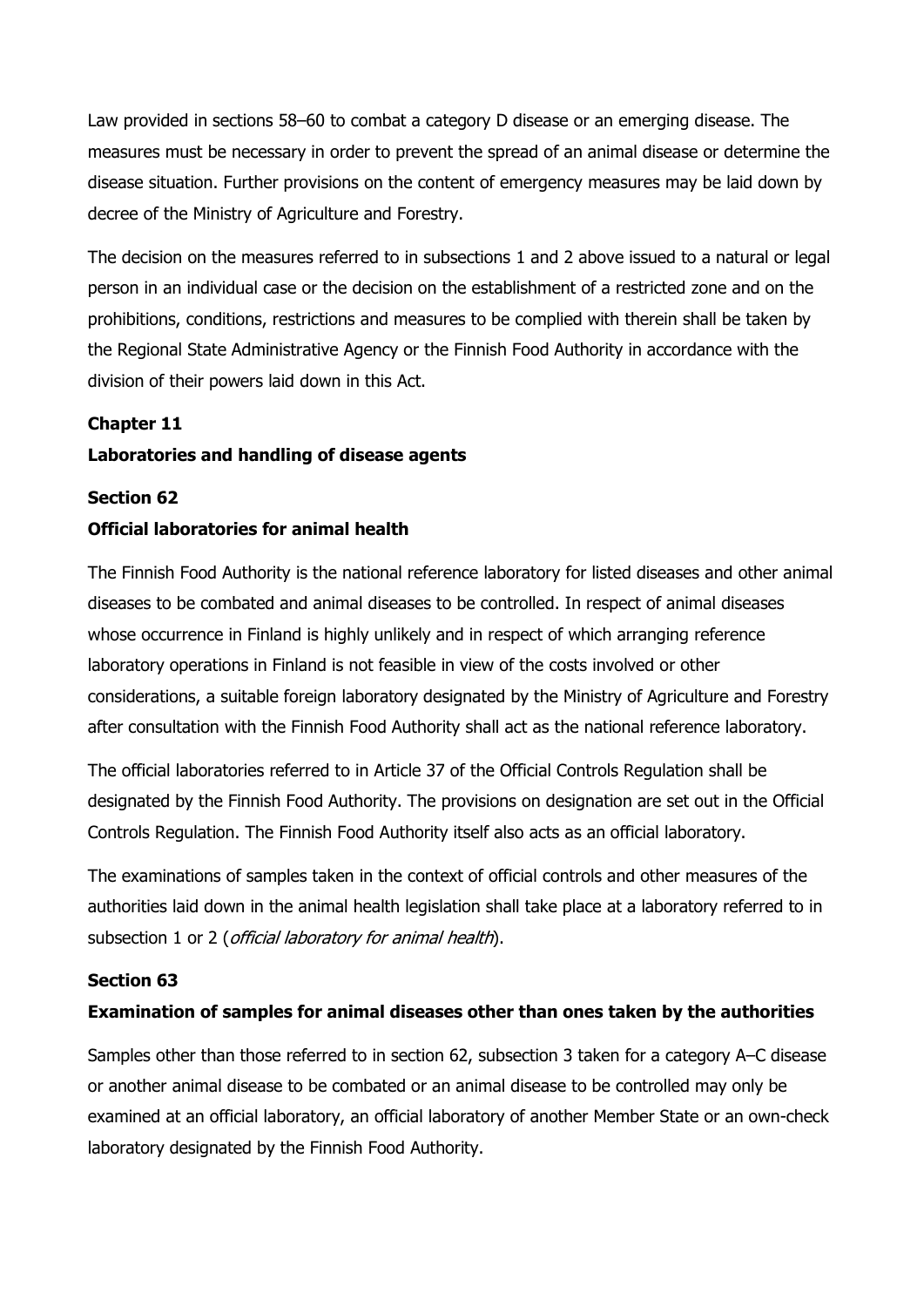Law provided in sections 58–60 to combat a category D disease or an emerging disease. The measures must be necessary in order to prevent the spread of an animal disease or determine the disease situation. Further provisions on the content of emergency measures may be laid down by decree of the Ministry of Agriculture and Forestry.

The decision on the measures referred to in subsections 1 and 2 above issued to a natural or legal person in an individual case or the decision on the establishment of a restricted zone and on the prohibitions, conditions, restrictions and measures to be complied with therein shall be taken by the Regional State Administrative Agency or the Finnish Food Authority in accordance with the division of their powers laid down in this Act.

## Chapter 11

## Laboratories and handling of disease agents

### Section 62

### Official laboratories for animal health

The Finnish Food Authority is the national reference laboratory for listed diseases and other animal diseases to be combated and animal diseases to be controlled. In respect of animal diseases whose occurrence in Finland is highly unlikely and in respect of which arranging reference laboratory operations in Finland is not feasible in view of the costs involved or other considerations, a suitable foreign laboratory designated by the Ministry of Agriculture and Forestry after consultation with the Finnish Food Authority shall act as the national reference laboratory.

The official laboratories referred to in Article 37 of the Official Controls Regulation shall be designated by the Finnish Food Authority. The provisions on designation are set out in the Official Controls Regulation. The Finnish Food Authority itself also acts as an official laboratory.

The examinations of samples taken in the context of official controls and other measures of the authorities laid down in the animal health legislation shall take place at a laboratory referred to in subsection 1 or 2 (*official laboratory for animal health*).

### Section 63

### Examination of samples for animal diseases other than ones taken by the authorities

Samples other than those referred to in section 62, subsection 3 taken for a category A–C disease or another animal disease to be combated or an animal disease to be controlled may only be examined at an official laboratory, an official laboratory of another Member State or an own-check laboratory designated by the Finnish Food Authority.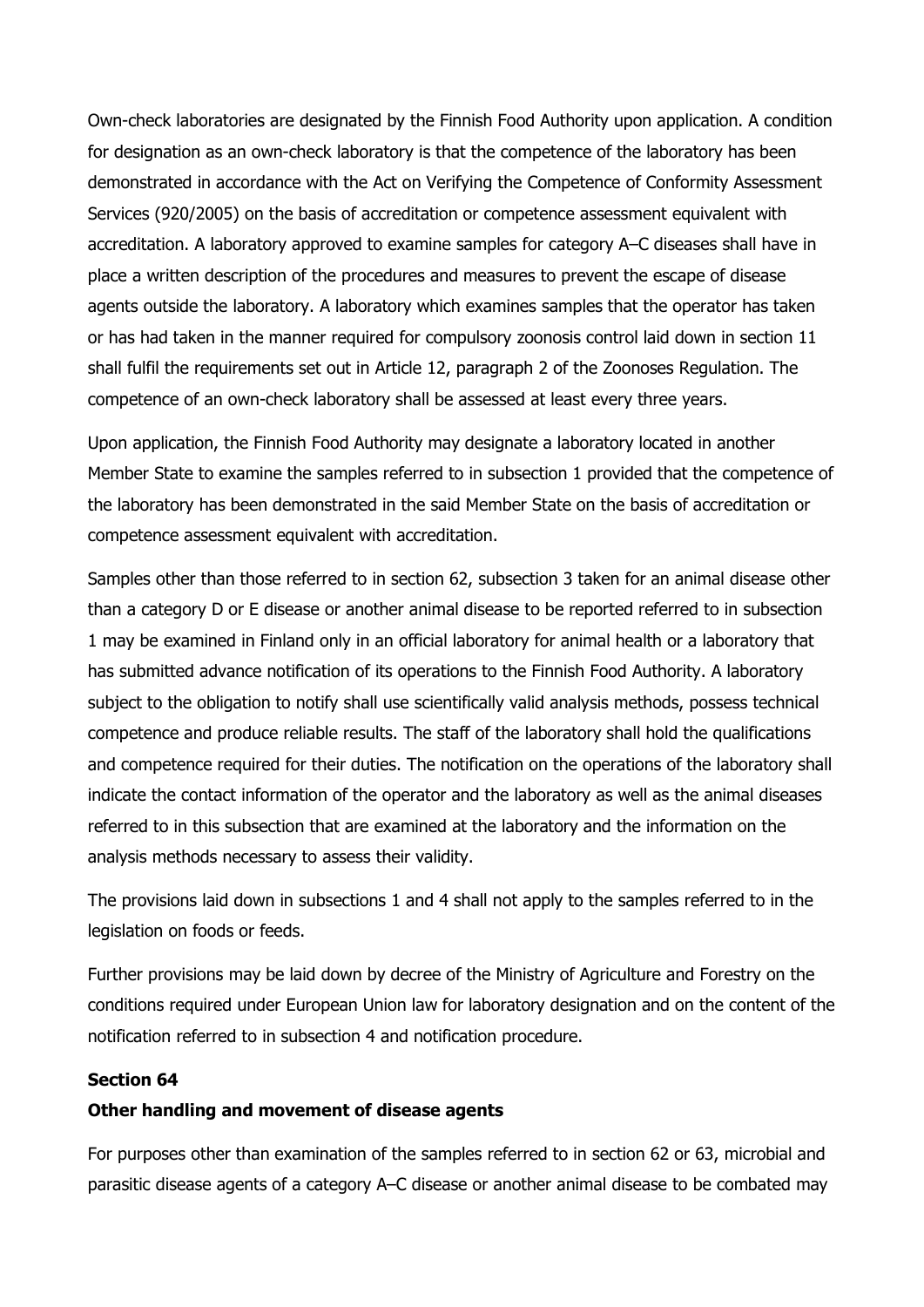Own-check laboratories are designated by the Finnish Food Authority upon application. A condition for designation as an own-check laboratory is that the competence of the laboratory has been demonstrated in accordance with the Act on Verifying the Competence of Conformity Assessment Services (920/2005) on the basis of accreditation or competence assessment equivalent with accreditation. A laboratory approved to examine samples for category A–C diseases shall have in place a written description of the procedures and measures to prevent the escape of disease agents outside the laboratory. A laboratory which examines samples that the operator has taken or has had taken in the manner required for compulsory zoonosis control laid down in section 11 shall fulfil the requirements set out in Article 12, paragraph 2 of the Zoonoses Regulation. The competence of an own-check laboratory shall be assessed at least every three years.

Upon application, the Finnish Food Authority may designate a laboratory located in another Member State to examine the samples referred to in subsection 1 provided that the competence of the laboratory has been demonstrated in the said Member State on the basis of accreditation or competence assessment equivalent with accreditation.

Samples other than those referred to in section 62, subsection 3 taken for an animal disease other than a category D or E disease or another animal disease to be reported referred to in subsection 1 may be examined in Finland only in an official laboratory for animal health or a laboratory that has submitted advance notification of its operations to the Finnish Food Authority. A laboratory subject to the obligation to notify shall use scientifically valid analysis methods, possess technical competence and produce reliable results. The staff of the laboratory shall hold the qualifications and competence required for their duties. The notification on the operations of the laboratory shall indicate the contact information of the operator and the laboratory as well as the animal diseases referred to in this subsection that are examined at the laboratory and the information on the analysis methods necessary to assess their validity.

The provisions laid down in subsections 1 and 4 shall not apply to the samples referred to in the legislation on foods or feeds.

Further provisions may be laid down by decree of the Ministry of Agriculture and Forestry on the conditions required under European Union law for laboratory designation and on the content of the notification referred to in subsection 4 and notification procedure.

**Section 64**

**Other handling and movement of disease agents**

For purposes other than examination of the samples referred to in section 62 or 63, microbial and parasitic disease agents of a category A–C disease or another animal disease to be combated may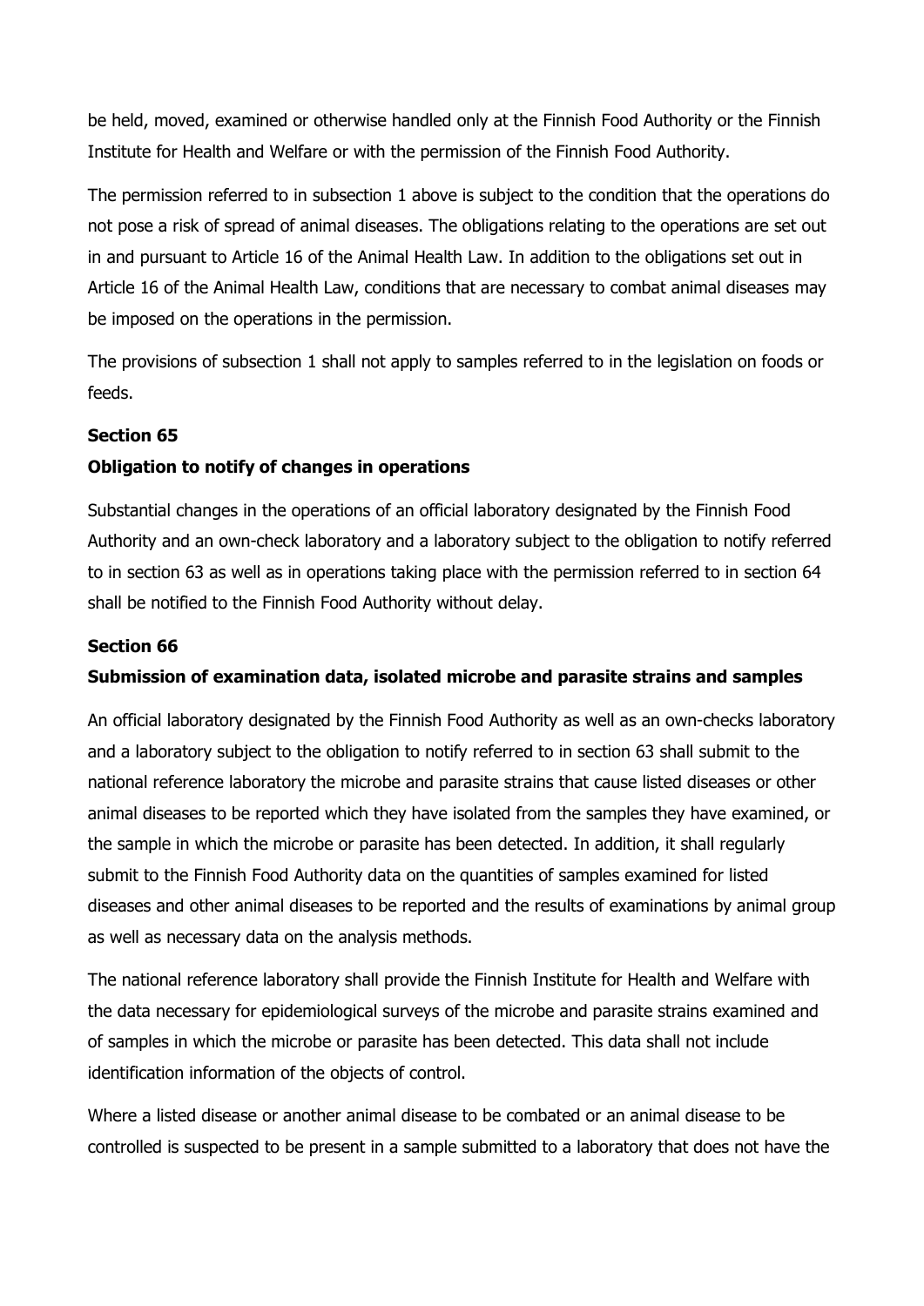be held, moved, examined or otherwise handled only at the Finnish Food Authority or the Finnish Institute for Health and Welfare or with the permission of the Finnish Food Authority.

The permission referred to in subsection 1 above is subject to the condition that the operations do not pose a risk of spread of animal diseases. The obligations relating to the operations are set out in and pursuant to Article 16 of the Animal Health Law. In addition to the obligations set out in Article 16 of the Animal Health Law, conditions that are necessary to combat animal diseases may be imposed on the operations in the permission.

The provisions of subsection 1 shall not apply to samples referred to in the legislation on foods or feeds.

**Section 65**

**Obligation to notify of changes in operations**

Substantial changes in the operations of an official laboratory designated by the Finnish Food Authority and an own-check laboratory and a laboratory subject to the obligation to notify referred to in section 63 as well as in operations taking place with the permission referred to in section 64 shall be notified to the Finnish Food Authority without delay.

**Section 66**

**Submission of examination data, isolated microbe and parasite strains and samples**

An official laboratory designated by the Finnish Food Authority as well as an own-checks laboratory and a laboratory subject to the obligation to notify referred to in section 63 shall submit to the national reference laboratory the microbe and parasite strains that cause listed diseases or other animal diseases to be reported which they have isolated from the samples they have examined, or the sample in which the microbe or parasite has been detected. In addition, it shall regularly submit to the Finnish Food Authority data on the quantities of samples examined for listed diseases and other animal diseases to be reported and the results of examinations by animal group as well as necessary data on the analysis methods.

The national reference laboratory shall provide the Finnish Institute for Health and Welfare with the data necessary for epidemiological surveys of the microbe and parasite strains examined and of samples in which the microbe or parasite has been detected. This data shall not include identification information of the objects of control.

Where a listed disease or another animal disease to be combated or an animal disease to be controlled is suspected to be present in a sample submitted to a laboratory that does not have the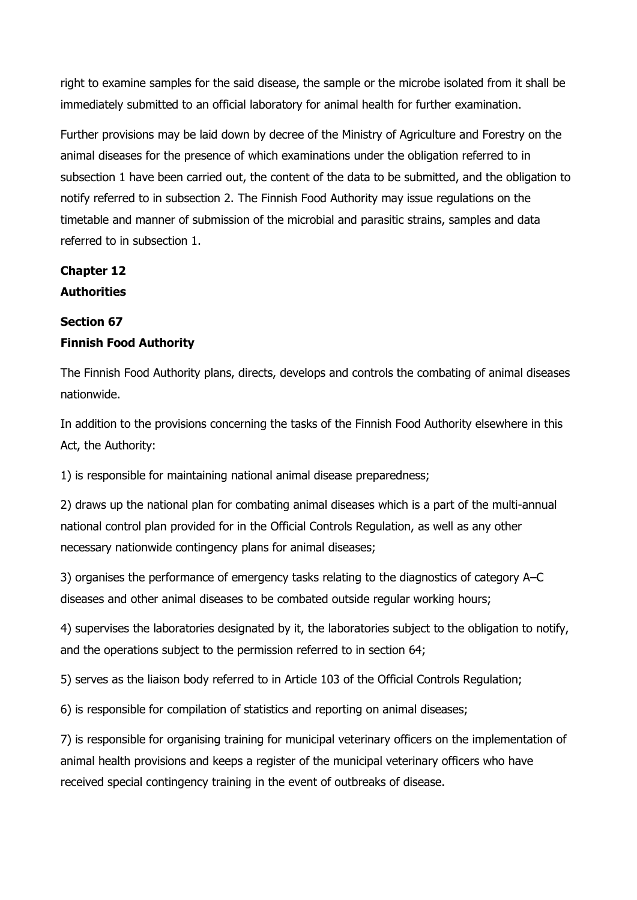right to examine samples for the said disease, the sample or the microbe isolated from it shall be immediately submitted to an official laboratory for animal health for further examination.

Further provisions may be laid down by decree of the Ministry of Agriculture and Forestry on the animal diseases for the presence of which examinations under the obligation referred to in subsection 1 have been carried out, the content of the data to be submitted, and the obligation to notify referred to in subsection 2. The Finnish Food Authority may issue regulations on the timetable and manner of submission of the microbial and parasitic strains, samples and data referred to in subsection 1.

## Chapter 12
## Authorities

### Section 67
### Finnish Food Authority

The Finnish Food Authority plans, directs, develops and controls the combating of animal diseases nationwide.

In addition to the provisions concerning the tasks of the Finnish Food Authority elsewhere in this Act, the Authority:

1) is responsible for maintaining national animal disease preparedness;

2) draws up the national plan for combating animal diseases which is a part of the multi-annual national control plan provided for in the Official Controls Regulation, as well as any other necessary nationwide contingency plans for animal diseases;

3) organises the performance of emergency tasks relating to the diagnostics of category A–C diseases and other animal diseases to be combated outside regular working hours;

4) supervises the laboratories designated by it, the laboratories subject to the obligation to notify, and the operations subject to the permission referred to in section 64;

5) serves as the liaison body referred to in Article 103 of the Official Controls Regulation;

6) is responsible for compilation of statistics and reporting on animal diseases;

7) is responsible for organising training for municipal veterinary officers on the implementation of animal health provisions and keeps a register of the municipal veterinary officers who have received special contingency training in the event of outbreaks of disease.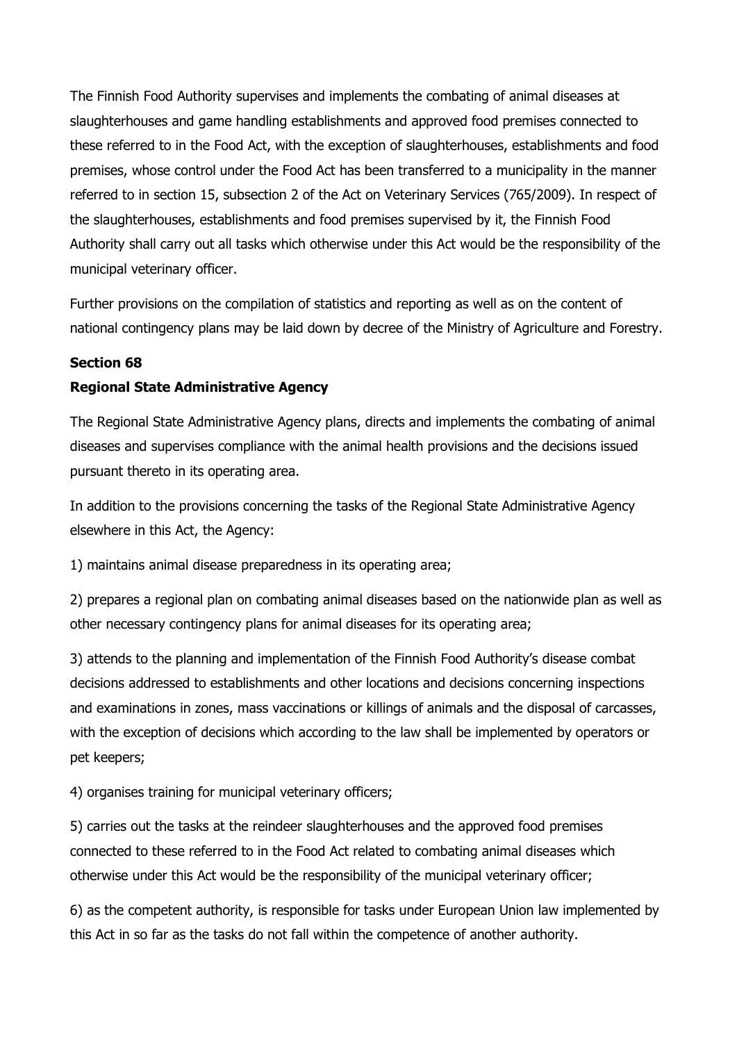The Finnish Food Authority supervises and implements the combating of animal diseases at slaughterhouses and game handling establishments and approved food premises connected to these referred to in the Food Act, with the exception of slaughterhouses, establishments and food premises, whose control under the Food Act has been transferred to a municipality in the manner referred to in section 15, subsection 2 of the Act on Veterinary Services (765/2009). In respect of the slaughterhouses, establishments and food premises supervised by it, the Finnish Food Authority shall carry out all tasks which otherwise under this Act would be the responsibility of the municipal veterinary officer.

Further provisions on the compilation of statistics and reporting as well as on the content of national contingency plans may be laid down by decree of the Ministry of Agriculture and Forestry.

**Section 68**

**Regional State Administrative Agency**

The Regional State Administrative Agency plans, directs and implements the combating of animal diseases and supervises compliance with the animal health provisions and the decisions issued pursuant thereto in its operating area.

In addition to the provisions concerning the tasks of the Regional State Administrative Agency elsewhere in this Act, the Agency:

1) maintains animal disease preparedness in its operating area;

2) prepares a regional plan on combating animal diseases based on the nationwide plan as well as other necessary contingency plans for animal diseases for its operating area;

3) attends to the planning and implementation of the Finnish Food Authority's disease combat decisions addressed to establishments and other locations and decisions concerning inspections and examinations in zones, mass vaccinations or killings of animals and the disposal of carcasses, with the exception of decisions which according to the law shall be implemented by operators or pet keepers;

4) organises training for municipal veterinary officers;

5) carries out the tasks at the reindeer slaughterhouses and the approved food premises connected to these referred to in the Food Act related to combating animal diseases which otherwise under this Act would be the responsibility of the municipal veterinary officer;

6) as the competent authority, is responsible for tasks under European Union law implemented by this Act in so far as the tasks do not fall within the competence of another authority.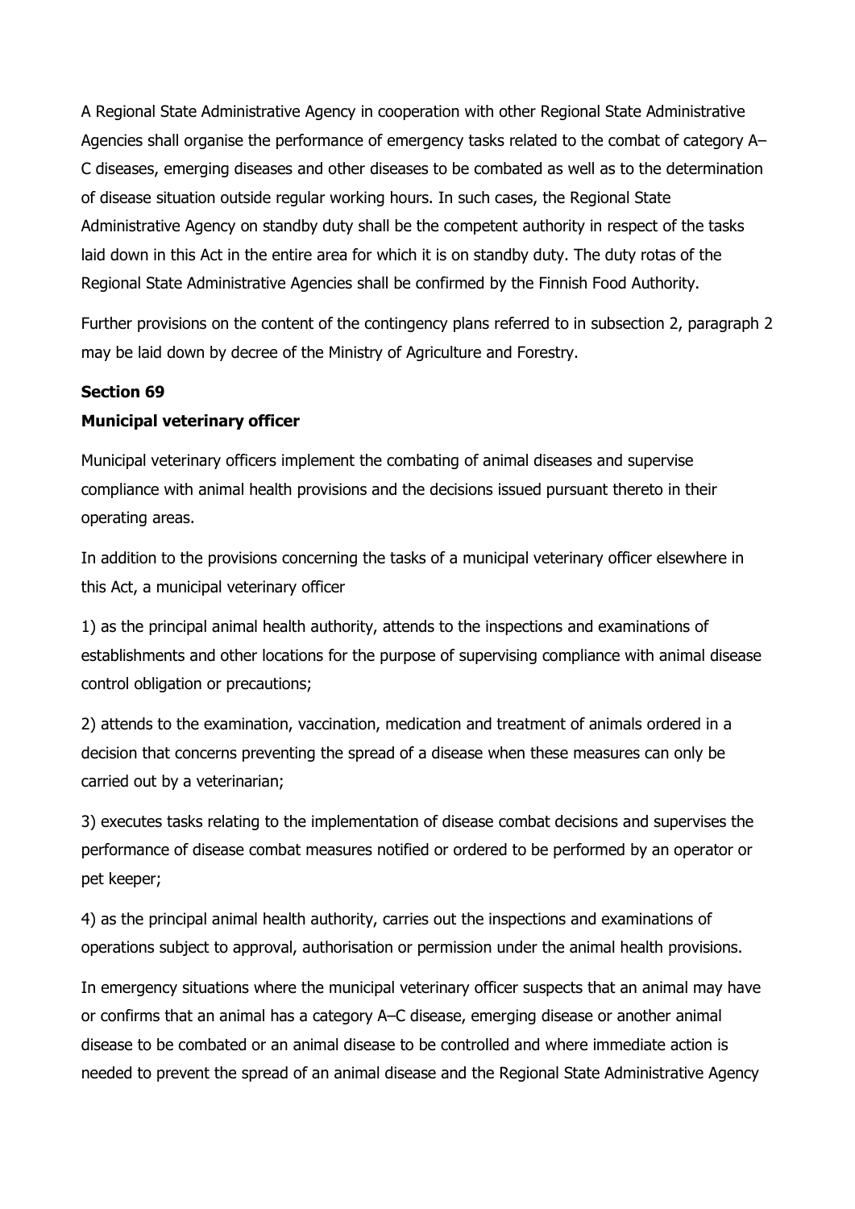A Regional State Administrative Agency in cooperation with other Regional State Administrative Agencies shall organise the performance of emergency tasks related to the combat of category A–C diseases, emerging diseases and other diseases to be combated as well as to the determination of disease situation outside regular working hours. In such cases, the Regional State Administrative Agency on standby duty shall be the competent authority in respect of the tasks laid down in this Act in the entire area for which it is on standby duty. The duty rotas of the Regional State Administrative Agencies shall be confirmed by the Finnish Food Authority.

Further provisions on the content of the contingency plans referred to in subsection 2, paragraph 2 may be laid down by decree of the Ministry of Agriculture and Forestry.

**Section 69**

**Municipal veterinary officer**

Municipal veterinary officers implement the combating of animal diseases and supervise compliance with animal health provisions and the decisions issued pursuant thereto in their operating areas.

In addition to the provisions concerning the tasks of a municipal veterinary officer elsewhere in this Act, a municipal veterinary officer

1) as the principal animal health authority, attends to the inspections and examinations of establishments and other locations for the purpose of supervising compliance with animal disease control obligation or precautions;

2) attends to the examination, vaccination, medication and treatment of animals ordered in a decision that concerns preventing the spread of a disease when these measures can only be carried out by a veterinarian;

3) executes tasks relating to the implementation of disease combat decisions and supervises the performance of disease combat measures notified or ordered to be performed by an operator or pet keeper;

4) as the principal animal health authority, carries out the inspections and examinations of operations subject to approval, authorisation or permission under the animal health provisions.

In emergency situations where the municipal veterinary officer suspects that an animal may have or confirms that an animal has a category A–C disease, emerging disease or another animal disease to be combated or an animal disease to be controlled and where immediate action is needed to prevent the spread of an animal disease and the Regional State Administrative Agency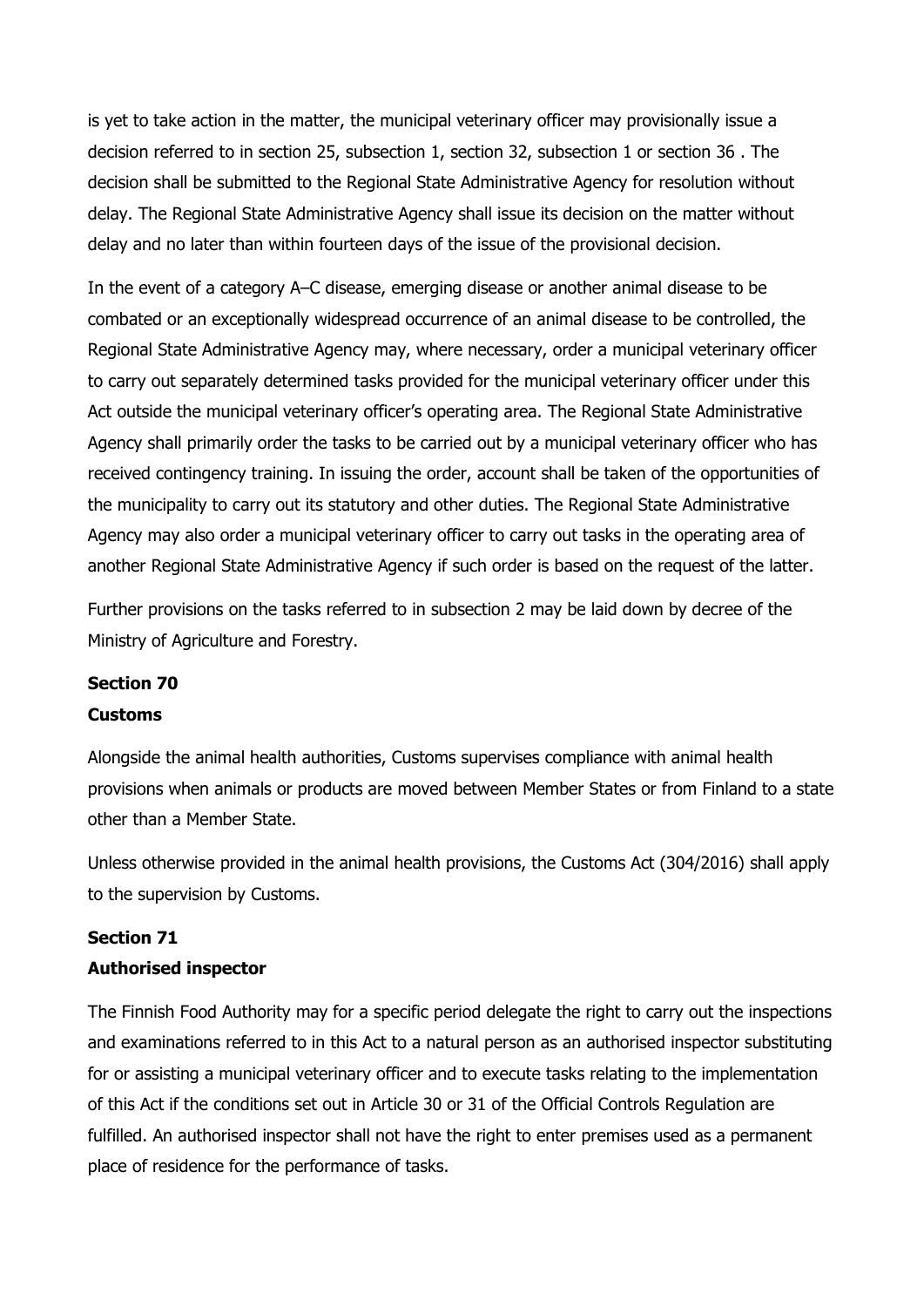is yet to take action in the matter, the municipal veterinary officer may provisionally issue a decision referred to in section 25, subsection 1, section 32, subsection 1 or section 36 . The decision shall be submitted to the Regional State Administrative Agency for resolution without delay. The Regional State Administrative Agency shall issue its decision on the matter without delay and no later than within fourteen days of the issue of the provisional decision.

In the event of a category A–C disease, emerging disease or another animal disease to be combated or an exceptionally widespread occurrence of an animal disease to be controlled, the Regional State Administrative Agency may, where necessary, order a municipal veterinary officer to carry out separately determined tasks provided for the municipal veterinary officer under this Act outside the municipal veterinary officer's operating area. The Regional State Administrative Agency shall primarily order the tasks to be carried out by a municipal veterinary officer who has received contingency training. In issuing the order, account shall be taken of the opportunities of the municipality to carry out its statutory and other duties. The Regional State Administrative Agency may also order a municipal veterinary officer to carry out tasks in the operating area of another Regional State Administrative Agency if such order is based on the request of the latter.

Further provisions on the tasks referred to in subsection 2 may be laid down by decree of the Ministry of Agriculture and Forestry.

**Section 70**

**Customs**

Alongside the animal health authorities, Customs supervises compliance with animal health provisions when animals or products are moved between Member States or from Finland to a state other than a Member State.

Unless otherwise provided in the animal health provisions, the Customs Act (304/2016) shall apply to the supervision by Customs.

**Section 71**

**Authorised inspector**

The Finnish Food Authority may for a specific period delegate the right to carry out the inspections and examinations referred to in this Act to a natural person as an authorised inspector substituting for or assisting a municipal veterinary officer and to execute tasks relating to the implementation of this Act if the conditions set out in Article 30 or 31 of the Official Controls Regulation are fulfilled. An authorised inspector shall not have the right to enter premises used as a permanent place of residence for the performance of tasks.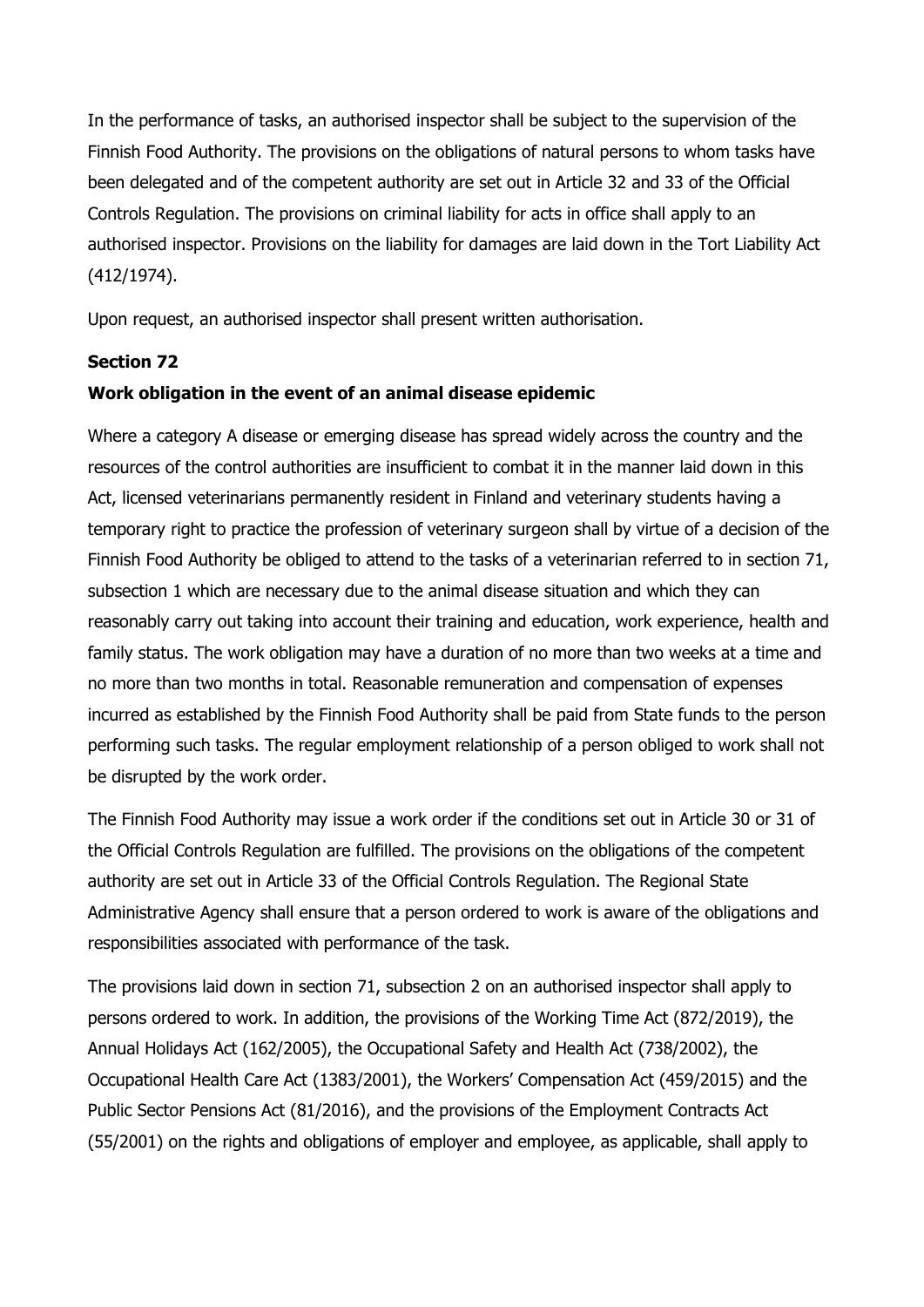In the performance of tasks, an authorised inspector shall be subject to the supervision of the Finnish Food Authority. The provisions on the obligations of natural persons to whom tasks have been delegated and of the competent authority are set out in Article 32 and 33 of the Official Controls Regulation. The provisions on criminal liability for acts in office shall apply to an authorised inspector. Provisions on the liability for damages are laid down in the Tort Liability Act (412/1974).

Upon request, an authorised inspector shall present written authorisation.

**Section 72**

**Work obligation in the event of an animal disease epidemic**

Where a category A disease or emerging disease has spread widely across the country and the resources of the control authorities are insufficient to combat it in the manner laid down in this Act, licensed veterinarians permanently resident in Finland and veterinary students having a temporary right to practice the profession of veterinary surgeon shall by virtue of a decision of the Finnish Food Authority be obliged to attend to the tasks of a veterinarian referred to in section 71, subsection 1 which are necessary due to the animal disease situation and which they can reasonably carry out taking into account their training and education, work experience, health and family status. The work obligation may have a duration of no more than two weeks at a time and no more than two months in total. Reasonable remuneration and compensation of expenses incurred as established by the Finnish Food Authority shall be paid from State funds to the person performing such tasks. The regular employment relationship of a person obliged to work shall not be disrupted by the work order.

The Finnish Food Authority may issue a work order if the conditions set out in Article 30 or 31 of the Official Controls Regulation are fulfilled. The provisions on the obligations of the competent authority are set out in Article 33 of the Official Controls Regulation. The Regional State Administrative Agency shall ensure that a person ordered to work is aware of the obligations and responsibilities associated with performance of the task.

The provisions laid down in section 71, subsection 2 on an authorised inspector shall apply to persons ordered to work. In addition, the provisions of the Working Time Act (872/2019), the Annual Holidays Act (162/2005), the Occupational Safety and Health Act (738/2002), the Occupational Health Care Act (1383/2001), the Workers' Compensation Act (459/2015) and the Public Sector Pensions Act (81/2016), and the provisions of the Employment Contracts Act (55/2001) on the rights and obligations of employer and employee, as applicable, shall apply to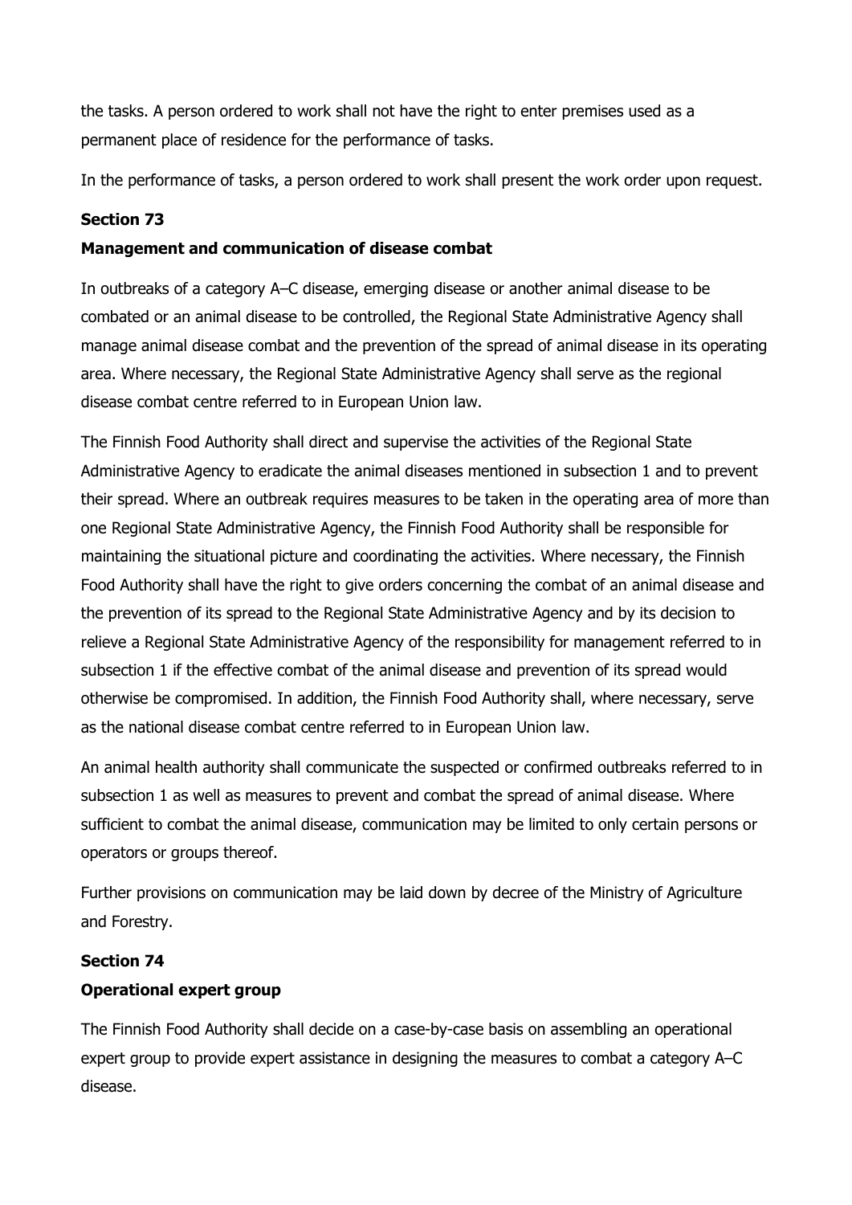the tasks. A person ordered to work shall not have the right to enter premises used as a permanent place of residence for the performance of tasks.

In the performance of tasks, a person ordered to work shall present the work order upon request.

**Section 73**

**Management and communication of disease combat**

In outbreaks of a category A–C disease, emerging disease or another animal disease to be combated or an animal disease to be controlled, the Regional State Administrative Agency shall manage animal disease combat and the prevention of the spread of animal disease in its operating area. Where necessary, the Regional State Administrative Agency shall serve as the regional disease combat centre referred to in European Union law.

The Finnish Food Authority shall direct and supervise the activities of the Regional State Administrative Agency to eradicate the animal diseases mentioned in subsection 1 and to prevent their spread. Where an outbreak requires measures to be taken in the operating area of more than one Regional State Administrative Agency, the Finnish Food Authority shall be responsible for maintaining the situational picture and coordinating the activities. Where necessary, the Finnish Food Authority shall have the right to give orders concerning the combat of an animal disease and the prevention of its spread to the Regional State Administrative Agency and by its decision to relieve a Regional State Administrative Agency of the responsibility for management referred to in subsection 1 if the effective combat of the animal disease and prevention of its spread would otherwise be compromised. In addition, the Finnish Food Authority shall, where necessary, serve as the national disease combat centre referred to in European Union law.

An animal health authority shall communicate the suspected or confirmed outbreaks referred to in subsection 1 as well as measures to prevent and combat the spread of animal disease. Where sufficient to combat the animal disease, communication may be limited to only certain persons or operators or groups thereof.

Further provisions on communication may be laid down by decree of the Ministry of Agriculture and Forestry.

**Section 74**

**Operational expert group**

The Finnish Food Authority shall decide on a case-by-case basis on assembling an operational expert group to provide expert assistance in designing the measures to combat a category A–C disease.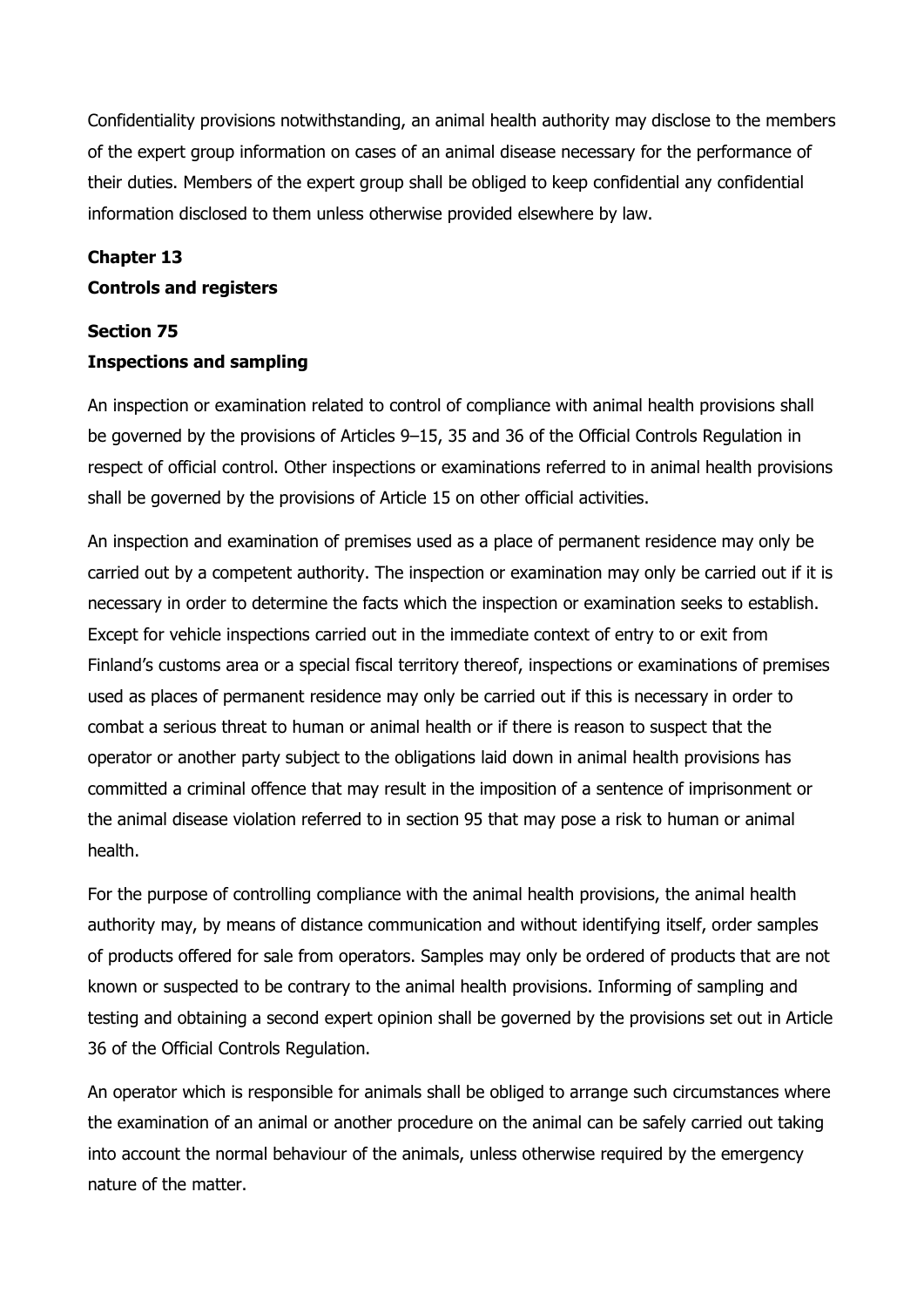Confidentiality provisions notwithstanding, an animal health authority may disclose to the members of the expert group information on cases of an animal disease necessary for the performance of their duties. Members of the expert group shall be obliged to keep confidential any confidential information disclosed to them unless otherwise provided elsewhere by law.

## Chapter 13
## Controls and registers

### Section 75
### Inspections and sampling

An inspection or examination related to control of compliance with animal health provisions shall be governed by the provisions of Articles 9–15, 35 and 36 of the Official Controls Regulation in respect of official control. Other inspections or examinations referred to in animal health provisions shall be governed by the provisions of Article 15 on other official activities.

An inspection and examination of premises used as a place of permanent residence may only be carried out by a competent authority. The inspection or examination may only be carried out if it is necessary in order to determine the facts which the inspection or examination seeks to establish. Except for vehicle inspections carried out in the immediate context of entry to or exit from Finland's customs area or a special fiscal territory thereof, inspections or examinations of premises used as places of permanent residence may only be carried out if this is necessary in order to combat a serious threat to human or animal health or if there is reason to suspect that the operator or another party subject to the obligations laid down in animal health provisions has committed a criminal offence that may result in the imposition of a sentence of imprisonment or the animal disease violation referred to in section 95 that may pose a risk to human or animal health.

For the purpose of controlling compliance with the animal health provisions, the animal health authority may, by means of distance communication and without identifying itself, order samples of products offered for sale from operators. Samples may only be ordered of products that are not known or suspected to be contrary to the animal health provisions. Informing of sampling and testing and obtaining a second expert opinion shall be governed by the provisions set out in Article 36 of the Official Controls Regulation.

An operator which is responsible for animals shall be obliged to arrange such circumstances where the examination of an animal or another procedure on the animal can be safely carried out taking into account the normal behaviour of the animals, unless otherwise required by the emergency nature of the matter.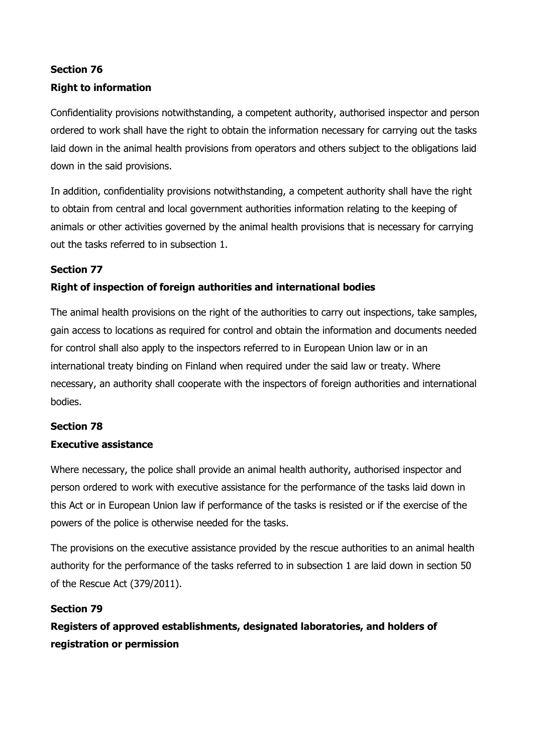**Section 76**

**Right to information**

Confidentiality provisions notwithstanding, a competent authority, authorised inspector and person ordered to work shall have the right to obtain the information necessary for carrying out the tasks laid down in the animal health provisions from operators and others subject to the obligations laid down in the said provisions.

In addition, confidentiality provisions notwithstanding, a competent authority shall have the right to obtain from central and local government authorities information relating to the keeping of animals or other activities governed by the animal health provisions that is necessary for carrying out the tasks referred to in subsection 1.

**Section 77**

**Right of inspection of foreign authorities and international bodies**

The animal health provisions on the right of the authorities to carry out inspections, take samples, gain access to locations as required for control and obtain the information and documents needed for control shall also apply to the inspectors referred to in European Union law or in an international treaty binding on Finland when required under the said law or treaty. Where necessary, an authority shall cooperate with the inspectors of foreign authorities and international bodies.

**Section 78**

**Executive assistance**

Where necessary, the police shall provide an animal health authority, authorised inspector and person ordered to work with executive assistance for the performance of the tasks laid down in this Act or in European Union law if performance of the tasks is resisted or if the exercise of the powers of the police is otherwise needed for the tasks.

The provisions on the executive assistance provided by the rescue authorities to an animal health authority for the performance of the tasks referred to in subsection 1 are laid down in section 50 of the Rescue Act (379/2011).

**Section 79**

**Registers of approved establishments, designated laboratories, and holders of registration or permission**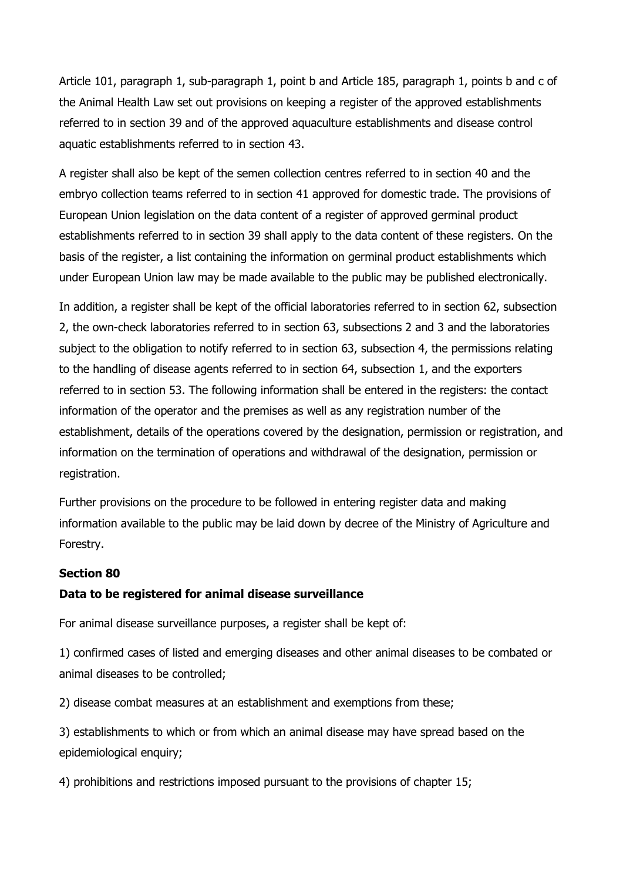Article 101, paragraph 1, sub-paragraph 1, point b and Article 185, paragraph 1, points b and c of the Animal Health Law set out provisions on keeping a register of the approved establishments referred to in section 39 and of the approved aquaculture establishments and disease control aquatic establishments referred to in section 43.

A register shall also be kept of the semen collection centres referred to in section 40 and the embryo collection teams referred to in section 41 approved for domestic trade. The provisions of European Union legislation on the data content of a register of approved germinal product establishments referred to in section 39 shall apply to the data content of these registers. On the basis of the register, a list containing the information on germinal product establishments which under European Union law may be made available to the public may be published electronically.

In addition, a register shall be kept of the official laboratories referred to in section 62, subsection 2, the own-check laboratories referred to in section 63, subsections 2 and 3 and the laboratories subject to the obligation to notify referred to in section 63, subsection 4, the permissions relating to the handling of disease agents referred to in section 64, subsection 1, and the exporters referred to in section 53. The following information shall be entered in the registers: the contact information of the operator and the premises as well as any registration number of the establishment, details of the operations covered by the designation, permission or registration, and information on the termination of operations and withdrawal of the designation, permission or registration.

Further provisions on the procedure to be followed in entering register data and making information available to the public may be laid down by decree of the Ministry of Agriculture and Forestry.

**Section 80**

**Data to be registered for animal disease surveillance**

For animal disease surveillance purposes, a register shall be kept of:

1) confirmed cases of listed and emerging diseases and other animal diseases to be combated or animal diseases to be controlled;

2) disease combat measures at an establishment and exemptions from these;

3) establishments to which or from which an animal disease may have spread based on the epidemiological enquiry;

4) prohibitions and restrictions imposed pursuant to the provisions of chapter 15;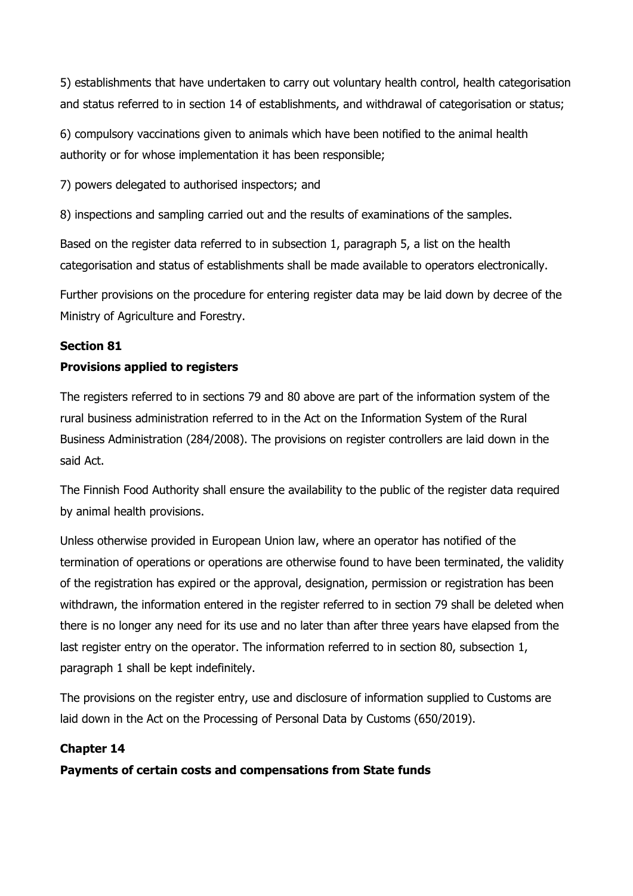5) establishments that have undertaken to carry out voluntary health control, health categorisation and status referred to in section 14 of establishments, and withdrawal of categorisation or status;

6) compulsory vaccinations given to animals which have been notified to the animal health authority or for whose implementation it has been responsible;

7) powers delegated to authorised inspectors; and

8) inspections and sampling carried out and the results of examinations of the samples.

Based on the register data referred to in subsection 1, paragraph 5, a list on the health categorisation and status of establishments shall be made available to operators electronically.

Further provisions on the procedure for entering register data may be laid down by decree of the Ministry of Agriculture and Forestry.

**Section 81**

**Provisions applied to registers**

The registers referred to in sections 79 and 80 above are part of the information system of the rural business administration referred to in the Act on the Information System of the Rural Business Administration (284/2008). The provisions on register controllers are laid down in the said Act.

The Finnish Food Authority shall ensure the availability to the public of the register data required by animal health provisions.

Unless otherwise provided in European Union law, where an operator has notified of the termination of operations or operations are otherwise found to have been terminated, the validity of the registration has expired or the approval, designation, permission or registration has been withdrawn, the information entered in the register referred to in section 79 shall be deleted when there is no longer any need for its use and no later than after three years have elapsed from the last register entry on the operator. The information referred to in section 80, subsection 1, paragraph 1 shall be kept indefinitely.

The provisions on the register entry, use and disclosure of information supplied to Customs are laid down in the Act on the Processing of Personal Data by Customs (650/2019).

**Chapter 14**

**Payments of certain costs and compensations from State funds**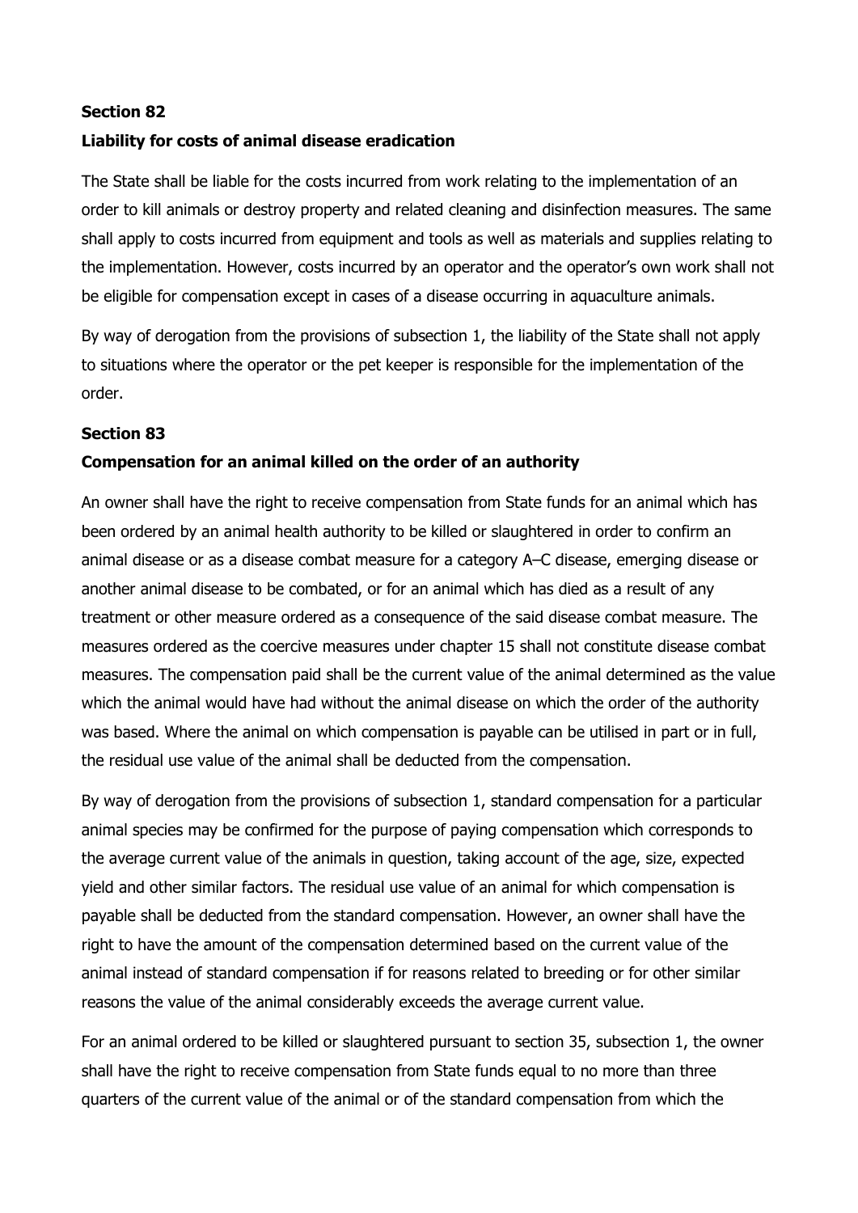**Section 82**

**Liability for costs of animal disease eradication**

The State shall be liable for the costs incurred from work relating to the implementation of an order to kill animals or destroy property and related cleaning and disinfection measures. The same shall apply to costs incurred from equipment and tools as well as materials and supplies relating to the implementation. However, costs incurred by an operator and the operator's own work shall not be eligible for compensation except in cases of a disease occurring in aquaculture animals.

By way of derogation from the provisions of subsection 1, the liability of the State shall not apply to situations where the operator or the pet keeper is responsible for the implementation of the order.

**Section 83**

**Compensation for an animal killed on the order of an authority**

An owner shall have the right to receive compensation from State funds for an animal which has been ordered by an animal health authority to be killed or slaughtered in order to confirm an animal disease or as a disease combat measure for a category A–C disease, emerging disease or another animal disease to be combated, or for an animal which has died as a result of any treatment or other measure ordered as a consequence of the said disease combat measure. The measures ordered as the coercive measures under chapter 15 shall not constitute disease combat measures. The compensation paid shall be the current value of the animal determined as the value which the animal would have had without the animal disease on which the order of the authority was based. Where the animal on which compensation is payable can be utilised in part or in full, the residual use value of the animal shall be deducted from the compensation.

By way of derogation from the provisions of subsection 1, standard compensation for a particular animal species may be confirmed for the purpose of paying compensation which corresponds to the average current value of the animals in question, taking account of the age, size, expected yield and other similar factors. The residual use value of an animal for which compensation is payable shall be deducted from the standard compensation. However, an owner shall have the right to have the amount of the compensation determined based on the current value of the animal instead of standard compensation if for reasons related to breeding or for other similar reasons the value of the animal considerably exceeds the average current value.

For an animal ordered to be killed or slaughtered pursuant to section 35, subsection 1, the owner shall have the right to receive compensation from State funds equal to no more than three quarters of the current value of the animal or of the standard compensation from which the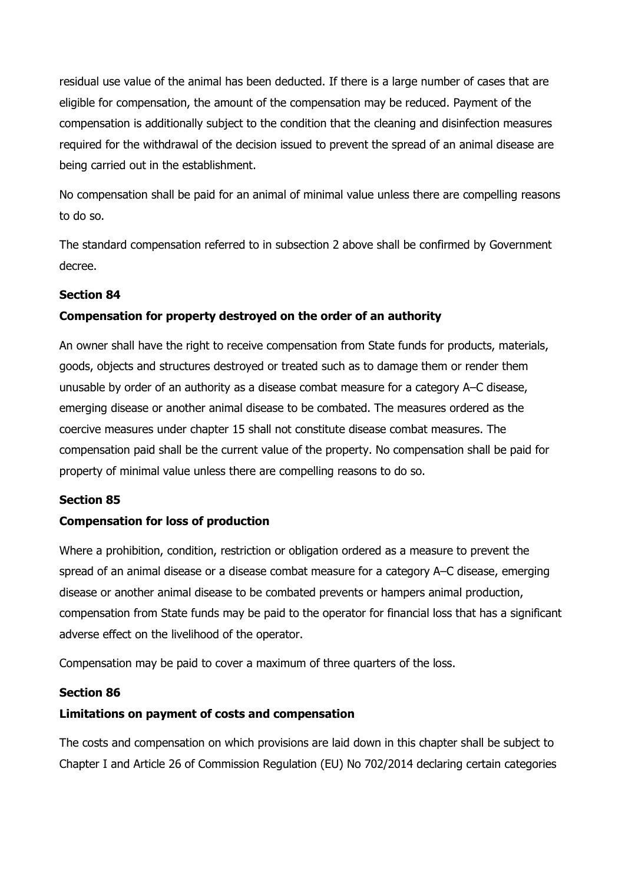residual use value of the animal has been deducted. If there is a large number of cases that are eligible for compensation, the amount of the compensation may be reduced. Payment of the compensation is additionally subject to the condition that the cleaning and disinfection measures required for the withdrawal of the decision issued to prevent the spread of an animal disease are being carried out in the establishment.

No compensation shall be paid for an animal of minimal value unless there are compelling reasons to do so.

The standard compensation referred to in subsection 2 above shall be confirmed by Government decree.

**Section 84**

**Compensation for property destroyed on the order of an authority**

An owner shall have the right to receive compensation from State funds for products, materials, goods, objects and structures destroyed or treated such as to damage them or render them unusable by order of an authority as a disease combat measure for a category A–C disease, emerging disease or another animal disease to be combated. The measures ordered as the coercive measures under chapter 15 shall not constitute disease combat measures. The compensation paid shall be the current value of the property. No compensation shall be paid for property of minimal value unless there are compelling reasons to do so.

**Section 85**

**Compensation for loss of production**

Where a prohibition, condition, restriction or obligation ordered as a measure to prevent the spread of an animal disease or a disease combat measure for a category A–C disease, emerging disease or another animal disease to be combated prevents or hampers animal production, compensation from State funds may be paid to the operator for financial loss that has a significant adverse effect on the livelihood of the operator.

Compensation may be paid to cover a maximum of three quarters of the loss.

**Section 86**

**Limitations on payment of costs and compensation**

The costs and compensation on which provisions are laid down in this chapter shall be subject to Chapter I and Article 26 of Commission Regulation (EU) No 702/2014 declaring certain categories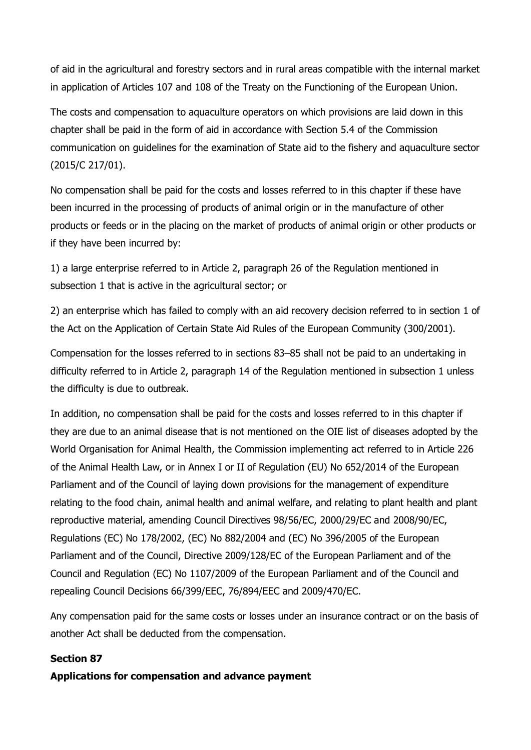of aid in the agricultural and forestry sectors and in rural areas compatible with the internal market in application of Articles 107 and 108 of the Treaty on the Functioning of the European Union.

The costs and compensation to aquaculture operators on which provisions are laid down in this chapter shall be paid in the form of aid in accordance with Section 5.4 of the Commission communication on guidelines for the examination of State aid to the fishery and aquaculture sector (2015/C 217/01).

No compensation shall be paid for the costs and losses referred to in this chapter if these have been incurred in the processing of products of animal origin or in the manufacture of other products or feeds or in the placing on the market of products of animal origin or other products or if they have been incurred by:

1) a large enterprise referred to in Article 2, paragraph 26 of the Regulation mentioned in subsection 1 that is active in the agricultural sector; or

2) an enterprise which has failed to comply with an aid recovery decision referred to in section 1 of the Act on the Application of Certain State Aid Rules of the European Community (300/2001).

Compensation for the losses referred to in sections 83–85 shall not be paid to an undertaking in difficulty referred to in Article 2, paragraph 14 of the Regulation mentioned in subsection 1 unless the difficulty is due to outbreak.

In addition, no compensation shall be paid for the costs and losses referred to in this chapter if they are due to an animal disease that is not mentioned on the OIE list of diseases adopted by the World Organisation for Animal Health, the Commission implementing act referred to in Article 226 of the Animal Health Law, or in Annex I or II of Regulation (EU) No 652/2014 of the European Parliament and of the Council of laying down provisions for the management of expenditure relating to the food chain, animal health and animal welfare, and relating to plant health and plant reproductive material, amending Council Directives 98/56/EC, 2000/29/EC and 2008/90/EC, Regulations (EC) No 178/2002, (EC) No 882/2004 and (EC) No 396/2005 of the European Parliament and of the Council, Directive 2009/128/EC of the European Parliament and of the Council and Regulation (EC) No 1107/2009 of the European Parliament and of the Council and repealing Council Decisions 66/399/EEC, 76/894/EEC and 2009/470/EC.

Any compensation paid for the same costs or losses under an insurance contract or on the basis of another Act shall be deducted from the compensation.

**Section 87**

**Applications for compensation and advance payment**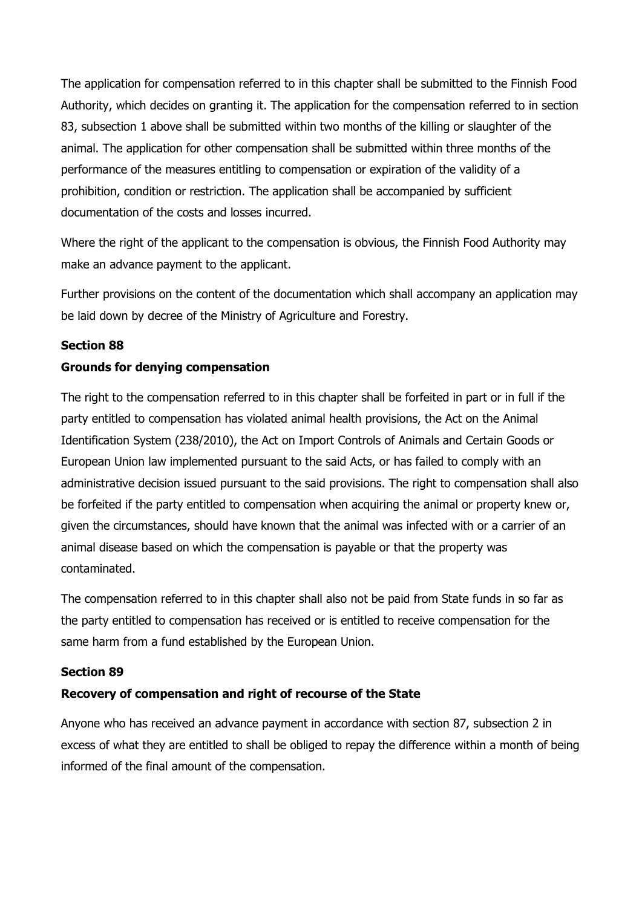The application for compensation referred to in this chapter shall be submitted to the Finnish Food Authority, which decides on granting it. The application for the compensation referred to in section 83, subsection 1 above shall be submitted within two months of the killing or slaughter of the animal. The application for other compensation shall be submitted within three months of the performance of the measures entitling to compensation or expiration of the validity of a prohibition, condition or restriction. The application shall be accompanied by sufficient documentation of the costs and losses incurred.

Where the right of the applicant to the compensation is obvious, the Finnish Food Authority may make an advance payment to the applicant.

Further provisions on the content of the documentation which shall accompany an application may be laid down by decree of the Ministry of Agriculture and Forestry.

#### Section 88

#### Grounds for denying compensation

The right to the compensation referred to in this chapter shall be forfeited in part or in full if the party entitled to compensation has violated animal health provisions, the Act on the Animal Identification System (238/2010), the Act on Import Controls of Animals and Certain Goods or European Union law implemented pursuant to the said Acts, or has failed to comply with an administrative decision issued pursuant to the said provisions. The right to compensation shall also be forfeited if the party entitled to compensation when acquiring the animal or property knew or, given the circumstances, should have known that the animal was infected with or a carrier of an animal disease based on which the compensation is payable or that the property was contaminated.

The compensation referred to in this chapter shall also not be paid from State funds in so far as the party entitled to compensation has received or is entitled to receive compensation for the same harm from a fund established by the European Union.

#### Section 89

#### Recovery of compensation and right of recourse of the State

Anyone who has received an advance payment in accordance with section 87, subsection 2 in excess of what they are entitled to shall be obliged to repay the difference within a month of being informed of the final amount of the compensation.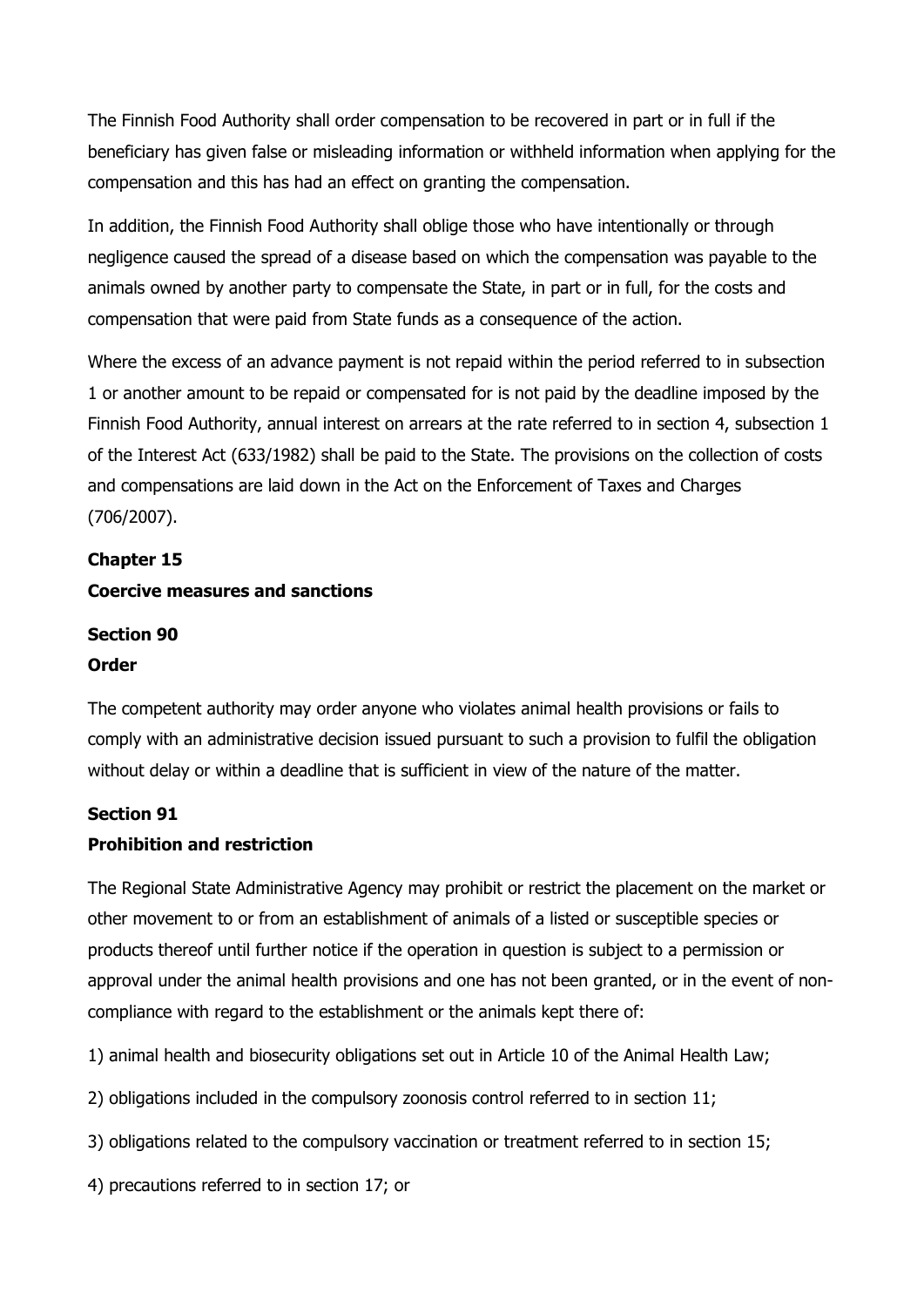The Finnish Food Authority shall order compensation to be recovered in part or in full if the beneficiary has given false or misleading information or withheld information when applying for the compensation and this has had an effect on granting the compensation.

In addition, the Finnish Food Authority shall oblige those who have intentionally or through negligence caused the spread of a disease based on which the compensation was payable to the animals owned by another party to compensate the State, in part or in full, for the costs and compensation that were paid from State funds as a consequence of the action.

Where the excess of an advance payment is not repaid within the period referred to in subsection 1 or another amount to be repaid or compensated for is not paid by the deadline imposed by the Finnish Food Authority, annual interest on arrears at the rate referred to in section 4, subsection 1 of the Interest Act (633/1982) shall be paid to the State. The provisions on the collection of costs and compensations are laid down in the Act on the Enforcement of Taxes and Charges (706/2007).

## Chapter 15

## Coercive measures and sanctions

### Section 90

### Order

The competent authority may order anyone who violates animal health provisions or fails to comply with an administrative decision issued pursuant to such a provision to fulfil the obligation without delay or within a deadline that is sufficient in view of the nature of the matter.

### Section 91

### Prohibition and restriction

The Regional State Administrative Agency may prohibit or restrict the placement on the market or other movement to or from an establishment of animals of a listed or susceptible species or products thereof until further notice if the operation in question is subject to a permission or approval under the animal health provisions and one has not been granted, or in the event of non-compliance with regard to the establishment or the animals kept there of:

1) animal health and biosecurity obligations set out in Article 10 of the Animal Health Law;

2) obligations included in the compulsory zoonosis control referred to in section 11;

3) obligations related to the compulsory vaccination or treatment referred to in section 15;

4) precautions referred to in section 17; or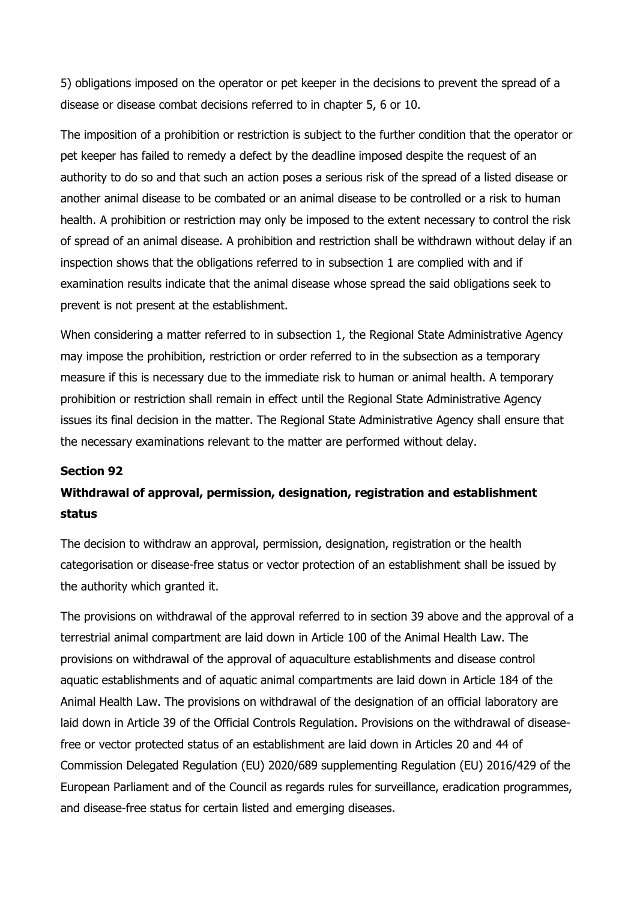5) obligations imposed on the operator or pet keeper in the decisions to prevent the spread of a disease or disease combat decisions referred to in chapter 5, 6 or 10.

The imposition of a prohibition or restriction is subject to the further condition that the operator or pet keeper has failed to remedy a defect by the deadline imposed despite the request of an authority to do so and that such an action poses a serious risk of the spread of a listed disease or another animal disease to be combated or an animal disease to be controlled or a risk to human health. A prohibition or restriction may only be imposed to the extent necessary to control the risk of spread of an animal disease. A prohibition and restriction shall be withdrawn without delay if an inspection shows that the obligations referred to in subsection 1 are complied with and if examination results indicate that the animal disease whose spread the said obligations seek to prevent is not present at the establishment.

When considering a matter referred to in subsection 1, the Regional State Administrative Agency may impose the prohibition, restriction or order referred to in the subsection as a temporary measure if this is necessary due to the immediate risk to human or animal health. A temporary prohibition or restriction shall remain in effect until the Regional State Administrative Agency issues its final decision in the matter. The Regional State Administrative Agency shall ensure that the necessary examinations relevant to the matter are performed without delay.

**Section 92**

**Withdrawal of approval, permission, designation, registration and establishment status**

The decision to withdraw an approval, permission, designation, registration or the health categorisation or disease-free status or vector protection of an establishment shall be issued by the authority which granted it.

The provisions on withdrawal of the approval referred to in section 39 above and the approval of a terrestrial animal compartment are laid down in Article 100 of the Animal Health Law. The provisions on withdrawal of the approval of aquaculture establishments and disease control aquatic establishments and of aquatic animal compartments are laid down in Article 184 of the Animal Health Law. The provisions on withdrawal of the designation of an official laboratory are laid down in Article 39 of the Official Controls Regulation. Provisions on the withdrawal of disease-free or vector protected status of an establishment are laid down in Articles 20 and 44 of Commission Delegated Regulation (EU) 2020/689 supplementing Regulation (EU) 2016/429 of the European Parliament and of the Council as regards rules for surveillance, eradication programmes, and disease-free status for certain listed and emerging diseases.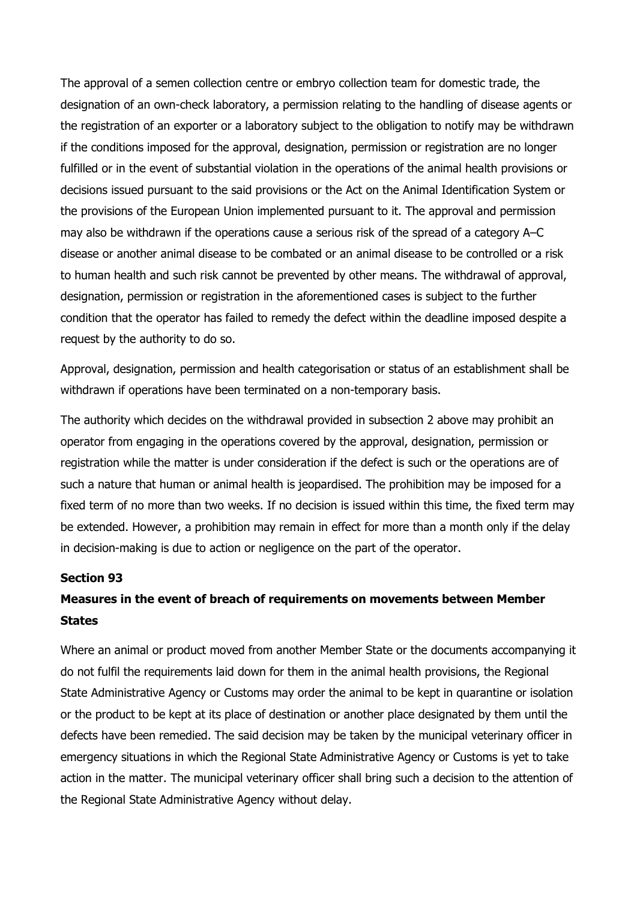The approval of a semen collection centre or embryo collection team for domestic trade, the designation of an own-check laboratory, a permission relating to the handling of disease agents or the registration of an exporter or a laboratory subject to the obligation to notify may be withdrawn if the conditions imposed for the approval, designation, permission or registration are no longer fulfilled or in the event of substantial violation in the operations of the animal health provisions or decisions issued pursuant to the said provisions or the Act on the Animal Identification System or the provisions of the European Union implemented pursuant to it. The approval and permission may also be withdrawn if the operations cause a serious risk of the spread of a category A–C disease or another animal disease to be combated or an animal disease to be controlled or a risk to human health and such risk cannot be prevented by other means. The withdrawal of approval, designation, permission or registration in the aforementioned cases is subject to the further condition that the operator has failed to remedy the defect within the deadline imposed despite a request by the authority to do so.

Approval, designation, permission and health categorisation or status of an establishment shall be withdrawn if operations have been terminated on a non-temporary basis.

The authority which decides on the withdrawal provided in subsection 2 above may prohibit an operator from engaging in the operations covered by the approval, designation, permission or registration while the matter is under consideration if the defect is such or the operations are of such a nature that human or animal health is jeopardised. The prohibition may be imposed for a fixed term of no more than two weeks. If no decision is issued within this time, the fixed term may be extended. However, a prohibition may remain in effect for more than a month only if the delay in decision-making is due to action or negligence on the part of the operator.

**Section 93**

**Measures in the event of breach of requirements on movements between Member States**

Where an animal or product moved from another Member State or the documents accompanying it do not fulfil the requirements laid down for them in the animal health provisions, the Regional State Administrative Agency or Customs may order the animal to be kept in quarantine or isolation or the product to be kept at its place of destination or another place designated by them until the defects have been remedied. The said decision may be taken by the municipal veterinary officer in emergency situations in which the Regional State Administrative Agency or Customs is yet to take action in the matter. The municipal veterinary officer shall bring such a decision to the attention of the Regional State Administrative Agency without delay.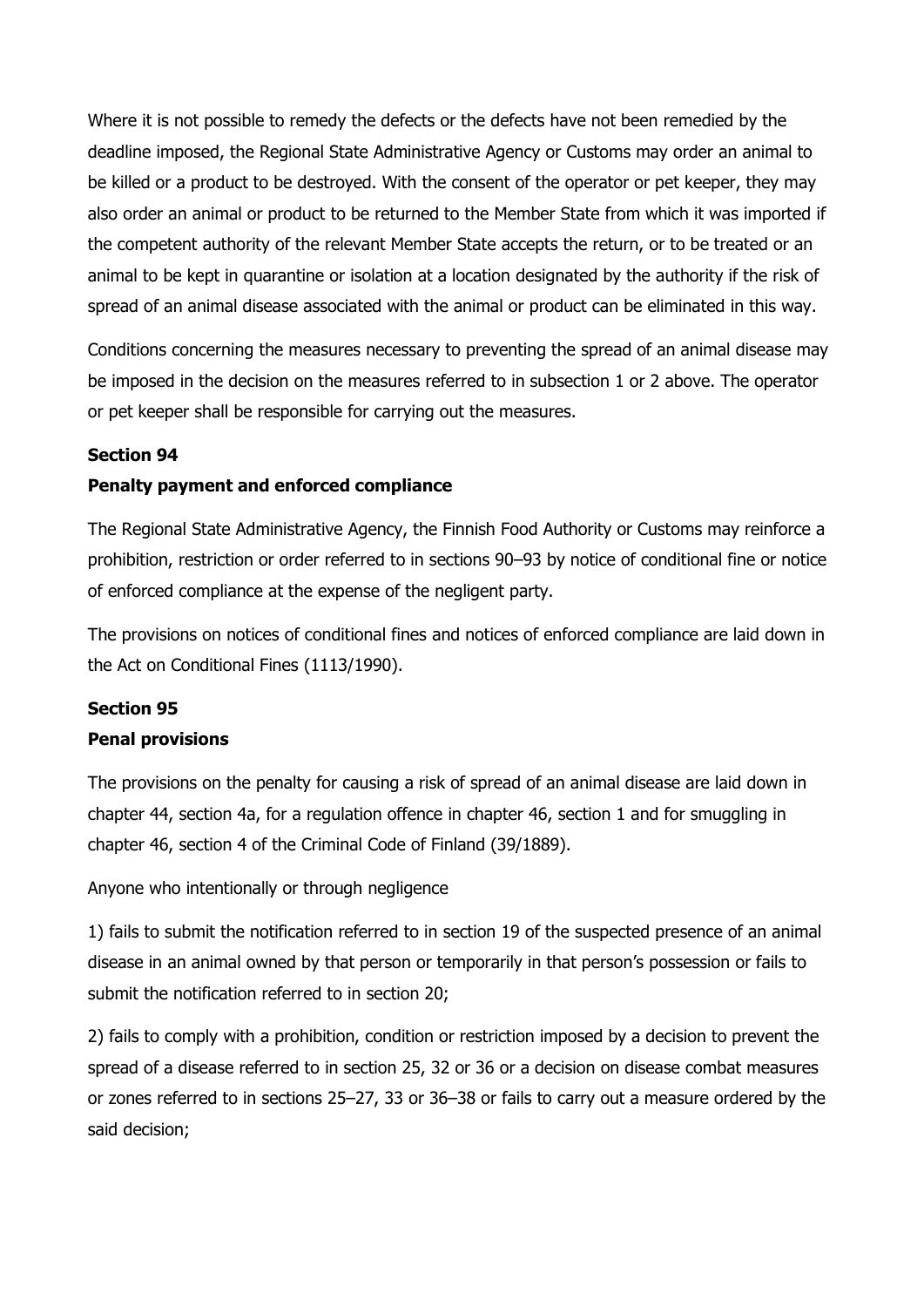Where it is not possible to remedy the defects or the defects have not been remedied by the deadline imposed, the Regional State Administrative Agency or Customs may order an animal to be killed or a product to be destroyed. With the consent of the operator or pet keeper, they may also order an animal or product to be returned to the Member State from which it was imported if the competent authority of the relevant Member State accepts the return, or to be treated or an animal to be kept in quarantine or isolation at a location designated by the authority if the risk of spread of an animal disease associated with the animal or product can be eliminated in this way.

Conditions concerning the measures necessary to preventing the spread of an animal disease may be imposed in the decision on the measures referred to in subsection 1 or 2 above. The operator or pet keeper shall be responsible for carrying out the measures.

**Section 94**

**Penalty payment and enforced compliance**

The Regional State Administrative Agency, the Finnish Food Authority or Customs may reinforce a prohibition, restriction or order referred to in sections 90–93 by notice of conditional fine or notice of enforced compliance at the expense of the negligent party.

The provisions on notices of conditional fines and notices of enforced compliance are laid down in the Act on Conditional Fines (1113/1990).

**Section 95**

**Penal provisions**

The provisions on the penalty for causing a risk of spread of an animal disease are laid down in chapter 44, section 4a, for a regulation offence in chapter 46, section 1 and for smuggling in chapter 46, section 4 of the Criminal Code of Finland (39/1889).

Anyone who intentionally or through negligence

1) fails to submit the notification referred to in section 19 of the suspected presence of an animal disease in an animal owned by that person or temporarily in that person's possession or fails to submit the notification referred to in section 20;

2) fails to comply with a prohibition, condition or restriction imposed by a decision to prevent the spread of a disease referred to in section 25, 32 or 36 or a decision on disease combat measures or zones referred to in sections 25–27, 33 or 36–38 or fails to carry out a measure ordered by the said decision;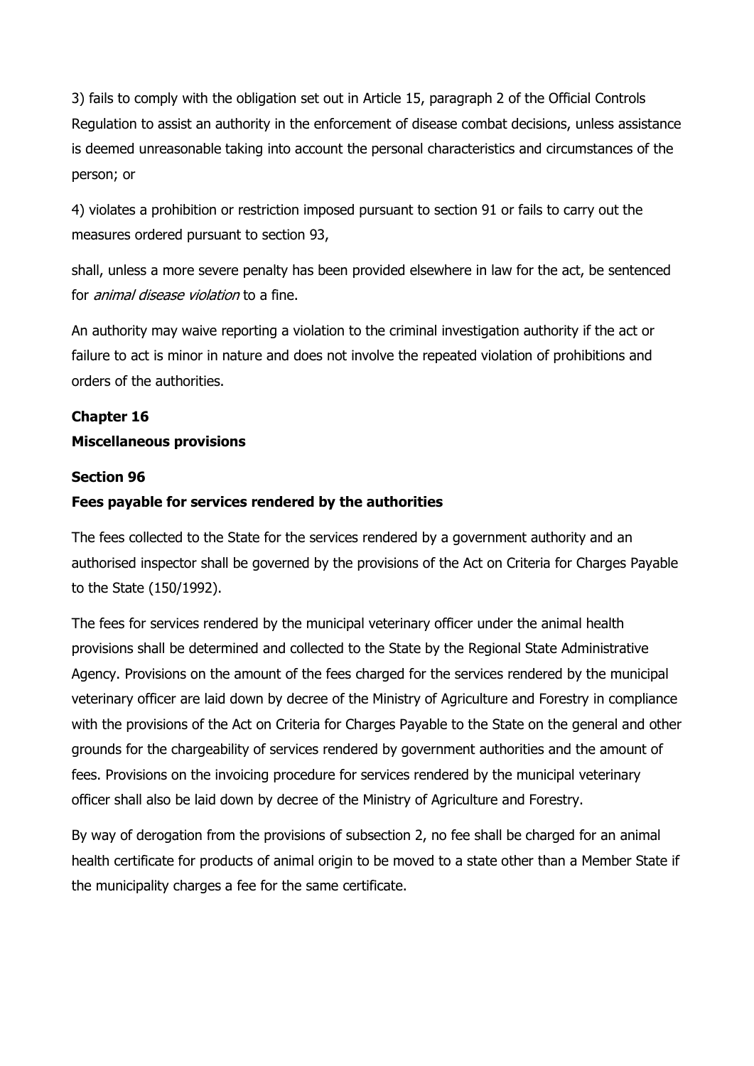3) fails to comply with the obligation set out in Article 15, paragraph 2 of the Official Controls Regulation to assist an authority in the enforcement of disease combat decisions, unless assistance is deemed unreasonable taking into account the personal characteristics and circumstances of the person; or

4) violates a prohibition or restriction imposed pursuant to section 91 or fails to carry out the measures ordered pursuant to section 93,

shall, unless a more severe penalty has been provided elsewhere in law for the act, be sentenced for *animal disease violation* to a fine.

An authority may waive reporting a violation to the criminal investigation authority if the act or failure to act is minor in nature and does not involve the repeated violation of prohibitions and orders of the authorities.

## Chapter 16
## Miscellaneous provisions

### Section 96
### Fees payable for services rendered by the authorities

The fees collected to the State for the services rendered by a government authority and an authorised inspector shall be governed by the provisions of the Act on Criteria for Charges Payable to the State (150/1992).

The fees for services rendered by the municipal veterinary officer under the animal health provisions shall be determined and collected to the State by the Regional State Administrative Agency. Provisions on the amount of the fees charged for the services rendered by the municipal veterinary officer are laid down by decree of the Ministry of Agriculture and Forestry in compliance with the provisions of the Act on Criteria for Charges Payable to the State on the general and other grounds for the chargeability of services rendered by government authorities and the amount of fees. Provisions on the invoicing procedure for services rendered by the municipal veterinary officer shall also be laid down by decree of the Ministry of Agriculture and Forestry.

By way of derogation from the provisions of subsection 2, no fee shall be charged for an animal health certificate for products of animal origin to be moved to a state other than a Member State if the municipality charges a fee for the same certificate.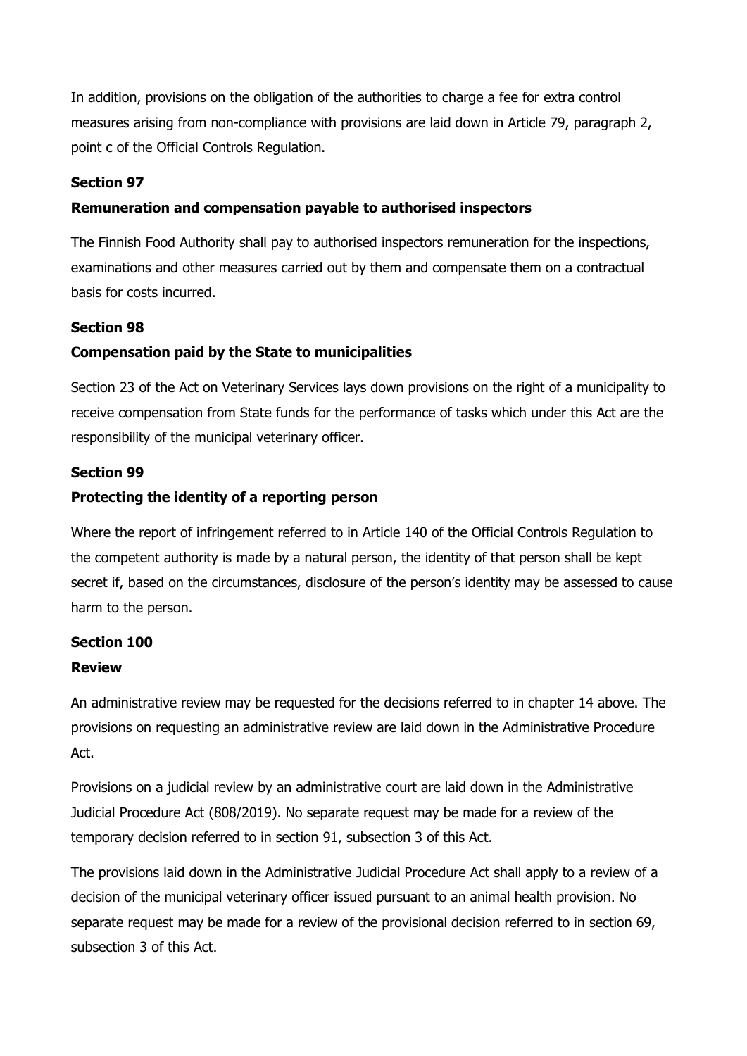In addition, provisions on the obligation of the authorities to charge a fee for extra control measures arising from non-compliance with provisions are laid down in Article 79, paragraph 2, point c of the Official Controls Regulation.

**Section 97**

**Remuneration and compensation payable to authorised inspectors**

The Finnish Food Authority shall pay to authorised inspectors remuneration for the inspections, examinations and other measures carried out by them and compensate them on a contractual basis for costs incurred.

**Section 98**

**Compensation paid by the State to municipalities**

Section 23 of the Act on Veterinary Services lays down provisions on the right of a municipality to receive compensation from State funds for the performance of tasks which under this Act are the responsibility of the municipal veterinary officer.

**Section 99**

**Protecting the identity of a reporting person**

Where the report of infringement referred to in Article 140 of the Official Controls Regulation to the competent authority is made by a natural person, the identity of that person shall be kept secret if, based on the circumstances, disclosure of the person's identity may be assessed to cause harm to the person.

**Section 100**

**Review**

An administrative review may be requested for the decisions referred to in chapter 14 above. The provisions on requesting an administrative review are laid down in the Administrative Procedure Act.

Provisions on a judicial review by an administrative court are laid down in the Administrative Judicial Procedure Act (808/2019). No separate request may be made for a review of the temporary decision referred to in section 91, subsection 3 of this Act.

The provisions laid down in the Administrative Judicial Procedure Act shall apply to a review of a decision of the municipal veterinary officer issued pursuant to an animal health provision. No separate request may be made for a review of the provisional decision referred to in section 69, subsection 3 of this Act.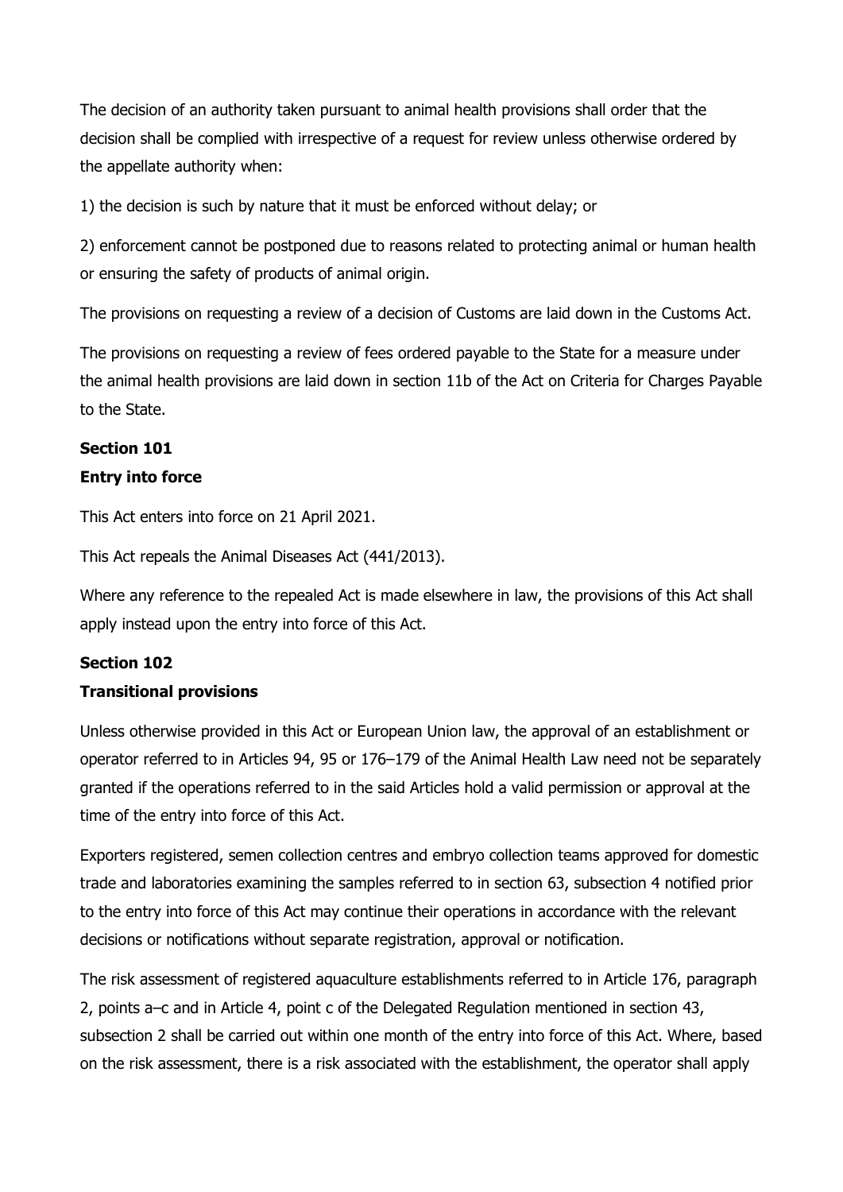The decision of an authority taken pursuant to animal health provisions shall order that the decision shall be complied with irrespective of a request for review unless otherwise ordered by the appellate authority when:

1) the decision is such by nature that it must be enforced without delay; or

2) enforcement cannot be postponed due to reasons related to protecting animal or human health or ensuring the safety of products of animal origin.

The provisions on requesting a review of a decision of Customs are laid down in the Customs Act.

The provisions on requesting a review of fees ordered payable to the State for a measure under the animal health provisions are laid down in section 11b of the Act on Criteria for Charges Payable to the State.

**Section 101**
**Entry into force**

This Act enters into force on 21 April 2021.

This Act repeals the Animal Diseases Act (441/2013).

Where any reference to the repealed Act is made elsewhere in law, the provisions of this Act shall apply instead upon the entry into force of this Act.

**Section 102**
**Transitional provisions**

Unless otherwise provided in this Act or European Union law, the approval of an establishment or operator referred to in Articles 94, 95 or 176–179 of the Animal Health Law need not be separately granted if the operations referred to in the said Articles hold a valid permission or approval at the time of the entry into force of this Act.

Exporters registered, semen collection centres and embryo collection teams approved for domestic trade and laboratories examining the samples referred to in section 63, subsection 4 notified prior to the entry into force of this Act may continue their operations in accordance with the relevant decisions or notifications without separate registration, approval or notification.

The risk assessment of registered aquaculture establishments referred to in Article 176, paragraph 2, points a–c and in Article 4, point c of the Delegated Regulation mentioned in section 43, subsection 2 shall be carried out within one month of the entry into force of this Act. Where, based on the risk assessment, there is a risk associated with the establishment, the operator shall apply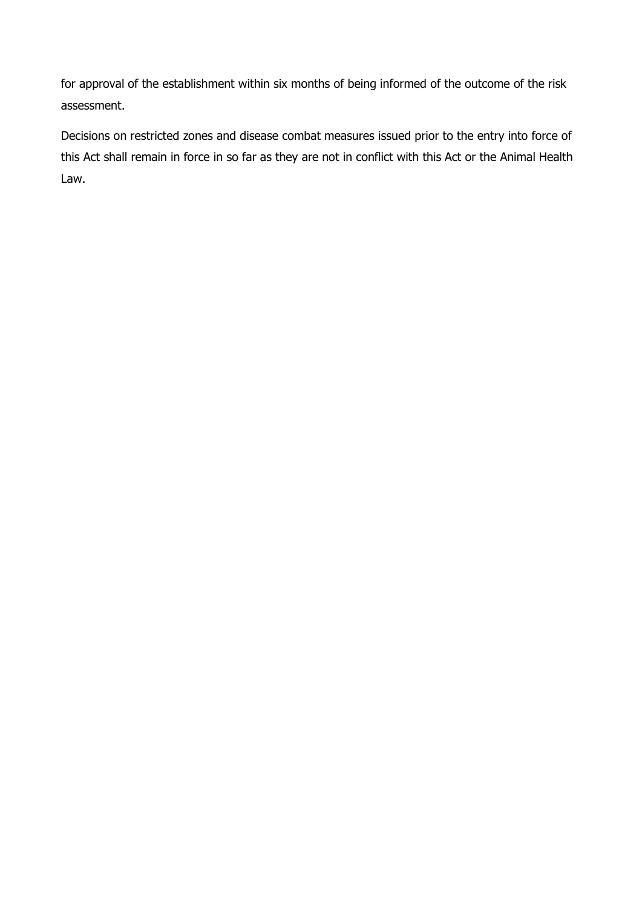for approval of the establishment within six months of being informed of the outcome of the risk assessment.

Decisions on restricted zones and disease combat measures issued prior to the entry into force of this Act shall remain in force in so far as they are not in conflict with this Act or the Animal Health Law.